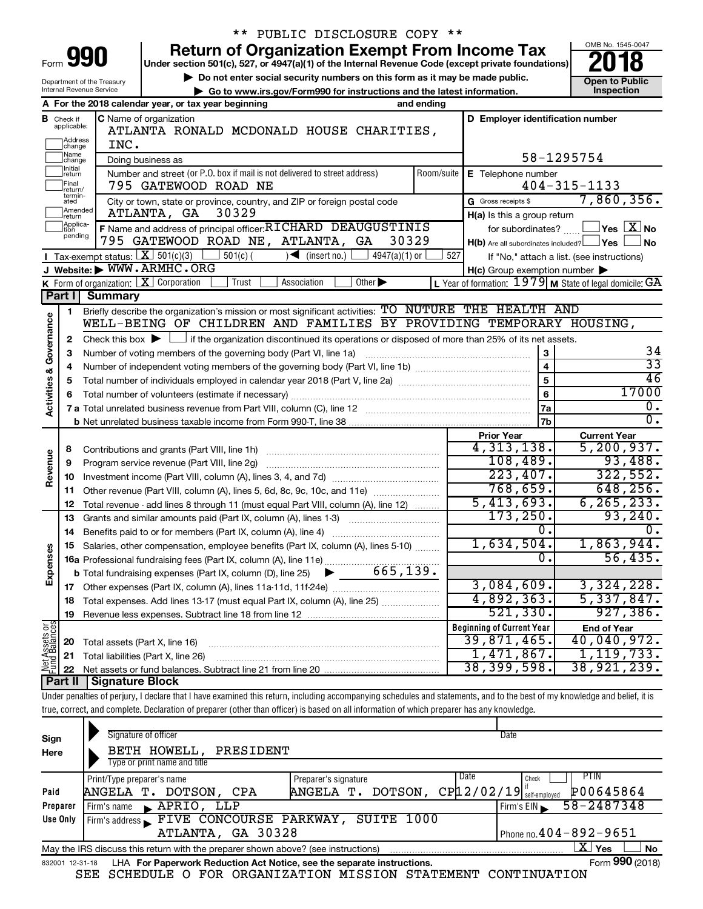** PUBLIC DISCLOSURE COPY **

Form **990**

# Return of Organization Exempt From Income Tax

**Under section 501(c), 527, or 4947(a)(1) of the Internal Revenue Code (except private foundations)**

▶ Do not enter social security numbers on this form as it may be made public.

▶ Go to www.irs.gov/Form990 for instructions and the latest information.

Department of the Treasury
Internal Revenue Service

OMB No. 1545-0047

**2018**

**Open to Public Inspection**

**A** For the 2018 calendar year, or tax year beginning and ending

**B** Check if applicable: Address change, Name change, Initial return, Final return/terminated, Amended return, Application pending

**C** Name of organization: ATLANTA RONALD MCDONALD HOUSE CHARITIES, INC.

Doing business as

Number and street (or P.O. box if mail is not delivered to street address): 795 GATEWOOD ROAD NE — Room/suite

City or town, state or province, country, and ZIP or foreign postal code: ATLANTA, GA 30329

**F** Name and address of principal officer: RICHARD DEAUGUSTINIS, 795 GATEWOOD ROAD NE, ATLANTA, GA 30329

**D** Employer identification number: 58-1295754

**E** Telephone number: 404-315-1133

**G** Gross receipts $ 7,860,356.

**H(a)** Is this a group return for subordinates? ☐ Yes ☒ No

**H(b)** Are all subordinates included? ☐ Yes ☐ No — If "No," attach a list. (see instructions)

**H(c)** Group exemption number ▶

**I** Tax-exempt status: ☒ 501(c)(3) ☐ 501(c) ( ) ◀ (insert no.) ☐ 4947(a)(1) or ☐ 527

**J** Website: ▶ WWW.ARMHC.ORG

**K** Form of organization: ☒ Corporation ☐ Trust ☐ Association ☐ Other ▶

**L** Year of formation: 1979 **M** State of legal domicile: GA

## Part I | Summary

**Activities & Governance**

1 Briefly describe the organization's mission or most significant activities: TO NUTURE THE HEALTH AND WELL-BEING OF CHILDREN AND FAMILIES BY PROVIDING TEMPORARY HOUSING,

2 Check this box ▶ ☐ if the organization discontinued its operations or disposed of more than 25% of its net assets.

| | | | |
|---|---|---|---|
| 3 | Number of voting members of the governing body (Part VI, line 1a) | 3 | 34 |
| 4 | Number of independent voting members of the governing body (Part VI, line 1b) | 4 | 33 |
| 5 | Total number of individuals employed in calendar year 2018 (Part V, line 2a) | 5 | 46 |
| 6 | Total number of volunteers (estimate if necessary) | 6 | 17000 |
| 7a | Total unrelated business revenue from Part VIII, column (C), line 12 | 7a | 0. |
| b | Net unrelated business taxable income from Form 990-T, line 38 | 7b | 0. |

| | | | Prior Year | Current Year |
|---|---|---|---|---|
| **Revenue** | 8 | Contributions and grants (Part VIII, line 1h) | 4,313,138. | 5,200,937. |
| | 9 | Program service revenue (Part VIII, line 2g) | 108,489. | 93,488. |
| | 10 | Investment income (Part VIII, column (A), lines 3, 4, and 7d) | 223,407. | 322,552. |
| | 11 | Other revenue (Part VIII, column (A), lines 5, 6d, 8c, 9c, 10c, and 11e) | 768,659. | 648,256. |
| | 12 | Total revenue - add lines 8 through 11 (must equal Part VIII, column (A), line 12) | 5,413,693. | 6,265,233. |
| **Expenses** | 13 | Grants and similar amounts paid (Part IX, column (A), lines 1-3) | 173,250. | 93,240. |
| | 14 | Benefits paid to or for members (Part IX, column (A), line 4) | 0. | 0. |
| | 15 | Salaries, other compensation, employee benefits (Part IX, column (A), lines 5-10) | 1,634,504. | 1,863,944. |
| | 16a | Professional fundraising fees (Part IX, column (A), line 11e) | 0. | 56,435. |
| | b | Total fundraising expenses (Part IX, column (D), line 25) ▶ 665,139. | | |
| | 17 | Other expenses (Part IX, column (A), lines 11a-11d, 11f-24e) | 3,084,609. | 3,324,228. |
| | 18 | Total expenses. Add lines 13-17 (must equal Part IX, column (A), line 25) | 4,892,363. | 5,337,847. |
| | 19 | Revenue less expenses. Subtract line 18 from line 12 | 521,330. | 927,386. |
| | | | **Beginning of Current Year** | **End of Year** |
| **Net Assets or Fund Balances** | 20 | Total assets (Part X, line 16) | 39,871,465. | 40,040,972. |
| | 21 | Total liabilities (Part X, line 26) | 1,471,867. | 1,119,733. |
| | 22 | Net assets or fund balances. Subtract line 21 from line 20 | 38,399,598. | 38,921,239. |

## Part II | Signature Block

Under penalties of perjury, I declare that I have examined this return, including accompanying schedules and statements, and to the best of my knowledge and belief, it is true, correct, and complete. Declaration of preparer (other than officer) is based on all information of which preparer has any knowledge.

**Sign Here**

Signature of officer — Date

BETH HOWELL, PRESIDENT

Type or print name and title

**Paid Preparer Use Only**

| Print/Type preparer's name | Preparer's signature | Date | Check ☐ if self-employed | PTIN |
|---|---|---|---|---|
| ANGELA T. DOTSON, CPA | ANGELA T. DOTSON, CP | 12/02/19 | | P00645864 |

Firm's name ▶ APRIO, LLP — Firm's EIN ▶ 58-2487348

Firm's address ▶ FIVE CONCOURSE PARKWAY, SUITE 1000, ATLANTA, GA 30328 — Phone no. 404-892-9651

May the IRS discuss this return with the preparer shown above? (see instructions) ☒ Yes ☐ No

832001 12-31-18 LHA For Paperwork Reduction Act Notice, see the separate instructions. Form **990** (2018)

SEE SCHEDULE O FOR ORGANIZATION MISSION STATEMENT CONTINUATION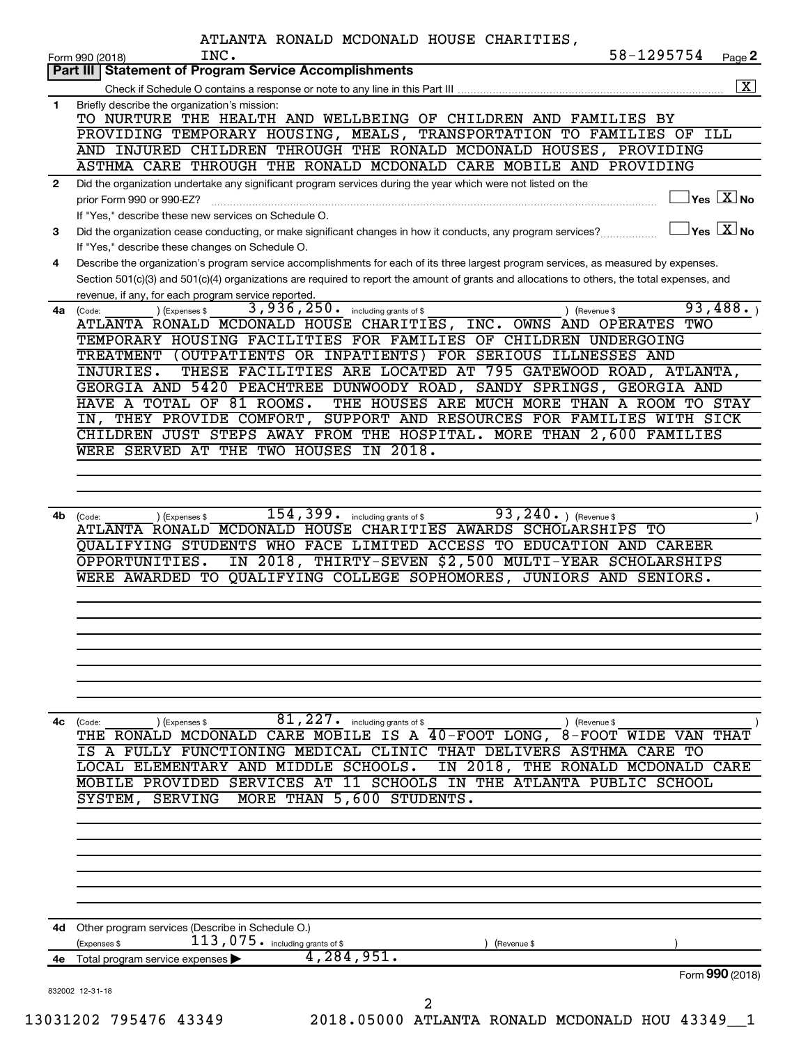ATLANTA RONALD MCDONALD HOUSE CHARITIES, INC. 58-1295754

Form 990 (2018) Page **2**

**Part III | Statement of Program Service Accomplishments**

Check if Schedule O contains a response or note to any line in this Part III ☒

**1** Briefly describe the organization's mission:

TO NURTURE THE HEALTH AND WELLBEING OF CHILDREN AND FAMILIES BY PROVIDING TEMPORARY HOUSING, MEALS, TRANSPORTATION TO FAMILIES OF ILL AND INJURED CHILDREN THROUGH THE RONALD MCDONALD HOUSES, PROVIDING ASTHMA CARE THROUGH THE RONALD MCDONALD CARE MOBILE AND PROVIDING

**2** Did the organization undertake any significant program services during the year which were not listed on the prior Form 990 or 990-EZ? ☐ Yes ☒ No

If "Yes," describe these new services on Schedule O.

**3** Did the organization cease conducting, or make significant changes in how it conducts, any program services? ☐ Yes ☒ No

If "Yes," describe these changes on Schedule O.

**4** Describe the organization's program service accomplishments for each of its three largest program services, as measured by expenses. Section 501(c)(3) and 501(c)(4) organizations are required to report the amount of grants and allocations to others, the total expenses, and revenue, if any, for each program service reported.

**4a** (Code: ) (Expenses $ 3,936,250. including grants of $ ) (Revenue $ 93,488. )

ATLANTA RONALD MCDONALD HOUSE CHARITIES, INC. OWNS AND OPERATES TWO TEMPORARY HOUSING FACILITIES FOR FAMILIES OF CHILDREN UNDERGOING TREATMENT (OUTPATIENTS OR INPATIENTS) FOR SERIOUS ILLNESSES AND INJURIES. THESE FACILITIES ARE LOCATED AT 795 GATEWOOD ROAD, ATLANTA, GEORGIA AND 5420 PEACHTREE DUNWOODY ROAD, SANDY SPRINGS, GEORGIA AND HAVE A TOTAL OF 81 ROOMS. THE HOUSES ARE MUCH MORE THAN A ROOM TO STAY IN, THEY PROVIDE COMFORT, SUPPORT AND RESOURCES FOR FAMILIES WITH SICK CHILDREN JUST STEPS AWAY FROM THE HOSPITAL. MORE THAN 2,600 FAMILIES WERE SERVED AT THE TWO HOUSES IN 2018.

**4b** (Code: ) (Expenses $ 154,399. including grants of $ 93,240. ) (Revenue $ )

ATLANTA RONALD MCDONALD HOUSE CHARITIES AWARDS SCHOLARSHIPS TO QUALIFYING STUDENTS WHO FACE LIMITED ACCESS TO EDUCATION AND CAREER OPPORTUNITIES. IN 2018, THIRTY-SEVEN $2,500 MULTI-YEAR SCHOLARSHIPS WERE AWARDED TO QUALIFYING COLLEGE SOPHOMORES, JUNIORS AND SENIORS.

**4c** (Code: ) (Expenses $ 81,227. including grants of $ ) (Revenue $ )

THE RONALD MCDONALD CARE MOBILE IS A 40-FOOT LONG, 8-FOOT WIDE VAN THAT IS A FULLY FUNCTIONING MEDICAL CLINIC THAT DELIVERS ASTHMA CARE TO LOCAL ELEMENTARY AND MIDDLE SCHOOLS. IN 2018, THE RONALD MCDONALD CARE MOBILE PROVIDED SERVICES AT 11 SCHOOLS IN THE ATLANTA PUBLIC SCHOOL SYSTEM, SERVING MORE THAN 5,600 STUDENTS.

**4d** Other program services (Describe in Schedule O.)

(Expenses $ 113,075. including grants of $ ) (Revenue $ )

**4e** Total program service expenses ▶ 4,284,951.

Form **990** (2018)

832002 12-31-18

13031202 795476 43349 2018.05000 ATLANTA RONALD MCDONALD HOU 43349__1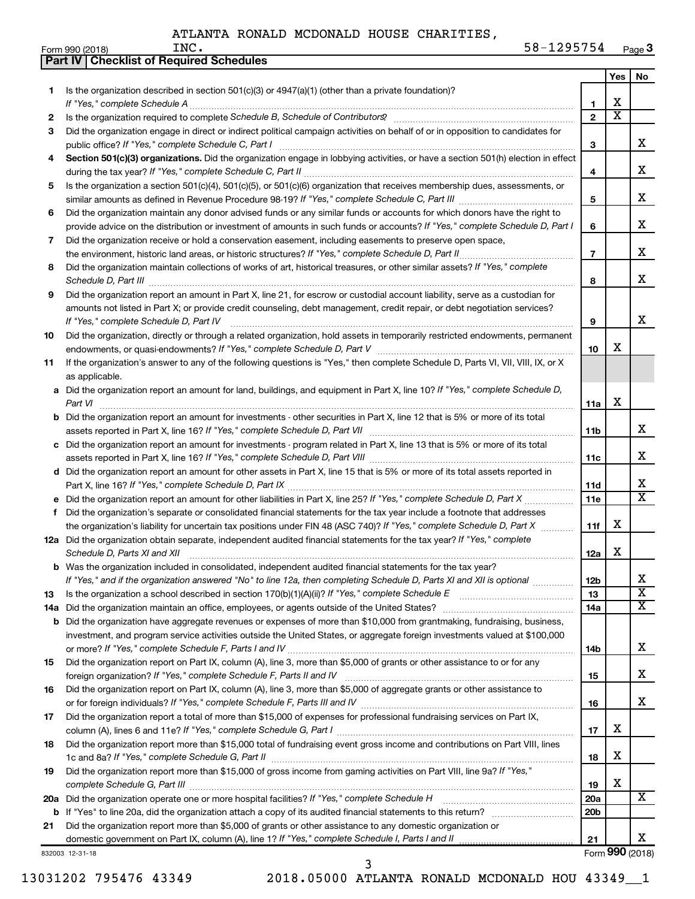ATLANTA RONALD MCDONALD HOUSE CHARITIES, INC. 58-1295754

Form 990 (2018) Page 3

**Part IV | Checklist of Required Schedules**

| | | | Yes | No |
|---|---|---|---|---|
| 1 | Is the organization described in section 501(c)(3) or 4947(a)(1) (other than a private foundation)? *If "Yes," complete Schedule A* | 1 | X | |
| 2 | Is the organization required to complete *Schedule B, Schedule of Contributors*? | 2 | X | |
| 3 | Did the organization engage in direct or indirect political campaign activities on behalf of or in opposition to candidates for public office? *If "Yes," complete Schedule C, Part I* | 3 | | X |
| 4 | **Section 501(c)(3) organizations.** Did the organization engage in lobbying activities, or have a section 501(h) election in effect during the tax year? *If "Yes," complete Schedule C, Part II* | 4 | | X |
| 5 | Is the organization a section 501(c)(4), 501(c)(5), or 501(c)(6) organization that receives membership dues, assessments, or similar amounts as defined in Revenue Procedure 98-19? *If "Yes," complete Schedule C, Part III* | 5 | | X |
| 6 | Did the organization maintain any donor advised funds or any similar funds or accounts for which donors have the right to provide advice on the distribution or investment of amounts in such funds or accounts? *If "Yes," complete Schedule D, Part I* | 6 | | X |
| 7 | Did the organization receive or hold a conservation easement, including easements to preserve open space, the environment, historic land areas, or historic structures? *If "Yes," complete Schedule D, Part II* | 7 | | X |
| 8 | Did the organization maintain collections of works of art, historical treasures, or other similar assets? *If "Yes," complete Schedule D, Part III* | 8 | | X |
| 9 | Did the organization report an amount in Part X, line 21, for escrow or custodial account liability, serve as a custodian for amounts not listed in Part X; or provide credit counseling, debt management, credit repair, or debt negotiation services? *If "Yes," complete Schedule D, Part IV* | 9 | | X |
| 10 | Did the organization, directly or through a related organization, hold assets in temporarily restricted endowments, permanent endowments, or quasi-endowments? *If "Yes," complete Schedule D, Part V* | 10 | X | |
| 11 | If the organization's answer to any of the following questions is "Yes," then complete Schedule D, Parts VI, VII, VIII, IX, or X as applicable. | | | |
| a | Did the organization report an amount for land, buildings, and equipment in Part X, line 10? *If "Yes," complete Schedule D, Part VI* | 11a | X | |
| b | Did the organization report an amount for investments - other securities in Part X, line 12 that is 5% or more of its total assets reported in Part X, line 16? *If "Yes," complete Schedule D, Part VII* | 11b | | X |
| c | Did the organization report an amount for investments - program related in Part X, line 13 that is 5% or more of its total assets reported in Part X, line 16? *If "Yes," complete Schedule D, Part VIII* | 11c | | X |
| d | Did the organization report an amount for other assets in Part X, line 15 that is 5% or more of its total assets reported in Part X, line 16? *If "Yes," complete Schedule D, Part IX* | 11d | | X |
| e | Did the organization report an amount for other liabilities in Part X, line 25? *If "Yes," complete Schedule D, Part X* | 11e | | X |
| f | Did the organization's separate or consolidated financial statements for the tax year include a footnote that addresses the organization's liability for uncertain tax positions under FIN 48 (ASC 740)? *If "Yes," complete Schedule D, Part X* | 11f | X | |
| 12a | Did the organization obtain separate, independent audited financial statements for the tax year? *If "Yes," complete Schedule D, Parts XI and XII* | 12a | X | |
| b | Was the organization included in consolidated, independent audited financial statements for the tax year? *If "Yes," and if the organization answered "No" to line 12a, then completing Schedule D, Parts XI and XII is optional* | 12b | | X |
| 13 | Is the organization a school described in section 170(b)(1)(A)(ii)? *If "Yes," complete Schedule E* | 13 | | X |
| 14a | Did the organization maintain an office, employees, or agents outside of the United States? | 14a | | X |
| b | Did the organization have aggregate revenues or expenses of more than $10,000 from grantmaking, fundraising, business, investment, and program service activities outside the United States, or aggregate foreign investments valued at $100,000 or more? *If "Yes," complete Schedule F, Parts I and IV* | 14b | | X |
| 15 | Did the organization report on Part IX, column (A), line 3, more than $5,000 of grants or other assistance to or for any foreign organization? *If "Yes," complete Schedule F, Parts II and IV* | 15 | | X |
| 16 | Did the organization report on Part IX, column (A), line 3, more than $5,000 of aggregate grants or other assistance to or for foreign individuals? *If "Yes," complete Schedule F, Parts III and IV* | 16 | | X |
| 17 | Did the organization report a total of more than $15,000 of expenses for professional fundraising services on Part IX, column (A), lines 6 and 11e? *If "Yes," complete Schedule G, Part I* | 17 | X | |
| 18 | Did the organization report more than $15,000 total of fundraising event gross income and contributions on Part VIII, lines 1c and 8a? *If "Yes," complete Schedule G, Part II* | 18 | X | |
| 19 | Did the organization report more than $15,000 of gross income from gaming activities on Part VIII, line 9a? *If "Yes," complete Schedule G, Part III* | 19 | X | |
| 20a | Did the organization operate one or more hospital facilities? *If "Yes," complete Schedule H* | 20a | | X |
| b | If "Yes" to line 20a, did the organization attach a copy of its audited financial statements to this return? | 20b | | |
| 21 | Did the organization report more than $5,000 of grants or other assistance to any domestic organization or domestic government on Part IX, column (A), line 1? *If "Yes," complete Schedule I, Parts I and II* | 21 | | X |

832003 12-31-18

Form **990** (2018)

13031202 795476 43349 2018.05000 ATLANTA RONALD MCDONALD HOU 43349__1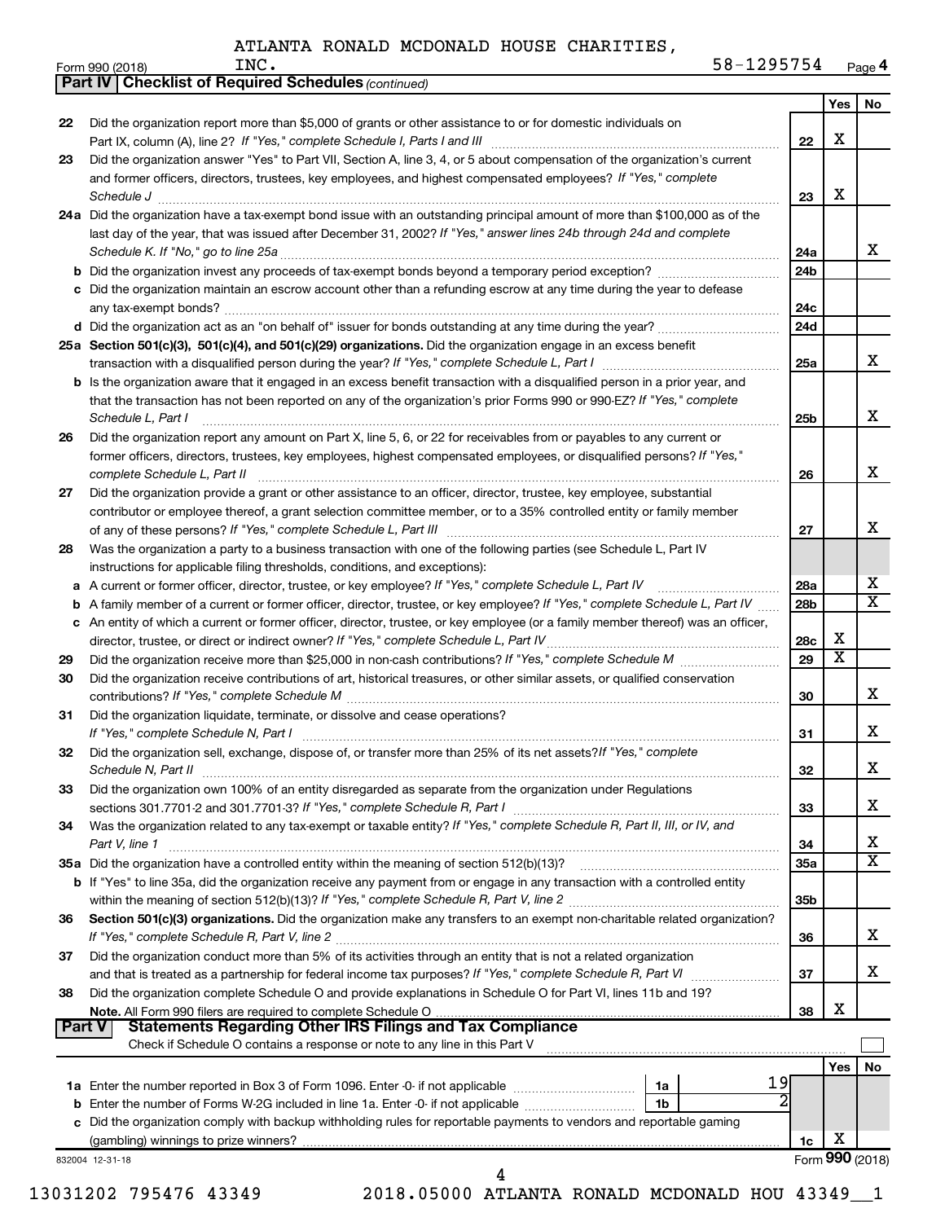ATLANTA RONALD MCDONALD HOUSE CHARITIES, INC. 58-1295754

Form 990 (2018) Page **4**

**Part IV | Checklist of Required Schedules** *(continued)*

| | | | Yes | No |
|---|---|---|---|---|
| 22 | Did the organization report more than $5,000 of grants or other assistance to or for domestic individuals on Part IX, column (A), line 2? *If "Yes," complete Schedule I, Parts I and III* | 22 | X | |
| 23 | Did the organization answer "Yes" to Part VII, Section A, line 3, 4, or 5 about compensation of the organization's current and former officers, directors, trustees, key employees, and highest compensated employees? *If "Yes," complete Schedule J* | 23 | X | |
| 24a | Did the organization have a tax-exempt bond issue with an outstanding principal amount of more than $100,000 as of the last day of the year, that was issued after December 31, 2002? *If "Yes," answer lines 24b through 24d and complete Schedule K. If "No," go to line 25a* | 24a | | X |
| b | Did the organization invest any proceeds of tax-exempt bonds beyond a temporary period exception? | 24b | | |
| c | Did the organization maintain an escrow account other than a refunding escrow at any time during the year to defease any tax-exempt bonds? | 24c | | |
| d | Did the organization act as an "on behalf of" issuer for bonds outstanding at any time during the year? | 24d | | |
| 25a | **Section 501(c)(3), 501(c)(4), and 501(c)(29) organizations.** Did the organization engage in an excess benefit transaction with a disqualified person during the year? *If "Yes," complete Schedule L, Part I* | 25a | | X |
| b | Is the organization aware that it engaged in an excess benefit transaction with a disqualified person in a prior year, and that the transaction has not been reported on any of the organization's prior Forms 990 or 990-EZ? *If "Yes," complete Schedule L, Part I* | 25b | | X |
| 26 | Did the organization report any amount on Part X, line 5, 6, or 22 for receivables from or payables to any current or former officers, directors, trustees, key employees, highest compensated employees, or disqualified persons? *If "Yes," complete Schedule L, Part II* | 26 | | X |
| 27 | Did the organization provide a grant or other assistance to an officer, director, trustee, key employee, substantial contributor or employee thereof, a grant selection committee member, or to a 35% controlled entity or family member of any of these persons? *If "Yes," complete Schedule L, Part III* | 27 | | X |
| 28 | Was the organization a party to a business transaction with one of the following parties (see Schedule L, Part IV instructions for applicable filing thresholds, conditions, and exceptions): | | | |
| a | A current or former officer, director, trustee, or key employee? *If "Yes," complete Schedule L, Part IV* | 28a | | X |
| b | A family member of a current or former officer, director, trustee, or key employee? *If "Yes," complete Schedule L, Part IV* | 28b | | X |
| c | An entity of which a current or former officer, director, trustee, or key employee (or a family member thereof) was an officer, director, trustee, or direct or indirect owner? *If "Yes," complete Schedule L, Part IV* | 28c | X | |
| 29 | Did the organization receive more than $25,000 in non-cash contributions? *If "Yes," complete Schedule M* | 29 | X | |
| 30 | Did the organization receive contributions of art, historical treasures, or other similar assets, or qualified conservation contributions? *If "Yes," complete Schedule M* | 30 | | X |
| 31 | Did the organization liquidate, terminate, or dissolve and cease operations? *If "Yes," complete Schedule N, Part I* | 31 | | X |
| 32 | Did the organization sell, exchange, dispose of, or transfer more than 25% of its net assets? *If "Yes," complete Schedule N, Part II* | 32 | | X |
| 33 | Did the organization own 100% of an entity disregarded as separate from the organization under Regulations sections 301.7701-2 and 301.7701-3? *If "Yes," complete Schedule R, Part I* | 33 | | X |
| 34 | Was the organization related to any tax-exempt or taxable entity? *If "Yes," complete Schedule R, Part II, III, or IV, and Part V, line 1* | 34 | | X |
| 35a | Did the organization have a controlled entity within the meaning of section 512(b)(13)? | 35a | | X |
| b | If "Yes" to line 35a, did the organization receive any payment from or engage in any transaction with a controlled entity within the meaning of section 512(b)(13)? *If "Yes," complete Schedule R, Part V, line 2* | 35b | | |
| 36 | **Section 501(c)(3) organizations.** Did the organization make any transfers to an exempt non-charitable related organization? *If "Yes," complete Schedule R, Part V, line 2* | 36 | | X |
| 37 | Did the organization conduct more than 5% of its activities through an entity that is not a related organization and that is treated as a partnership for federal income tax purposes? *If "Yes," complete Schedule R, Part VI* | 37 | | X |
| 38 | Did the organization complete Schedule O and provide explanations in Schedule O for Part VI, lines 11b and 19? **Note.** All Form 990 filers are required to complete Schedule O | 38 | X | |

**Part V | Statements Regarding Other IRS Filings and Tax Compliance**

Check if Schedule O contains a response or note to any line in this Part V ☐

| | | | | | Yes | No |
|---|---|---|---|---|---|---|
| 1a | Enter the number reported in Box 3 of Form 1096. Enter -0- if not applicable | 1a | 19 | | | |
| b | Enter the number of Forms W-2G included in line 1a. Enter -0- if not applicable | 1b | 2 | | | |
| c | Did the organization comply with backup withholding rules for reportable payments to vendors and reportable gaming (gambling) winnings to prize winners? | | | 1c | X | |

832004 12-31-18 Form **990** (2018)

13031202 795476 43349 2018.05000 ATLANTA RONALD MCDONALD HOU 43349__1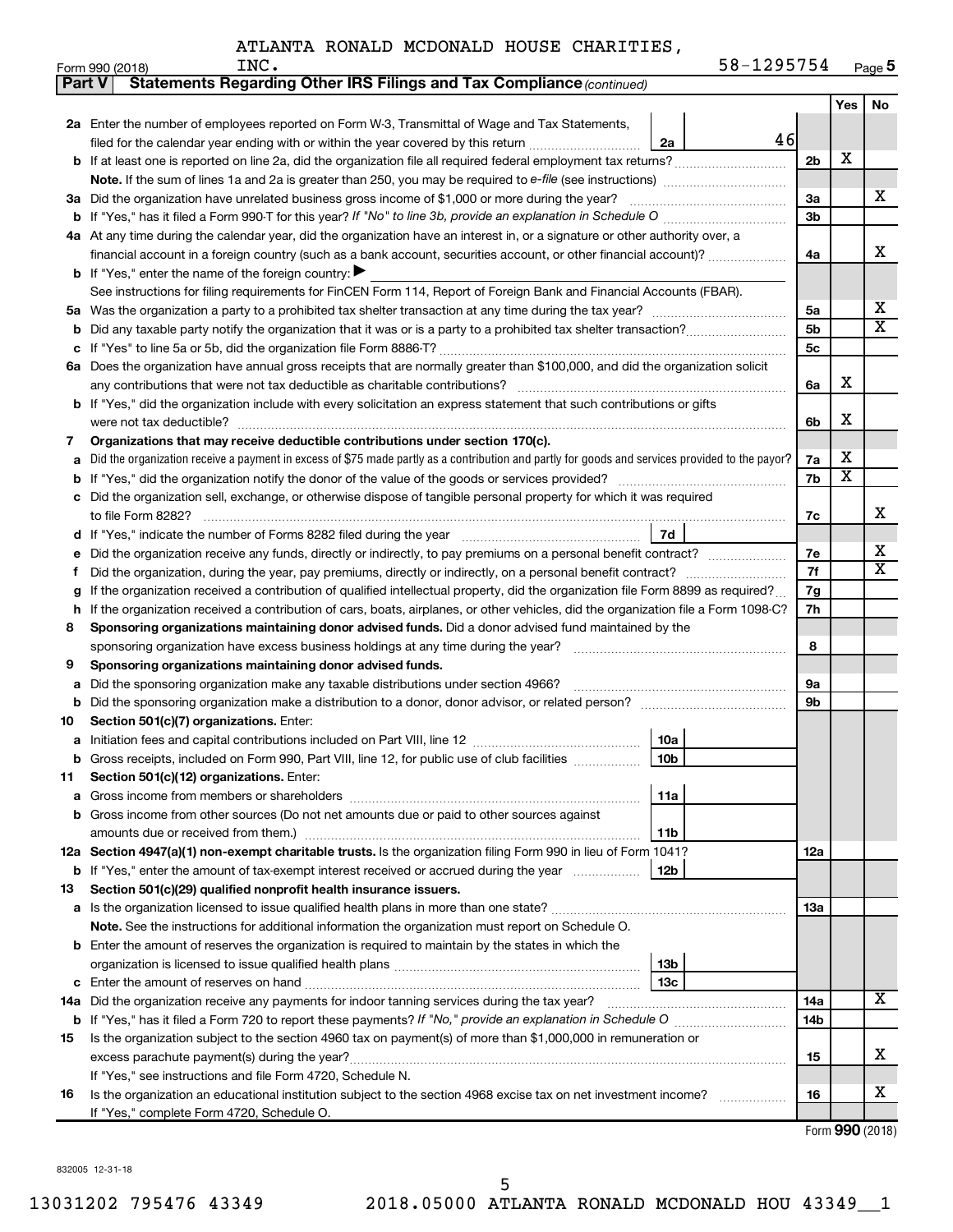ATLANTA RONALD MCDONALD HOUSE CHARITIES, INC. 58-1295754

Form 990 (2018) Page 5

**Part V Statements Regarding Other IRS Filings and Tax Compliance** *(continued)*

| | | | | Yes | No |
|---|---|---|---|---|---|
| **2a** | Enter the number of employees reported on Form W-3, Transmittal of Wage and Tax Statements, filed for the calendar year ending with or within the year covered by this return | 2a 46 | | | |
| **b** | If at least one is reported on line 2a, did the organization file all required federal employment tax returns? | | 2b | X | |
| | **Note.** If the sum of lines 1a and 2a is greater than 250, you may be required to *e-file* (see instructions) | | | | |
| **3a** | Did the organization have unrelated business gross income of $1,000 or more during the year? | | 3a | | X |
| **b** | If "Yes," has it filed a Form 990-T for this year? *If "No" to line 3b, provide an explanation in Schedule O* | | 3b | | |
| **4a** | At any time during the calendar year, did the organization have an interest in, or a signature or other authority over, a financial account in a foreign country (such as a bank account, securities account, or other financial account)? | | 4a | | X |
| **b** | If "Yes," enter the name of the foreign country: ▶ | | | | |
| | See instructions for filing requirements for FinCEN Form 114, Report of Foreign Bank and Financial Accounts (FBAR). | | | | |
| **5a** | Was the organization a party to a prohibited tax shelter transaction at any time during the tax year? | | 5a | | X |
| **b** | Did any taxable party notify the organization that it was or is a party to a prohibited tax shelter transaction? | | 5b | | X |
| **c** | If "Yes" to line 5a or 5b, did the organization file Form 8886-T? | | 5c | | |
| **6a** | Does the organization have annual gross receipts that are normally greater than $100,000, and did the organization solicit any contributions that were not tax deductible as charitable contributions? | | 6a | X | |
| **b** | If "Yes," did the organization include with every solicitation an express statement that such contributions or gifts were not tax deductible? | | 6b | X | |
| **7** | **Organizations that may receive deductible contributions under section 170(c).** | | | | |
| **a** | Did the organization receive a payment in excess of $75 made partly as a contribution and partly for goods and services provided to the payor? | | 7a | X | |
| **b** | If "Yes," did the organization notify the donor of the value of the goods or services provided? | | 7b | X | |
| **c** | Did the organization sell, exchange, or otherwise dispose of tangible personal property for which it was required to file Form 8282? | | 7c | | X |
| **d** | If "Yes," indicate the number of Forms 8282 filed during the year | 7d | | | |
| **e** | Did the organization receive any funds, directly or indirectly, to pay premiums on a personal benefit contract? | | 7e | | X |
| **f** | Did the organization, during the year, pay premiums, directly or indirectly, on a personal benefit contract? | | 7f | | X |
| **g** | If the organization received a contribution of qualified intellectual property, did the organization file Form 8899 as required? | | 7g | | |
| **h** | If the organization received a contribution of cars, boats, airplanes, or other vehicles, did the organization file a Form 1098-C? | | 7h | | |
| **8** | **Sponsoring organizations maintaining donor advised funds.** Did a donor advised fund maintained by the sponsoring organization have excess business holdings at any time during the year? | | 8 | | |
| **9** | **Sponsoring organizations maintaining donor advised funds.** | | | | |
| **a** | Did the sponsoring organization make any taxable distributions under section 4966? | | 9a | | |
| **b** | Did the sponsoring organization make a distribution to a donor, donor advisor, or related person? | | 9b | | |
| **10** | **Section 501(c)(7) organizations.** Enter: | | | | |
| **a** | Initiation fees and capital contributions included on Part VIII, line 12 | 10a | | | |
| **b** | Gross receipts, included on Form 990, Part VIII, line 12, for public use of club facilities | 10b | | | |
| **11** | **Section 501(c)(12) organizations.** Enter: | | | | |
| **a** | Gross income from members or shareholders | 11a | | | |
| **b** | Gross income from other sources (Do not net amounts due or paid to other sources against amounts due or received from them.) | 11b | | | |
| **12a** | **Section 4947(a)(1) non-exempt charitable trusts.** Is the organization filing Form 990 in lieu of Form 1041? | | 12a | | |
| **b** | If "Yes," enter the amount of tax-exempt interest received or accrued during the year | 12b | | | |
| **13** | **Section 501(c)(29) qualified nonprofit health insurance issuers.** | | | | |
| **a** | Is the organization licensed to issue qualified health plans in more than one state? | | 13a | | |
| | **Note.** See the instructions for additional information the organization must report on Schedule O. | | | | |
| **b** | Enter the amount of reserves the organization is required to maintain by the states in which the organization is licensed to issue qualified health plans | 13b | | | |
| **c** | Enter the amount of reserves on hand | 13c | | | |
| **14a** | Did the organization receive any payments for indoor tanning services during the tax year? | | 14a | | X |
| **b** | If "Yes," has it filed a Form 720 to report these payments? *If "No," provide an explanation in Schedule O* | | 14b | | |
| **15** | Is the organization subject to the section 4960 tax on payment(s) of more than $1,000,000 in remuneration or excess parachute payment(s) during the year? | | 15 | | X |
| | If "Yes," see instructions and file Form 4720, Schedule N. | | | | |
| **16** | Is the organization an educational institution subject to the section 4968 excise tax on net investment income? | | 16 | | X |
| | If "Yes," complete Form 4720, Schedule O. | | | | |

Form **990** (2018)

832005 12-31-18

13031202 795476 43349 2018.05000 ATLANTA RONALD MCDONALD HOU 43349__1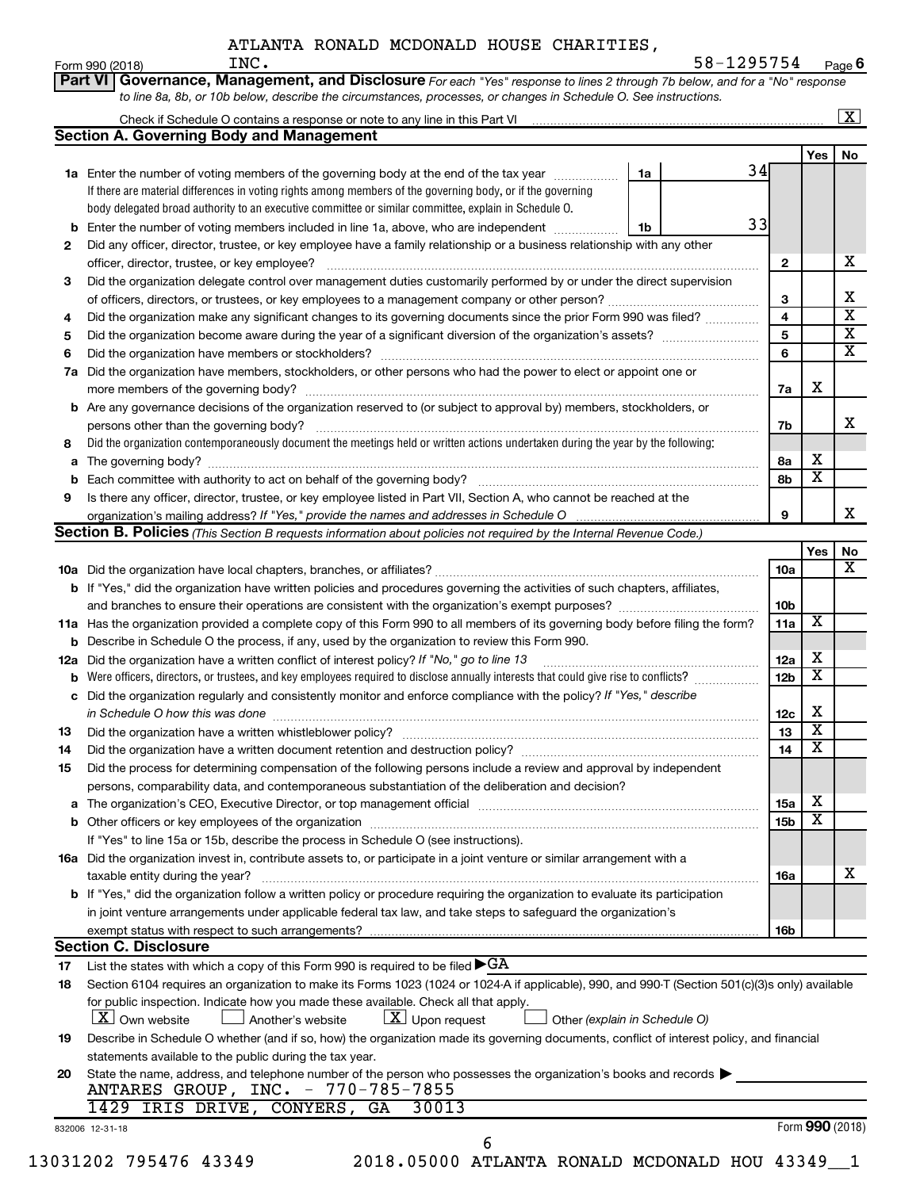ATLANTA RONALD MCDONALD HOUSE CHARITIES, INC. 58-1295754

Form 990 (2018) Page 6

**Part VI Governance, Management, and Disclosure** *For each "Yes" response to lines 2 through 7b below, and for a "No" response to line 8a, 8b, or 10b below, describe the circumstances, processes, or changes in Schedule O. See instructions.*

Check if Schedule O contains a response or note to any line in this Part VI ... [X]

## Section A. Governing Body and Management

| | | | | Yes | No |
|---|---|---|---|---|---|
| **1a** | Enter the number of voting members of the governing body at the end of the tax year ... If there are material differences in voting rights among members of the governing body, or if the governing body delegated broad authority to an executive committee or similar committee, explain in Schedule O. | 1a: 34 | | | |
| **b** | Enter the number of voting members included in line 1a, above, who are independent | 1b: 33 | | | |
| **2** | Did any officer, director, trustee, or key employee have a family relationship or a business relationship with any other officer, director, trustee, or key employee? | | 2 | | X |
| **3** | Did the organization delegate control over management duties customarily performed by or under the direct supervision of officers, directors, or trustees, or key employees to a management company or other person? | | 3 | | X |
| **4** | Did the organization make any significant changes to its governing documents since the prior Form 990 was filed? | | 4 | | X |
| **5** | Did the organization become aware during the year of a significant diversion of the organization's assets? | | 5 | | X |
| **6** | Did the organization have members or stockholders? | | 6 | | X |
| **7a** | Did the organization have members, stockholders, or other persons who had the power to elect or appoint one or more members of the governing body? | | 7a | X | |
| **b** | Are any governance decisions of the organization reserved to (or subject to approval by) members, stockholders, or persons other than the governing body? | | 7b | | X |
| **8** | Did the organization contemporaneously document the meetings held or written actions undertaken during the year by the following: | | | | |
| **a** | The governing body? | | 8a | X | |
| **b** | Each committee with authority to act on behalf of the governing body? | | 8b | X | |
| **9** | Is there any officer, director, trustee, or key employee listed in Part VII, Section A, who cannot be reached at the organization's mailing address? *If "Yes," provide the names and addresses in Schedule O* | | 9 | | X |

## Section B. Policies *(This Section B requests information about policies not required by the Internal Revenue Code.)*

| | | | Yes | No |
|---|---|---|---|---|
| **10a** | Did the organization have local chapters, branches, or affiliates? | 10a | | X |
| **b** | If "Yes," did the organization have written policies and procedures governing the activities of such chapters, affiliates, and branches to ensure their operations are consistent with the organization's exempt purposes? | 10b | | |
| **11a** | Has the organization provided a complete copy of this Form 990 to all members of its governing body before filing the form? | 11a | X | |
| **b** | Describe in Schedule O the process, if any, used by the organization to review this Form 990. | | | |
| **12a** | Did the organization have a written conflict of interest policy? *If "No," go to line 13* | 12a | X | |
| **b** | Were officers, directors, or trustees, and key employees required to disclose annually interests that could give rise to conflicts? | 12b | X | |
| **c** | Did the organization regularly and consistently monitor and enforce compliance with the policy? *If "Yes," describe in Schedule O how this was done* | 12c | X | |
| **13** | Did the organization have a written whistleblower policy? | 13 | X | |
| **14** | Did the organization have a written document retention and destruction policy? | 14 | X | |
| **15** | Did the process for determining compensation of the following persons include a review and approval by independent persons, comparability data, and contemporaneous substantiation of the deliberation and decision? | | | |
| **a** | The organization's CEO, Executive Director, or top management official | 15a | X | |
| **b** | Other officers or key employees of the organization | 15b | X | |
| | If "Yes" to line 15a or 15b, describe the process in Schedule O (see instructions). | | | |
| **16a** | Did the organization invest in, contribute assets to, or participate in a joint venture or similar arrangement with a taxable entity during the year? | 16a | | X |
| **b** | If "Yes," did the organization follow a written policy or procedure requiring the organization to evaluate its participation in joint venture arrangements under applicable federal tax law, and take steps to safeguard the organization's exempt status with respect to such arrangements? | 16b | | |

## Section C. Disclosure

**17** List the states with which a copy of this Form 990 is required to be filed ▶GA

**18** Section 6104 requires an organization to make its Forms 1023 (1024 or 1024-A if applicable), 990, and 990-T (Section 501(c)(3)s only) available for public inspection. Indicate how you made these available. Check all that apply.

[X] Own website [ ] Another's website [X] Upon request [ ] Other *(explain in Schedule O)*

**19** Describe in Schedule O whether (and if so, how) the organization made its governing documents, conflict of interest policy, and financial statements available to the public during the tax year.

**20** State the name, address, and telephone number of the person who possesses the organization's books and records ▶

ANTARES GROUP, INC. - 770-785-7855
1429 IRIS DRIVE, CONYERS, GA 30013

832006 12-31-18 Form **990** (2018)

13031202 795476 43349 2018.05000 ATLANTA RONALD MCDONALD HOU 43349__1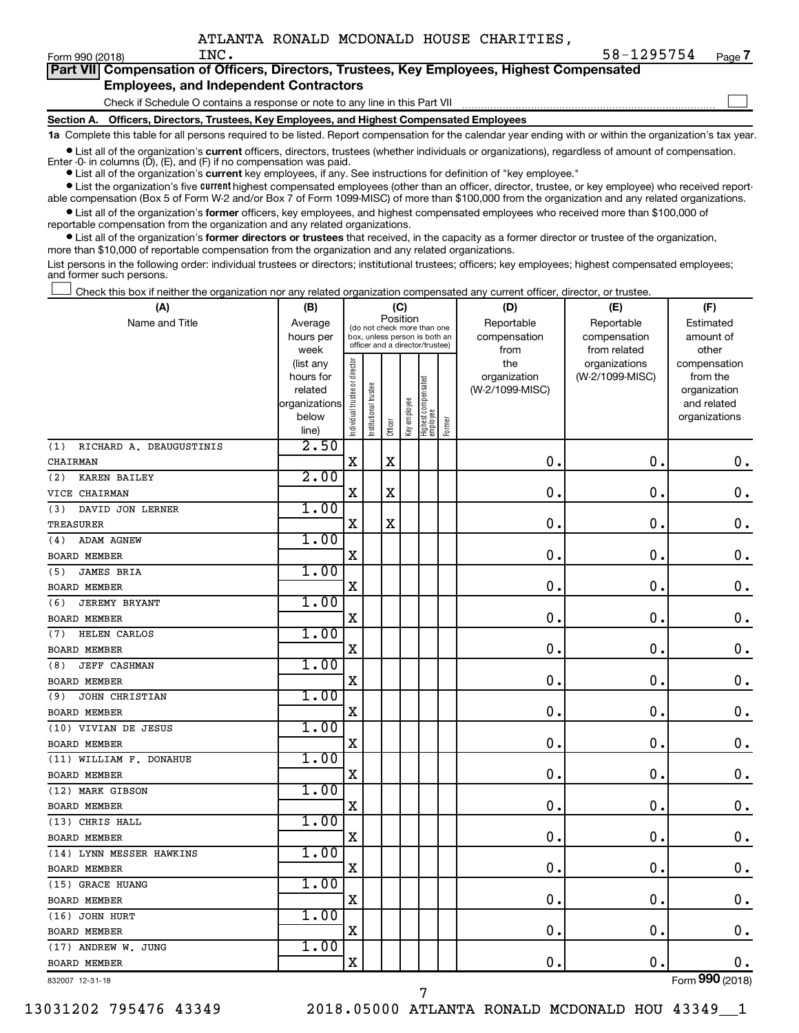ATLANTA RONALD MCDONALD HOUSE CHARITIES,

Form 990 (2018) INC. 58-1295754 Page 7

**Part VII Compensation of Officers, Directors, Trustees, Key Employees, Highest Compensated Employees, and Independent Contractors**

Check if Schedule O contains a response or note to any line in this Part VII

**Section A. Officers, Directors, Trustees, Key Employees, and Highest Compensated Employees**

**1a** Complete this table for all persons required to be listed. Report compensation for the calendar year ending with or within the organization's tax year.

- List all of the organization's **current** officers, directors, trustees (whether individuals or organizations), regardless of amount of compensation. Enter -0- in columns (D), (E), and (F) if no compensation was paid.
- List all of the organization's **current** key employees, if any. See instructions for definition of "key employee."
- List the organization's five **current** highest compensated employees (other than an officer, director, trustee, or key employee) who received reportable compensation (Box 5 of Form W-2 and/or Box 7 of Form 1099-MISC) of more than $100,000 from the organization and any related organizations.
- List all of the organization's **former** officers, key employees, and highest compensated employees who received more than $100,000 of reportable compensation from the organization and any related organizations.
- List all of the organization's **former directors or trustees** that received, in the capacity as a former director or trustee of the organization, more than $10,000 of reportable compensation from the organization and any related organizations.

List persons in the following order: individual trustees or directors; institutional trustees; officers; key employees; highest compensated employees; and former such persons.

Check this box if neither the organization nor any related organization compensated any current officer, director, or trustee.

| (A) Name and Title | (B) Average hours per week (list any hours for related organizations below line) | (C) Position (do not check more than one box, unless person is both an officer and a director/trustee): Individual trustee or director | Institutional trustee | Officer | Key employee | Highest compensated employee | Former | (D) Reportable compensation from the organization (W-2/1099-MISC) | (E) Reportable compensation from related organizations (W-2/1099-MISC) | (F) Estimated amount of other compensation from the organization and related organizations |
|---|---|---|---|---|---|---|---|---|---|---|
| (1) RICHARD A. DEAUGUSTINIS<br>CHAIRMAN | 2.50 | X | | X | | | | 0. | 0. | 0. |
| (2) KAREN BAILEY<br>VICE CHAIRMAN | 2.00 | X | | X | | | | 0. | 0. | 0. |
| (3) DAVID JON LERNER<br>TREASURER | 1.00 | X | | X | | | | 0. | 0. | 0. |
| (4) ADAM AGNEW<br>BOARD MEMBER | 1.00 | X | | | | | | 0. | 0. | 0. |
| (5) JAMES BRIA<br>BOARD MEMBER | 1.00 | X | | | | | | 0. | 0. | 0. |
| (6) JEREMY BRYANT<br>BOARD MEMBER | 1.00 | X | | | | | | 0. | 0. | 0. |
| (7) HELEN CARLOS<br>BOARD MEMBER | 1.00 | X | | | | | | 0. | 0. | 0. |
| (8) JEFF CASHMAN<br>BOARD MEMBER | 1.00 | X | | | | | | 0. | 0. | 0. |
| (9) JOHN CHRISTIAN<br>BOARD MEMBER | 1.00 | X | | | | | | 0. | 0. | 0. |
| (10) VIVIAN DE JESUS<br>BOARD MEMBER | 1.00 | X | | | | | | 0. | 0. | 0. |
| (11) WILLIAM F. DONAHUE<br>BOARD MEMBER | 1.00 | X | | | | | | 0. | 0. | 0. |
| (12) MARK GIBSON<br>BOARD MEMBER | 1.00 | X | | | | | | 0. | 0. | 0. |
| (13) CHRIS HALL<br>BOARD MEMBER | 1.00 | X | | | | | | 0. | 0. | 0. |
| (14) LYNN MESSER HAWKINS<br>BOARD MEMBER | 1.00 | X | | | | | | 0. | 0. | 0. |
| (15) GRACE HUANG<br>BOARD MEMBER | 1.00 | X | | | | | | 0. | 0. | 0. |
| (16) JOHN HURT<br>BOARD MEMBER | 1.00 | X | | | | | | 0. | 0. | 0. |
| (17) ANDREW W. JUNG<br>BOARD MEMBER | 1.00 | X | | | | | | 0. | 0. | 0. |

832007 12-31-18 Form 990 (2018)

13031202 795476 43349 2018.05000 ATLANTA RONALD MCDONALD HOU 43349__1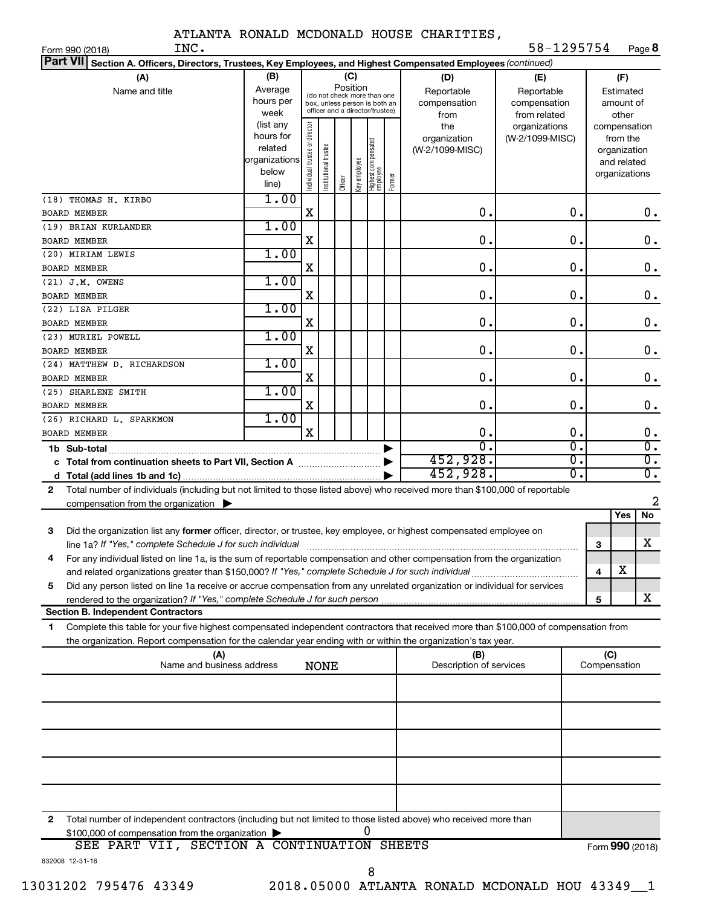ATLANTA RONALD MCDONALD HOUSE CHARITIES, INC. 58-1295754

Form 990 (2018) Page 8

**Part VII Section A. Officers, Directors, Trustees, Key Employees, and Highest Compensated Employees** *(continued)*

| (A) Name and title | (B) Average hours per week (list any hours for related organizations below line) | (C) Position: Individual trustee or director | Institutional trustee | Officer | Key employee | Highest compensated employee | Former | (D) Reportable compensation from the organization (W-2/1099-MISC) | (E) Reportable compensation from related organizations (W-2/1099-MISC) | (F) Estimated amount of other compensation from the organization and related organizations |
|---|---|---|---|---|---|---|---|---|---|---|
| (18) THOMAS H. KIRBO<br>BOARD MEMBER | 1.00 | X | | | | | | 0. | 0. | 0. |
| (19) BRIAN KURLANDER<br>BOARD MEMBER | 1.00 | X | | | | | | 0. | 0. | 0. |
| (20) MIRIAM LEWIS<br>BOARD MEMBER | 1.00 | X | | | | | | 0. | 0. | 0. |
| (21) J.M. OWENS<br>BOARD MEMBER | 1.00 | X | | | | | | 0. | 0. | 0. |
| (22) LISA PILGER<br>BOARD MEMBER | 1.00 | X | | | | | | 0. | 0. | 0. |
| (23) MURIEL POWELL<br>BOARD MEMBER | 1.00 | X | | | | | | 0. | 0. | 0. |
| (24) MATTHEW D. RICHARDSON<br>BOARD MEMBER | 1.00 | X | | | | | | 0. | 0. | 0. |
| (25) SHARLENE SMITH<br>BOARD MEMBER | 1.00 | X | | | | | | 0. | 0. | 0. |
| (26) RICHARD L. SPARKMON<br>BOARD MEMBER | 1.00 | X | | | | | | 0. | 0. | 0. |
| 1b Sub-total | | | | | | | | 0. | 0. | 0. |
| c Total from continuation sheets to Part VII, Section A | | | | | | | | 452,928. | 0. | 0. |
| d Total (add lines 1b and 1c) | | | | | | | | 452,928. | 0. | 0. |

2 Total number of individuals (including but not limited to those listed above) who received more than $100,000 of reportable compensation from the organization ▶ 2

| | | Yes | No |
|---|---|---|---|
| 3 Did the organization list any **former** officer, director, or trustee, key employee, or highest compensated employee on line 1a? *If "Yes," complete Schedule J for such individual* | 3 | | X |
| 4 For any individual listed on line 1a, is the sum of reportable compensation and other compensation from the organization and related organizations greater than $150,000? *If "Yes," complete Schedule J for such individual* | 4 | X | |
| 5 Did any person listed on line 1a receive or accrue compensation from any unrelated organization or individual for services rendered to the organization? *If "Yes," complete Schedule J for such person* | 5 | | X |

**Section B. Independent Contractors**

1 Complete this table for your five highest compensated independent contractors that received more than $100,000 of compensation from the organization. Report compensation for the calendar year ending with or within the organization's tax year.

| (A) Name and business address | (B) Description of services | (C) Compensation |
|---|---|---|
| NONE | | |
| | | |
| | | |
| | | |
| | | |

2 Total number of independent contractors (including but not limited to those listed above) who received more than $100,000 of compensation from the organization ▶ 0

SEE PART VII, SECTION A CONTINUATION SHEETS

Form **990** (2018)

832008 12-31-18

13031202 795476 43349 2018.05000 ATLANTA RONALD MCDONALD HOU 43349__1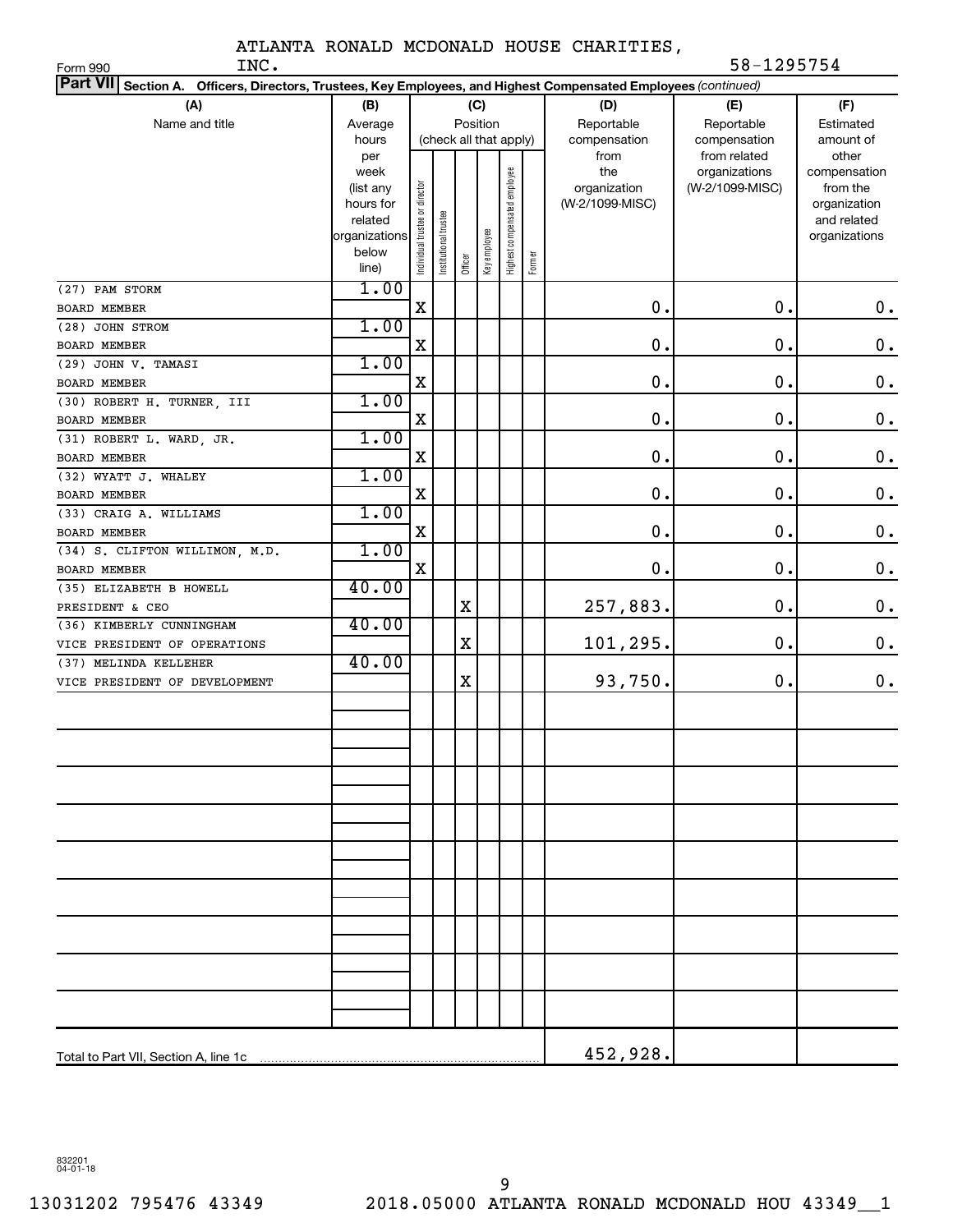ATLANTA RONALD MCDONALD HOUSE CHARITIES, INC.

Form 990 58-1295754

**Part VII Section A. Officers, Directors, Trustees, Key Employees, and Highest Compensated Employees** *(continued)*

| (A) Name and title | (B) Average hours per week (list any hours for related organizations below line) | (C) Position (check all that apply): Individual trustee or director | Institutional trustee | Officer | Key employee | Highest compensated employee | Former | (D) Reportable compensation from the organization (W-2/1099-MISC) | (E) Reportable compensation from related organizations (W-2/1099-MISC) | (F) Estimated amount of other compensation from the organization and related organizations |
|---|---|---|---|---|---|---|---|---|---|---|
| (27) PAM STORM<br>BOARD MEMBER | 1.00 | X | | | | | | 0. | 0. | 0. |
| (28) JOHN STROM<br>BOARD MEMBER | 1.00 | X | | | | | | 0. | 0. | 0. |
| (29) JOHN V. TAMASI<br>BOARD MEMBER | 1.00 | X | | | | | | 0. | 0. | 0. |
| (30) ROBERT H. TURNER, III<br>BOARD MEMBER | 1.00 | X | | | | | | 0. | 0. | 0. |
| (31) ROBERT L. WARD, JR.<br>BOARD MEMBER | 1.00 | X | | | | | | 0. | 0. | 0. |
| (32) WYATT J. WHALEY<br>BOARD MEMBER | 1.00 | X | | | | | | 0. | 0. | 0. |
| (33) CRAIG A. WILLIAMS<br>BOARD MEMBER | 1.00 | X | | | | | | 0. | 0. | 0. |
| (34) S. CLIFTON WILLIMON, M.D.<br>BOARD MEMBER | 1.00 | X | | | | | | 0. | 0. | 0. |
| (35) ELIZABETH B HOWELL<br>PRESIDENT & CEO | 40.00 | | | X | | | | 257,883. | 0. | 0. |
| (36) KIMBERLY CUNNINGHAM<br>VICE PRESIDENT OF OPERATIONS | 40.00 | | | X | | | | 101,295. | 0. | 0. |
| (37) MELINDA KELLEHER<br>VICE PRESIDENT OF DEVELOPMENT | 40.00 | | | X | | | | 93,750. | 0. | 0. |
| Total to Part VII, Section A, line 1c | | | | | | | | 452,928. | | |

832201 04-01-18

13031202 795476 43349 2018.05000 ATLANTA RONALD MCDONALD HOU 43349__1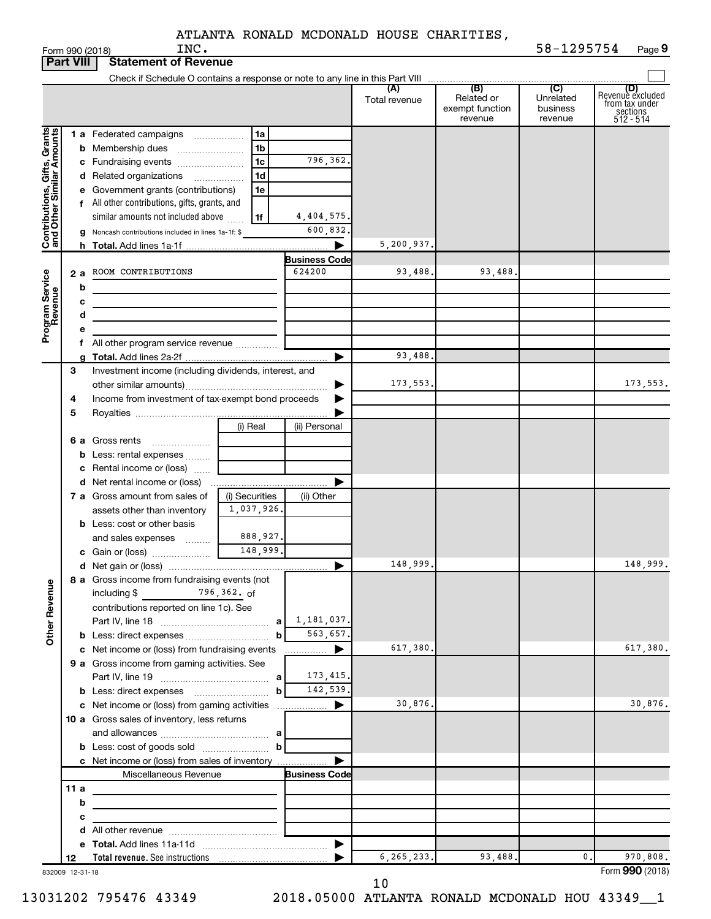ATLANTA RONALD MCDONALD HOUSE CHARITIES, INC.

Form 990 (2018) 58-1295754 Page 9

## Part VIII Statement of Revenue

Check if Schedule O contains a response or note to any line in this Part VIII

| | | | | (A) Total revenue | (B) Related or exempt function revenue | (C) Unrelated business revenue | (D) Revenue excluded from tax under sections 512 - 514 |
|---|---|---|---|---|---|---|---|
| Contributions, Gifts, Grants and Other Similar Amounts | 1 a Federated campaigns | 1a | | | | | |
| | b Membership dues | 1b | | | | | |
| | c Fundraising events | 1c | 796,362. | | | | |
| | d Related organizations | 1d | | | | | |
| | e Government grants (contributions) | 1e | | | | | |
| | f All other contributions, gifts, grants, and similar amounts not included above | 1f | 4,404,575. | | | | |
| | g Noncash contributions included in lines 1a-1f: $ | | 600,832. | | | | |
| | h Total. Add lines 1a-1f | | | 5,200,937. | | | |
| Program Service Revenue | | | Business Code | | | | |
| | 2 a ROOM CONTRIBUTIONS | | 624200 | 93,488. | 93,488. | | |
| | b | | | | | | |
| | c | | | | | | |
| | d | | | | | | |
| | e | | | | | | |
| | f All other program service revenue | | | | | | |
| | g Total. Add lines 2a-2f | | | 93,488. | | | |
| | 3 Investment income (including dividends, interest, and other similar amounts) | | | 173,553. | | | 173,553. |
| | 4 Income from investment of tax-exempt bond proceeds | | | | | | |
| | 5 Royalties | | | | | | |
| | | (i) Real | (ii) Personal | | | | |
| | 6 a Gross rents | | | | | | |
| | b Less: rental expenses | | | | | | |
| | c Rental income or (loss) | | | | | | |
| | d Net rental income or (loss) | | | | | | |
| | | (i) Securities | (ii) Other | | | | |
| | 7 a Gross amount from sales of assets other than inventory | 1,037,926. | | | | | |
| | b Less: cost or other basis and sales expenses | 888,927. | | | | | |
| | c Gain or (loss) | 148,999. | | | | | |
| | d Net gain or (loss) | | | 148,999. | | | 148,999. |
| Other Revenue | 8 a Gross income from fundraising events (not including $ 796,362. of contributions reported on line 1c). See Part IV, line 18 | a | 1,181,037. | | | | |
| | b Less: direct expenses | b | 563,657. | | | | |
| | c Net income or (loss) from fundraising events | | | 617,380. | | | 617,380. |
| | 9 a Gross income from gaming activities. See Part IV, line 19 | a | 173,415. | | | | |
| | b Less: direct expenses | b | 142,539. | | | | |
| | c Net income or (loss) from gaming activities | | | 30,876. | | | 30,876. |
| | 10 a Gross sales of inventory, less returns and allowances | a | | | | | |
| | b Less: cost of goods sold | b | | | | | |
| | c Net income or (loss) from sales of inventory | | | | | | |
| | Miscellaneous Revenue | | Business Code | | | | |
| | 11 a | | | | | | |
| | b | | | | | | |
| | c | | | | | | |
| | d All other revenue | | | | | | |
| | e Total. Add lines 11a-11d | | | | | | |
| | 12 Total revenue. See instructions | | | 6,265,233. | 93,488. | 0. | 970,808. |

832009 12-31-18 Form 990 (2018)

13031202 795476 43349 2018.05000 ATLANTA RONALD MCDONALD HOU 43349__1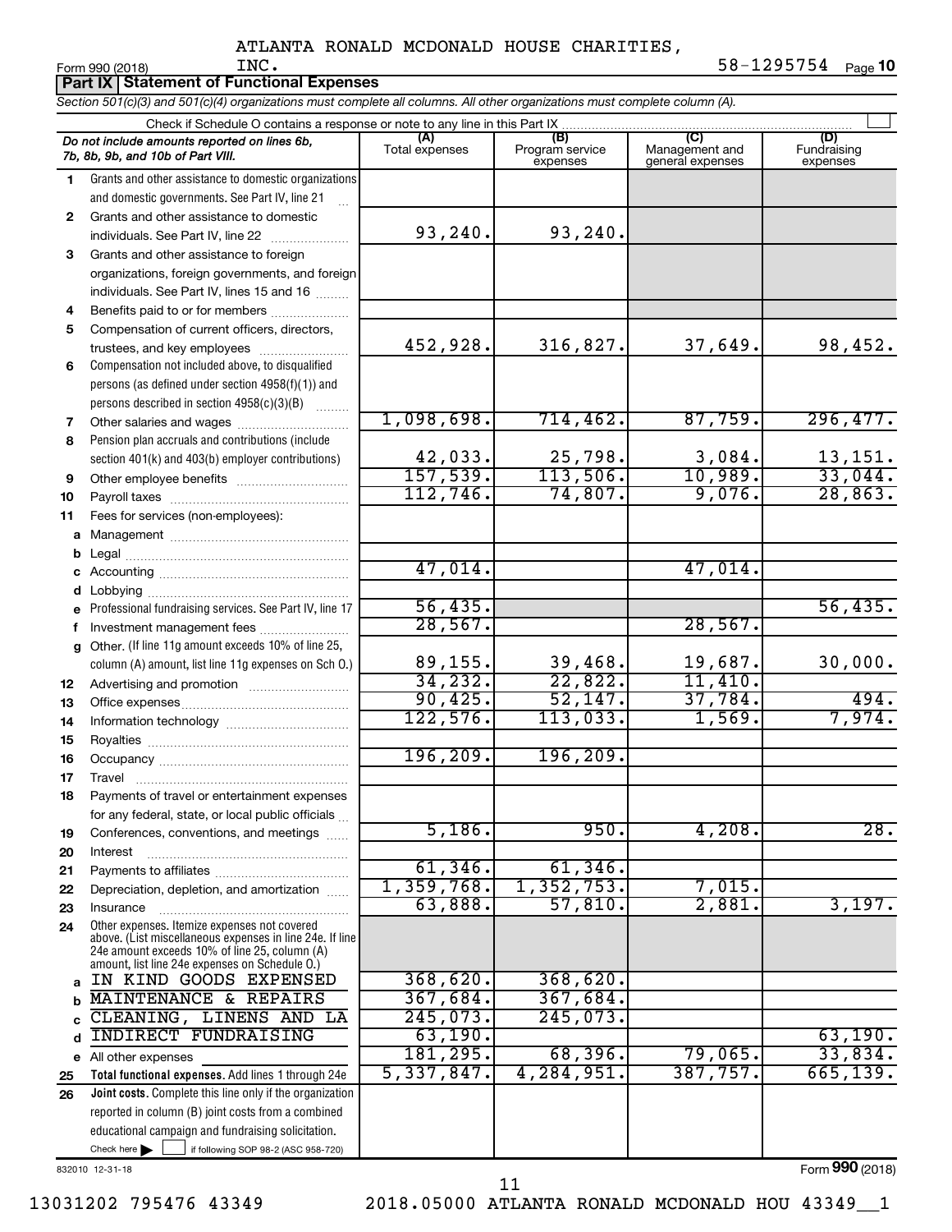ATLANTA RONALD MCDONALD HOUSE CHARITIES,

Form 990 (2018) INC. 58-1295754 Page **10**

**Part IX Statement of Functional Expenses**

*Section 501(c)(3) and 501(c)(4) organizations must complete all columns. All other organizations must complete column (A).*

Check if Schedule O contains a response or note to any line in this Part IX

| | *Do not include amounts reported on lines 6b, 7b, 8b, 9b, and 10b of Part VIII.* | (A) Total expenses | (B) Program service expenses | (C) Management and general expenses | (D) Fundraising expenses |
|---|---|---|---|---|---|
| 1 | Grants and other assistance to domestic organizations and domestic governments. See Part IV, line 21 | | | | |
| 2 | Grants and other assistance to domestic individuals. See Part IV, line 22 | 93,240. | 93,240. | | |
| 3 | Grants and other assistance to foreign organizations, foreign governments, and foreign individuals. See Part IV, lines 15 and 16 | | | | |
| 4 | Benefits paid to or for members | | | | |
| 5 | Compensation of current officers, directors, trustees, and key employees | 452,928. | 316,827. | 37,649. | 98,452. |
| 6 | Compensation not included above, to disqualified persons (as defined under section 4958(f)(1)) and persons described in section 4958(c)(3)(B) | | | | |
| 7 | Other salaries and wages | 1,098,698. | 714,462. | 87,759. | 296,477. |
| 8 | Pension plan accruals and contributions (include section 401(k) and 403(b) employer contributions) | 42,033. | 25,798. | 3,084. | 13,151. |
| 9 | Other employee benefits | 157,539. | 113,506. | 10,989. | 33,044. |
| 10 | Payroll taxes | 112,746. | 74,807. | 9,076. | 28,863. |
| 11 | Fees for services (non-employees): | | | | |
| a | Management | | | | |
| b | Legal | | | | |
| c | Accounting | 47,014. | | 47,014. | |
| d | Lobbying | | | | |
| e | Professional fundraising services. See Part IV, line 17 | 56,435. | | | 56,435. |
| f | Investment management fees | 28,567. | | 28,567. | |
| g | Other. (If line 11g amount exceeds 10% of line 25, column (A) amount, list line 11g expenses on Sch O.) | 89,155. | 39,468. | 19,687. | 30,000. |
| 12 | Advertising and promotion | 34,232. | 22,822. | 11,410. | |
| 13 | Office expenses | 90,425. | 52,147. | 37,784. | 494. |
| 14 | Information technology | 122,576. | 113,033. | 1,569. | 7,974. |
| 15 | Royalties | | | | |
| 16 | Occupancy | 196,209. | 196,209. | | |
| 17 | Travel | | | | |
| 18 | Payments of travel or entertainment expenses for any federal, state, or local public officials | | | | |
| 19 | Conferences, conventions, and meetings | 5,186. | 950. | 4,208. | 28. |
| 20 | Interest | | | | |
| 21 | Payments to affiliates | 61,346. | 61,346. | | |
| 22 | Depreciation, depletion, and amortization | 1,359,768. | 1,352,753. | 7,015. | |
| 23 | Insurance | 63,888. | 57,810. | 2,881. | 3,197. |
| 24 | Other expenses. Itemize expenses not covered above. (List miscellaneous expenses in line 24e. If line 24e amount exceeds 10% of line 25, column (A) amount, list line 24e expenses on Schedule O.) | | | | |
| a | IN KIND GOODS EXPENSED | 368,620. | 368,620. | | |
| b | MAINTENANCE & REPAIRS | 367,684. | 367,684. | | |
| c | CLEANING, LINENS AND LA | 245,073. | 245,073. | | |
| d | INDIRECT FUNDRAISING | 63,190. | | | 63,190. |
| e | All other expenses | 181,295. | 68,396. | 79,065. | 33,834. |
| 25 | **Total functional expenses.** Add lines 1 through 24e | 5,337,847. | 4,284,951. | 387,757. | 665,139. |
| 26 | **Joint costs.** Complete this line only if the organization reported in column (B) joint costs from a combined educational campaign and fundraising solicitation. Check here ☐ if following SOP 98-2 (ASC 958-720) | | | | |

832010 12-31-18 Form **990** (2018)

13031202 795476 43349 2018.05000 ATLANTA RONALD MCDONALD HOU 43349__1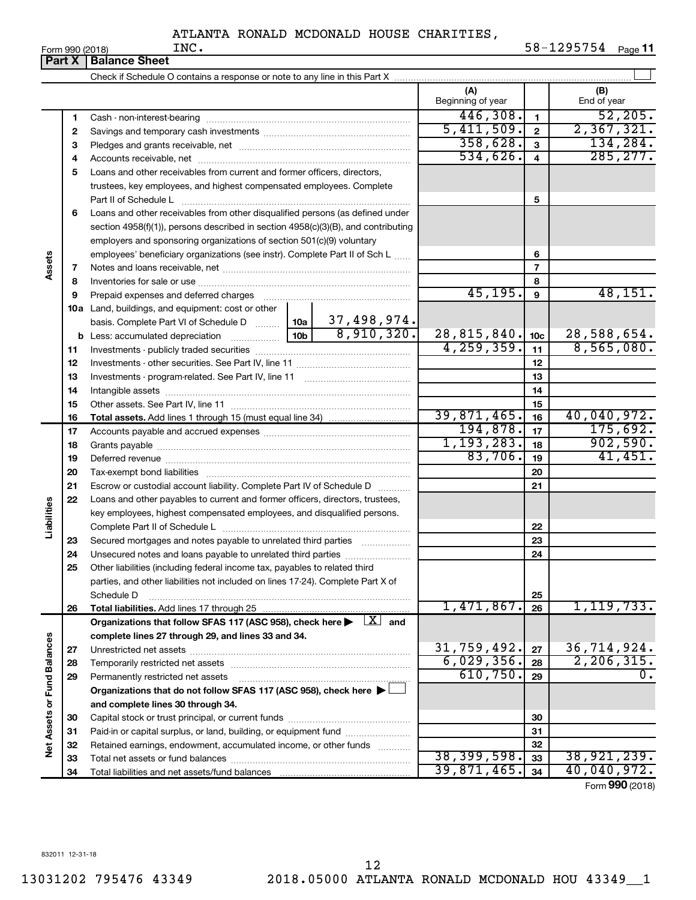ATLANTA RONALD MCDONALD HOUSE CHARITIES, INC.

Form 990 (2018) 58-1295754 Page 11

**Part X | Balance Sheet**

Check if Schedule O contains a response or note to any line in this Part X

| | | | | (A) Beginning of year | | (B) End of year |
|---|---|---|---|---|---|---|
| **Assets** | 1 | Cash - non-interest-bearing | | 446,308. | 1 | 52,205. |
| | 2 | Savings and temporary cash investments | | 5,411,509. | 2 | 2,367,321. |
| | 3 | Pledges and grants receivable, net | | 358,628. | 3 | 134,284. |
| | 4 | Accounts receivable, net | | 534,626. | 4 | 285,277. |
| | 5 | Loans and other receivables from current and former officers, directors, trustees, key employees, and highest compensated employees. Complete Part II of Schedule L | | | 5 | |
| | 6 | Loans and other receivables from other disqualified persons (as defined under section 4958(f)(1)), persons described in section 4958(c)(3)(B), and contributing employers and sponsoring organizations of section 501(c)(9) voluntary employees' beneficiary organizations (see instr). Complete Part II of Sch L | | | 6 | |
| | 7 | Notes and loans receivable, net | | | 7 | |
| | 8 | Inventories for sale or use | | | 8 | |
| | 9 | Prepaid expenses and deferred charges | | 45,195. | 9 | 48,151. |
| | 10a | Land, buildings, and equipment: cost or other basis. Complete Part VI of Schedule D | 10a 37,498,974. | | | |
| | b | Less: accumulated depreciation | 10b 8,910,320. | 28,815,840. | 10c | 28,588,654. |
| | 11 | Investments - publicly traded securities | | 4,259,359. | 11 | 8,565,080. |
| | 12 | Investments - other securities. See Part IV, line 11 | | | 12 | |
| | 13 | Investments - program-related. See Part IV, line 11 | | | 13 | |
| | 14 | Intangible assets | | | 14 | |
| | 15 | Other assets. See Part IV, line 11 | | | 15 | |
| | 16 | **Total assets.** Add lines 1 through 15 (must equal line 34) | | 39,871,465. | 16 | 40,040,972. |
| **Liabilities** | 17 | Accounts payable and accrued expenses | | 194,878. | 17 | 175,692. |
| | 18 | Grants payable | | 1,193,283. | 18 | 902,590. |
| | 19 | Deferred revenue | | 83,706. | 19 | 41,451. |
| | 20 | Tax-exempt bond liabilities | | | 20 | |
| | 21 | Escrow or custodial account liability. Complete Part IV of Schedule D | | | 21 | |
| | 22 | Loans and other payables to current and former officers, directors, trustees, key employees, highest compensated employees, and disqualified persons. Complete Part II of Schedule L | | | 22 | |
| | 23 | Secured mortgages and notes payable to unrelated third parties | | | 23 | |
| | 24 | Unsecured notes and loans payable to unrelated third parties | | | 24 | |
| | 25 | Other liabilities (including federal income tax, payables to related third parties, and other liabilities not included on lines 17-24). Complete Part X of Schedule D | | | 25 | |
| | 26 | **Total liabilities.** Add lines 17 through 25 | | 1,471,867. | 26 | 1,119,733. |
| **Net Assets or Fund Balances** | | **Organizations that follow SFAS 117 (ASC 958), check here ▶ [X] and complete lines 27 through 29, and lines 33 and 34.** | | | | |
| | 27 | Unrestricted net assets | | 31,759,492. | 27 | 36,714,924. |
| | 28 | Temporarily restricted net assets | | 6,029,356. | 28 | 2,206,315. |
| | 29 | Permanently restricted net assets | | 610,750. | 29 | 0. |
| | | **Organizations that do not follow SFAS 117 (ASC 958), check here ▶ [ ] and complete lines 30 through 34.** | | | | |
| | 30 | Capital stock or trust principal, or current funds | | | 30 | |
| | 31 | Paid-in or capital surplus, or land, building, or equipment fund | | | 31 | |
| | 32 | Retained earnings, endowment, accumulated income, or other funds | | | 32 | |
| | 33 | Total net assets or fund balances | | 38,399,598. | 33 | 38,921,239. |
| | 34 | Total liabilities and net assets/fund balances | | 39,871,465. | 34 | 40,040,972. |

Form **990** (2018)

832011 12-31-18

13031202 795476 43349 2018.05000 ATLANTA RONALD MCDONALD HOU 43349__1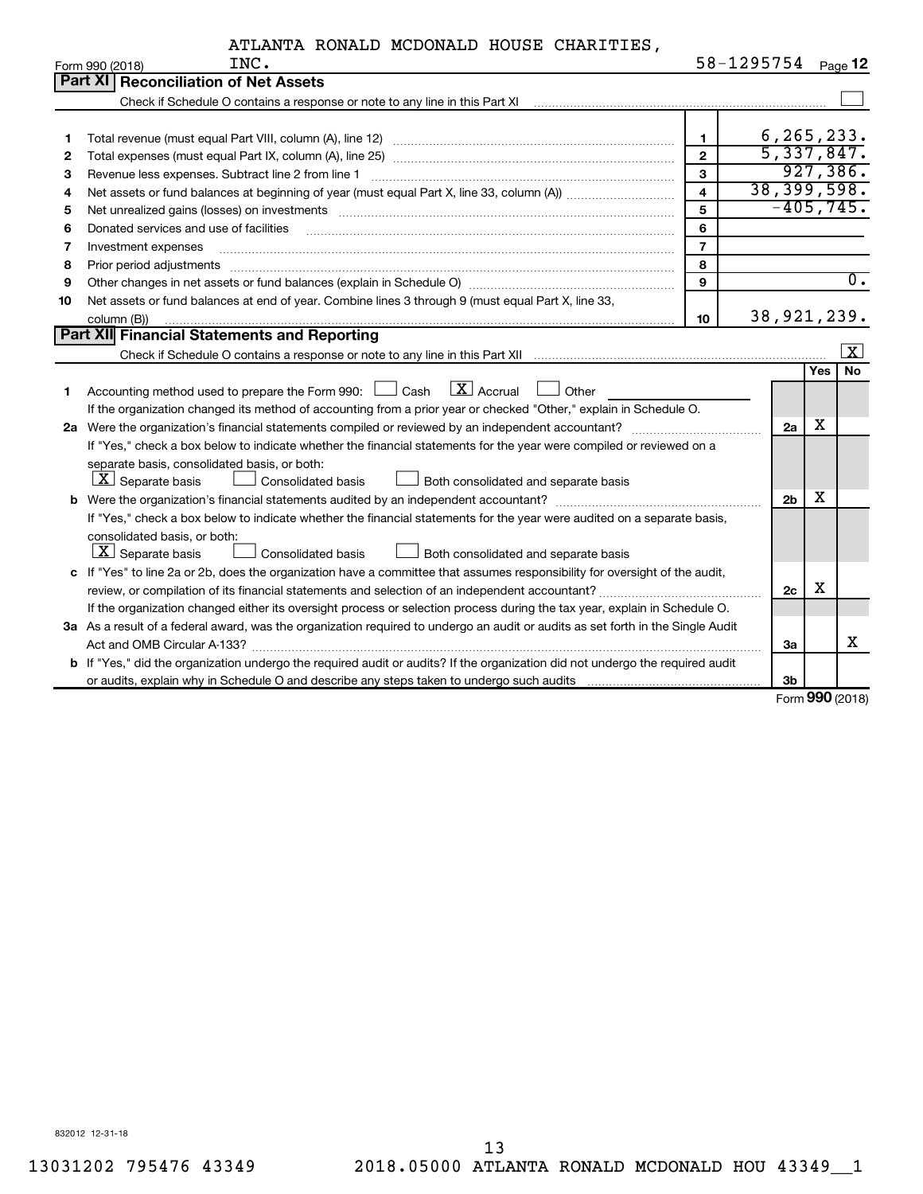ATLANTA RONALD MCDONALD HOUSE CHARITIES, INC. 58-1295754

Form 990 (2018) Page 12

## Part XI Reconciliation of Net Assets

Check if Schedule O contains a response or note to any line in this Part XI ☐

| | | | |
|---|---|---|---|
| 1 | Total revenue (must equal Part VIII, column (A), line 12) | 1 | 6,265,233. |
| 2 | Total expenses (must equal Part IX, column (A), line 25) | 2 | 5,337,847. |
| 3 | Revenue less expenses. Subtract line 2 from line 1 | 3 | 927,386. |
| 4 | Net assets or fund balances at beginning of year (must equal Part X, line 33, column (A)) | 4 | 38,399,598. |
| 5 | Net unrealized gains (losses) on investments | 5 | -405,745. |
| 6 | Donated services and use of facilities | 6 | |
| 7 | Investment expenses | 7 | |
| 8 | Prior period adjustments | 8 | |
| 9 | Other changes in net assets or fund balances (explain in Schedule O) | 9 | 0. |
| 10 | Net assets or fund balances at end of year. Combine lines 3 through 9 (must equal Part X, line 33, column (B)) | 10 | 38,921,239. |

## Part XII Financial Statements and Reporting

Check if Schedule O contains a response or note to any line in this Part XII ☒

| | | | Yes | No |
|---|---|---|---|---|
| 1 | Accounting method used to prepare the Form 990: ☐ Cash ☒ Accrual ☐ Other | | | |
| | If the organization changed its method of accounting from a prior year or checked "Other," explain in Schedule O. | | | |
| 2a | Were the organization's financial statements compiled or reviewed by an independent accountant? | 2a | X | |
| | If "Yes," check a box below to indicate whether the financial statements for the year were compiled or reviewed on a separate basis, consolidated basis, or both: ☒ Separate basis ☐ Consolidated basis ☐ Both consolidated and separate basis | | | |
| b | Were the organization's financial statements audited by an independent accountant? | 2b | X | |
| | If "Yes," check a box below to indicate whether the financial statements for the year were audited on a separate basis, consolidated basis, or both: ☒ Separate basis ☐ Consolidated basis ☐ Both consolidated and separate basis | | | |
| c | If "Yes" to line 2a or 2b, does the organization have a committee that assumes responsibility for oversight of the audit, review, or compilation of its financial statements and selection of an independent accountant? | 2c | X | |
| | If the organization changed either its oversight process or selection process during the tax year, explain in Schedule O. | | | |
| 3a | As a result of a federal award, was the organization required to undergo an audit or audits as set forth in the Single Audit Act and OMB Circular A-133? | 3a | | X |
| b | If "Yes," did the organization undergo the required audit or audits? If the organization did not undergo the required audit or audits, explain why in Schedule O and describe any steps taken to undergo such audits | 3b | | |

Form 990 (2018)

832012 12-31-18

13031202 795476 43349 2018.05000 ATLANTA RONALD MCDONALD HOU 43349__1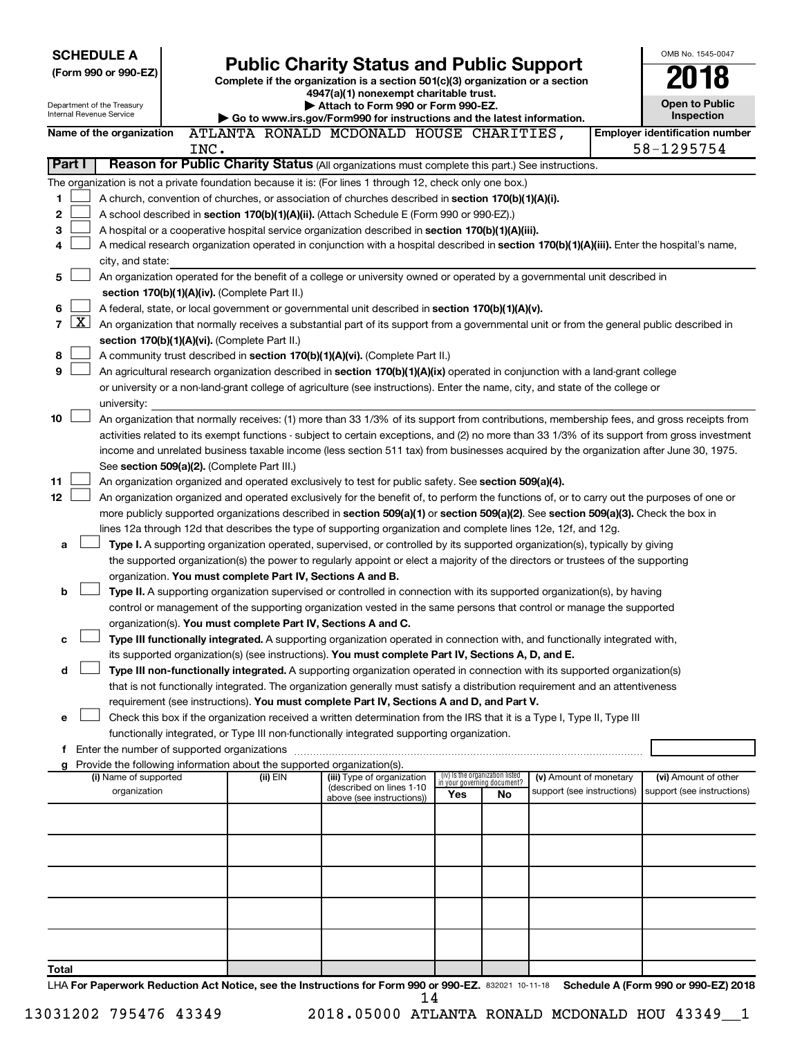**SCHEDULE A**
**(Form 990 or 990-EZ)**

Department of the Treasury
Internal Revenue Service

# Public Charity Status and Public Support

**Complete if the organization is a section 501(c)(3) organization or a section 4947(a)(1) nonexempt charitable trust.**
**▶ Attach to Form 990 or Form 990-EZ.**
**▶ Go to www.irs.gov/Form990 for instructions and the latest information.**

OMB No. 1545-0047
**2018**
**Open to Public Inspection**

**Name of the organization** ATLANTA RONALD MCDONALD HOUSE CHARITIES, INC.
**Employer identification number** 58-1295754

**Part I** **Reason for Public Charity Status** (All organizations must complete this part.) See instructions.

The organization is not a private foundation because it is: (For lines 1 through 12, check only one box.)

1. ☐ A church, convention of churches, or association of churches described in **section 170(b)(1)(A)(i).**
2. ☐ A school described in **section 170(b)(1)(A)(ii).** (Attach Schedule E (Form 990 or 990-EZ).)
3. ☐ A hospital or a cooperative hospital service organization described in **section 170(b)(1)(A)(iii).**
4. ☐ A medical research organization operated in conjunction with a hospital described in **section 170(b)(1)(A)(iii).** Enter the hospital's name, city, and state:
5. ☐ An organization operated for the benefit of a college or university owned or operated by a governmental unit described in **section 170(b)(1)(A)(iv).** (Complete Part II.)
6. ☐ A federal, state, or local government or governmental unit described in **section 170(b)(1)(A)(v).**
7. ☒ An organization that normally receives a substantial part of its support from a governmental unit or from the general public described in **section 170(b)(1)(A)(vi).** (Complete Part II.)
8. ☐ A community trust described in **section 170(b)(1)(A)(vi).** (Complete Part II.)
9. ☐ An agricultural research organization described in **section 170(b)(1)(A)(ix)** operated in conjunction with a land-grant college or university or a non-land-grant college of agriculture (see instructions). Enter the name, city, and state of the college or university:
10. ☐ An organization that normally receives: (1) more than 33 1/3% of its support from contributions, membership fees, and gross receipts from activities related to its exempt functions - subject to certain exceptions, and (2) no more than 33 1/3% of its support from gross investment income and unrelated business taxable income (less section 511 tax) from businesses acquired by the organization after June 30, 1975. See **section 509(a)(2).** (Complete Part III.)
11. ☐ An organization organized and operated exclusively to test for public safety. See **section 509(a)(4).**
12. ☐ An organization organized and operated exclusively for the benefit of, to perform the functions of, or to carry out the purposes of one or more publicly supported organizations described in **section 509(a)(1)** or **section 509(a)(2).** See **section 509(a)(3).** Check the box in lines 12a through 12d that describes the type of supporting organization and complete lines 12e, 12f, and 12g.
   - **a** ☐ **Type I.** A supporting organization operated, supervised, or controlled by its supported organization(s), typically by giving the supported organization(s) the power to regularly appoint or elect a majority of the directors or trustees of the supporting organization. **You must complete Part IV, Sections A and B.**
   - **b** ☐ **Type II.** A supporting organization supervised or controlled in connection with its supported organization(s), by having control or management of the supporting organization vested in the same persons that control or manage the supported organization(s). **You must complete Part IV, Sections A and C.**
   - **c** ☐ **Type III functionally integrated.** A supporting organization operated in connection with, and functionally integrated with, its supported organization(s) (see instructions). **You must complete Part IV, Sections A, D, and E.**
   - **d** ☐ **Type III non-functionally integrated.** A supporting organization operated in connection with its supported organization(s) that is not functionally integrated. The organization generally must satisfy a distribution requirement and an attentiveness requirement (see instructions). **You must complete Part IV, Sections A and D, and Part V.**
   - **e** ☐ Check this box if the organization received a written determination from the IRS that it is a Type I, Type II, Type III functionally integrated, or Type III non-functionally integrated supporting organization.
   - **f** Enter the number of supported organizations
   - **g** Provide the following information about the supported organization(s).

| (i) Name of supported organization | (ii) EIN | (iii) Type of organization (described on lines 1-10 above (see instructions)) | (iv) Is the organization listed in your governing document? Yes | No | (v) Amount of monetary support (see instructions) | (vi) Amount of other support (see instructions) |
|---|---|---|---|---|---|---|
| | | | | | | |
| | | | | | | |
| | | | | | | |
| | | | | | | |
| | | | | | | |
| **Total** | | | | | | |

LHA **For Paperwork Reduction Act Notice, see the Instructions for Form 990 or 990-EZ.** 832021 10-11-18 **Schedule A (Form 990 or 990-EZ) 2018**

13031202 795476 43349 2018.05000 ATLANTA RONALD MCDONALD HOU 43349__1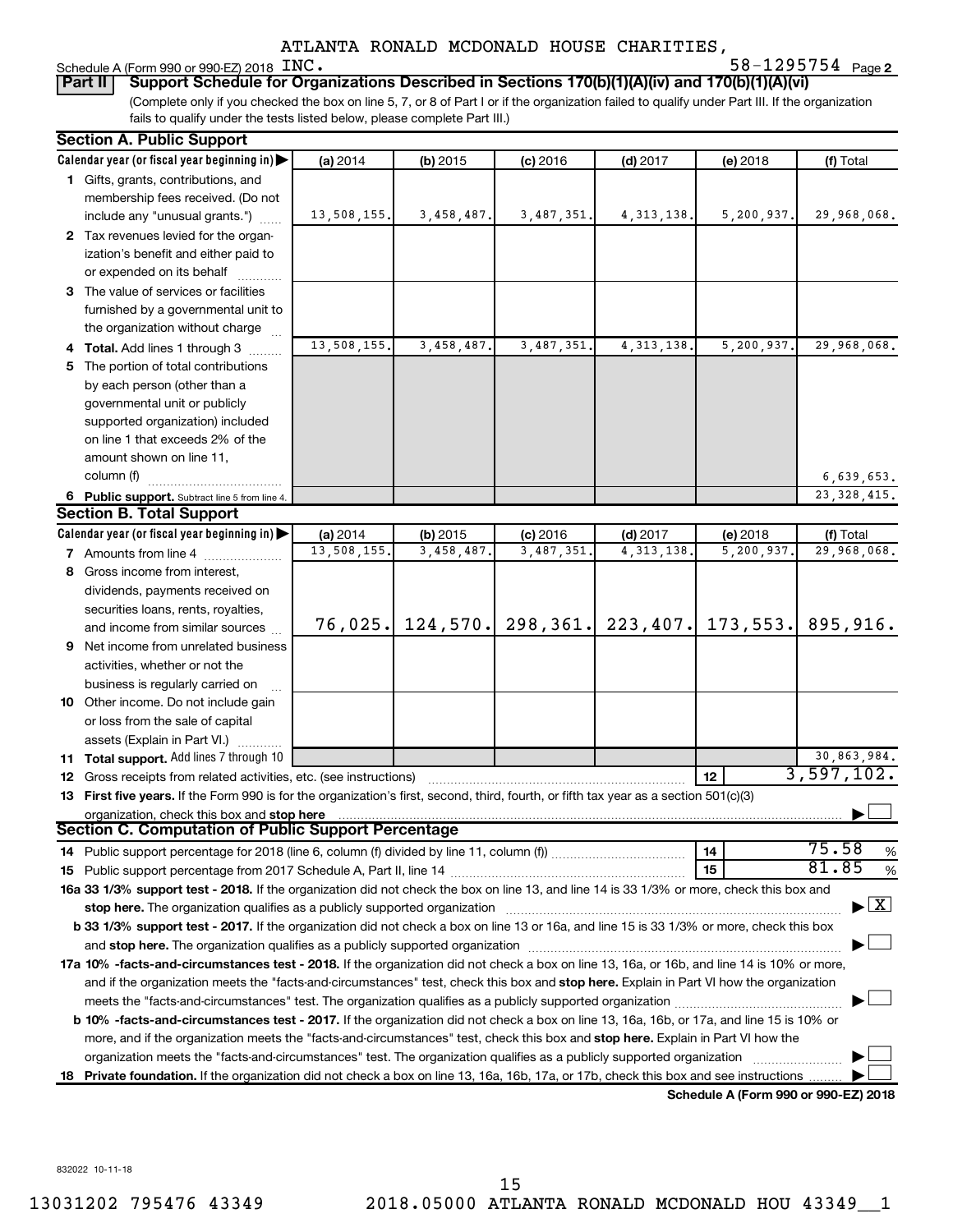ATLANTA RONALD MCDONALD HOUSE CHARITIES,

Schedule A (Form 990 or 990-EZ) 2018 INC. 58-1295754 Page 2

**Part II** **Support Schedule for Organizations Described in Sections 170(b)(1)(A)(iv) and 170(b)(1)(A)(vi)**

(Complete only if you checked the box on line 5, 7, or 8 of Part I or if the organization failed to qualify under Part III. If the organization fails to qualify under the tests listed below, please complete Part III.)

## Section A. Public Support

| Calendar year (or fiscal year beginning in) ▶ | (a) 2014 | (b) 2015 | (c) 2016 | (d) 2017 | (e) 2018 | (f) Total |
|---|---|---|---|---|---|---|
| 1 Gifts, grants, contributions, and membership fees received. (Do not include any "unusual grants.") | 13,508,155. | 3,458,487. | 3,487,351. | 4,313,138. | 5,200,937. | 29,968,068. |
| 2 Tax revenues levied for the organization's benefit and either paid to or expended on its behalf | | | | | | |
| 3 The value of services or facilities furnished by a governmental unit to the organization without charge | | | | | | |
| 4 Total. Add lines 1 through 3 | 13,508,155. | 3,458,487. | 3,487,351. | 4,313,138. | 5,200,937. | 29,968,068. |
| 5 The portion of total contributions by each person (other than a governmental unit or publicly supported organization) included on line 1 that exceeds 2% of the amount shown on line 11, column (f) | | | | | | 6,639,653. |
| 6 Public support. Subtract line 5 from line 4. | | | | | | 23,328,415. |

## Section B. Total Support

| Calendar year (or fiscal year beginning in) ▶ | (a) 2014 | (b) 2015 | (c) 2016 | (d) 2017 | (e) 2018 | (f) Total |
|---|---|---|---|---|---|---|
| 7 Amounts from line 4 | 13,508,155. | 3,458,487. | 3,487,351. | 4,313,138. | 5,200,937. | 29,968,068. |
| 8 Gross income from interest, dividends, payments received on securities loans, rents, royalties, and income from similar sources | 76,025. | 124,570. | 298,361. | 223,407. | 173,553. | 895,916. |
| 9 Net income from unrelated business activities, whether or not the business is regularly carried on | | | | | | |
| 10 Other income. Do not include gain or loss from the sale of capital assets (Explain in Part VI.) | | | | | | |
| 11 Total support. Add lines 7 through 10 | | | | | | 30,863,984. |

**12** Gross receipts from related activities, etc. (see instructions) **12** 3,597,102.

**13 First five years.** If the Form 990 is for the organization's first, second, third, fourth, or fifth tax year as a section 501(c)(3) organization, check this box and **stop here** ▶ ☐

## Section C. Computation of Public Support Percentage

**14** Public support percentage for 2018 (line 6, column (f) divided by line 11, column (f)) **14** 75.58 %

**15** Public support percentage from 2017 Schedule A, Part II, line 14 **15** 81.85 %

**16a 33 1/3% support test - 2018.** If the organization did not check the box on line 13, and line 14 is 33 1/3% or more, check this box and **stop here.** The organization qualifies as a publicly supported organization ▶ ☒

**b 33 1/3% support test - 2017.** If the organization did not check a box on line 13 or 16a, and line 15 is 33 1/3% or more, check this box and **stop here.** The organization qualifies as a publicly supported organization ▶ ☐

**17a 10% -facts-and-circumstances test - 2018.** If the organization did not check a box on line 13, 16a, or 16b, and line 14 is 10% or more, and if the organization meets the "facts-and-circumstances" test, check this box and **stop here.** Explain in Part VI how the organization meets the "facts-and-circumstances" test. The organization qualifies as a publicly supported organization ▶ ☐

**b 10% -facts-and-circumstances test - 2017.** If the organization did not check a box on line 13, 16a, 16b, or 17a, and line 15 is 10% or more, and if the organization meets the "facts-and-circumstances" test, check this box and **stop here.** Explain in Part VI how the organization meets the "facts-and-circumstances" test. The organization qualifies as a publicly supported organization ▶ ☐

**18 Private foundation.** If the organization did not check a box on line 13, 16a, 16b, 17a, or 17b, check this box and see instructions ▶ ☐

**Schedule A (Form 990 or 990-EZ) 2018**

832022 10-11-18

13031202 795476 43349 2018.05000 ATLANTA RONALD MCDONALD HOU 43349__1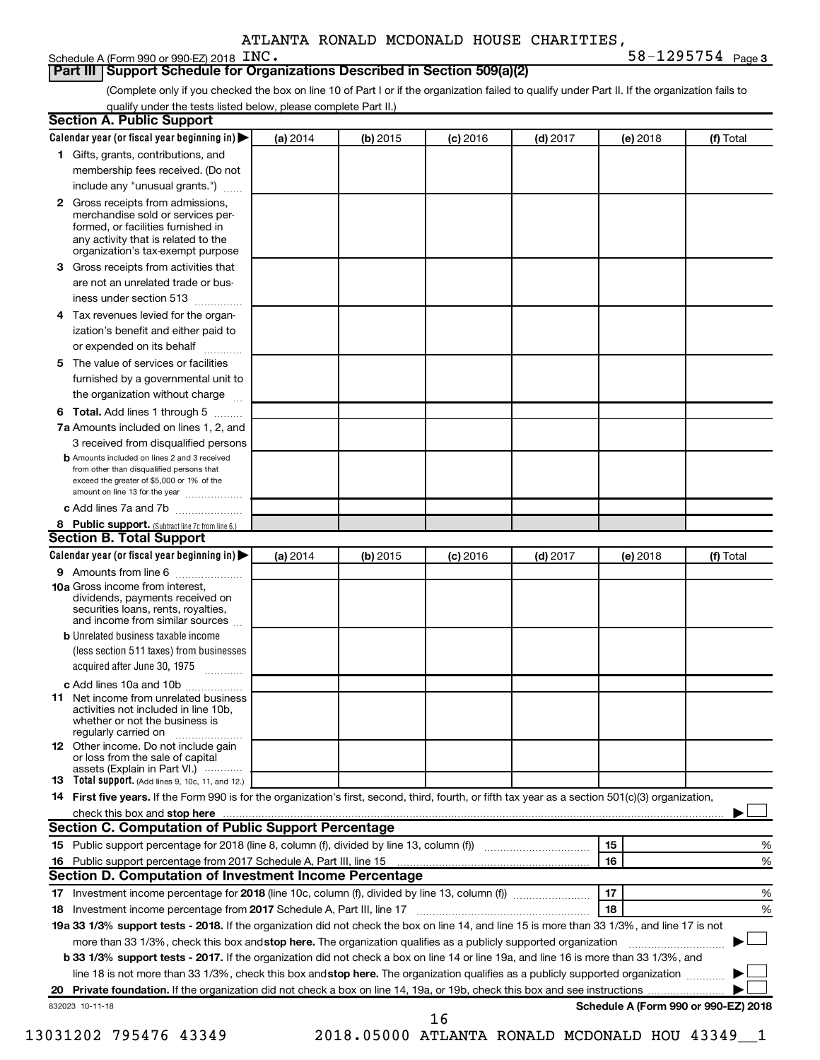ATLANTA RONALD MCDONALD HOUSE CHARITIES, INC.

Schedule A (Form 990 or 990-EZ) 2018 58-1295754 Page 3

## Part III Support Schedule for Organizations Described in Section 509(a)(2)

(Complete only if you checked the box on line 10 of Part I or if the organization failed to qualify under Part II. If the organization fails to qualify under the tests listed below, please complete Part II.)

### Section A. Public Support

| Calendar year (or fiscal year beginning in) | (a) 2014 | (b) 2015 | (c) 2016 | (d) 2017 | (e) 2018 | (f) Total |
|---|---|---|---|---|---|---|
| 1 Gifts, grants, contributions, and membership fees received. (Do not include any "unusual grants.") | | | | | | |
| 2 Gross receipts from admissions, merchandise sold or services performed, or facilities furnished in any activity that is related to the organization's tax-exempt purpose | | | | | | |
| 3 Gross receipts from activities that are not an unrelated trade or business under section 513 | | | | | | |
| 4 Tax revenues levied for the organization's benefit and either paid to or expended on its behalf | | | | | | |
| 5 The value of services or facilities furnished by a governmental unit to the organization without charge | | | | | | |
| 6 Total. Add lines 1 through 5 | | | | | | |
| 7a Amounts included on lines 1, 2, and 3 received from disqualified persons | | | | | | |
| b Amounts included on lines 2 and 3 received from other than disqualified persons that exceed the greater of $5,000 or 1% of the amount on line 13 for the year | | | | | | |
| c Add lines 7a and 7b | | | | | | |
| 8 Public support. (Subtract line 7c from line 6.) | | | | | | |

### Section B. Total Support

| Calendar year (or fiscal year beginning in) | (a) 2014 | (b) 2015 | (c) 2016 | (d) 2017 | (e) 2018 | (f) Total |
|---|---|---|---|---|---|---|
| 9 Amounts from line 6 | | | | | | |
| 10a Gross income from interest, dividends, payments received on securities loans, rents, royalties, and income from similar sources | | | | | | |
| b Unrelated business taxable income (less section 511 taxes) from businesses acquired after June 30, 1975 | | | | | | |
| c Add lines 10a and 10b | | | | | | |
| 11 Net income from unrelated business activities not included in line 10b, whether or not the business is regularly carried on | | | | | | |
| 12 Other income. Do not include gain or loss from the sale of capital assets (Explain in Part VI.) | | | | | | |
| 13 Total support. (Add lines 9, 10c, 11, and 12.) | | | | | | |

14 **First five years.** If the Form 990 is for the organization's first, second, third, fourth, or fifth tax year as a section 501(c)(3) organization, check this box and **stop here** ☐

### Section C. Computation of Public Support Percentage

| | | | |
|---|---|---|---|
| 15 | Public support percentage for 2018 (line 8, column (f), divided by line 13, column (f)) | 15 | % |
| 16 | Public support percentage from 2017 Schedule A, Part III, line 15 | 16 | % |

### Section D. Computation of Investment Income Percentage

| | | | |
|---|---|---|---|
| 17 | Investment income percentage for **2018** (line 10c, column (f), divided by line 13, column (f)) | 17 | % |
| 18 | Investment income percentage from **2017** Schedule A, Part III, line 17 | 18 | % |

**19a 33 1/3% support tests - 2018.** If the organization did not check the box on line 14, and line 15 is more than 33 1/3%, and line 17 is not more than 33 1/3%, check this box and **stop here.** The organization qualifies as a publicly supported organization ☐

**b 33 1/3% support tests - 2017.** If the organization did not check a box on line 14 or line 19a, and line 16 is more than 33 1/3%, and line 18 is not more than 33 1/3%, check this box and **stop here.** The organization qualifies as a publicly supported organization ☐

**20 Private foundation.** If the organization did not check a box on line 14, 19a, or 19b, check this box and see instructions ☐

832023 10-11-18

**Schedule A (Form 990 or 990-EZ) 2018**

13031202 795476 43349 2018.05000 ATLANTA RONALD MCDONALD HOU 43349__1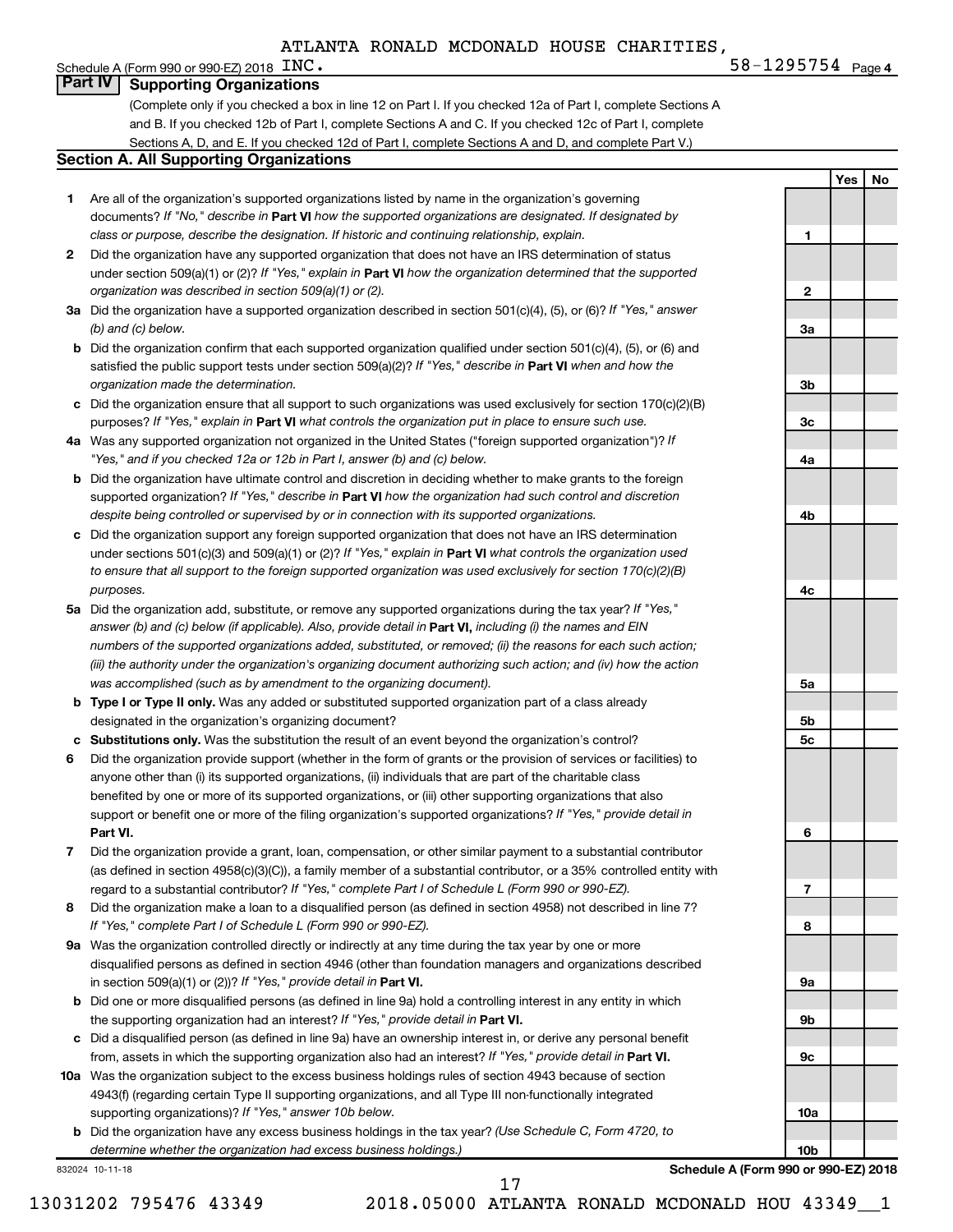ATLANTA RONALD MCDONALD HOUSE CHARITIES,

Schedule A (Form 990 or 990-EZ) 2018 INC. 58-1295754 Page 4

## Part IV Supporting Organizations

(Complete only if you checked a box in line 12 on Part I. If you checked 12a of Part I, complete Sections A and B. If you checked 12b of Part I, complete Sections A and C. If you checked 12c of Part I, complete Sections A, D, and E. If you checked 12d of Part I, complete Sections A and D, and complete Part V.)

### Section A. All Supporting Organizations

| | | Line | Yes | No |
|---|---|---|---|---|
| 1 | Are all of the organization's supported organizations listed by name in the organization's governing documents? *If "No," describe in* **Part VI** *how the supported organizations are designated. If designated by class or purpose, describe the designation. If historic and continuing relationship, explain.* | 1 | | |
| 2 | Did the organization have any supported organization that does not have an IRS determination of status under section 509(a)(1) or (2)? *If "Yes," explain in* **Part VI** *how the organization determined that the supported organization was described in section 509(a)(1) or (2).* | 2 | | |
| 3a | Did the organization have a supported organization described in section 501(c)(4), (5), or (6)? *If "Yes," answer (b) and (c) below.* | 3a | | |
| b | Did the organization confirm that each supported organization qualified under section 501(c)(4), (5), or (6) and satisfied the public support tests under section 509(a)(2)? *If "Yes," describe in* **Part VI** *when and how the organization made the determination.* | 3b | | |
| c | Did the organization ensure that all support to such organizations was used exclusively for section 170(c)(2)(B) purposes? *If "Yes," explain in* **Part VI** *what controls the organization put in place to ensure such use.* | 3c | | |
| 4a | Was any supported organization not organized in the United States ("foreign supported organization")? *If "Yes," and if you checked 12a or 12b in Part I, answer (b) and (c) below.* | 4a | | |
| b | Did the organization have ultimate control and discretion in deciding whether to make grants to the foreign supported organization? *If "Yes," describe in* **Part VI** *how the organization had such control and discretion despite being controlled or supervised by or in connection with its supported organizations.* | 4b | | |
| c | Did the organization support any foreign supported organization that does not have an IRS determination under sections 501(c)(3) and 509(a)(1) or (2)? *If "Yes," explain in* **Part VI** *what controls the organization used to ensure that all support to the foreign supported organization was used exclusively for section 170(c)(2)(B) purposes.* | 4c | | |
| 5a | Did the organization add, substitute, or remove any supported organizations during the tax year? *If "Yes," answer (b) and (c) below (if applicable). Also, provide detail in* **Part VI,** *including (i) the names and EIN numbers of the supported organizations added, substituted, or removed; (ii) the reasons for each such action; (iii) the authority under the organization's organizing document authorizing such action; and (iv) how the action was accomplished (such as by amendment to the organizing document).* | 5a | | |
| b | **Type I or Type II only.** Was any added or substituted supported organization part of a class already designated in the organization's organizing document? | 5b | | |
| c | **Substitutions only.** Was the substitution the result of an event beyond the organization's control? | 5c | | |
| 6 | Did the organization provide support (whether in the form of grants or the provision of services or facilities) to anyone other than (i) its supported organizations, (ii) individuals that are part of the charitable class benefited by one or more of its supported organizations, or (iii) other supporting organizations that also support or benefit one or more of the filing organization's supported organizations? *If "Yes," provide detail in* **Part VI.** | 6 | | |
| 7 | Did the organization provide a grant, loan, compensation, or other similar payment to a substantial contributor (as defined in section 4958(c)(3)(C)), a family member of a substantial contributor, or a 35% controlled entity with regard to a substantial contributor? *If "Yes," complete Part I of Schedule L (Form 990 or 990-EZ).* | 7 | | |
| 8 | Did the organization make a loan to a disqualified person (as defined in section 4958) not described in line 7? *If "Yes," complete Part I of Schedule L (Form 990 or 990-EZ).* | 8 | | |
| 9a | Was the organization controlled directly or indirectly at any time during the tax year by one or more disqualified persons as defined in section 4946 (other than foundation managers and organizations described in section 509(a)(1) or (2))? *If "Yes," provide detail in* **Part VI.** | 9a | | |
| b | Did one or more disqualified persons (as defined in line 9a) hold a controlling interest in any entity in which the supporting organization had an interest? *If "Yes," provide detail in* **Part VI.** | 9b | | |
| c | Did a disqualified person (as defined in line 9a) have an ownership interest in, or derive any personal benefit from, assets in which the supporting organization also had an interest? *If "Yes," provide detail in* **Part VI.** | 9c | | |
| 10a | Was the organization subject to the excess business holdings rules of section 4943 because of section 4943(f) (regarding certain Type II supporting organizations, and all Type III non-functionally integrated supporting organizations)? *If "Yes," answer 10b below.* | 10a | | |
| b | Did the organization have any excess business holdings in the tax year? *(Use Schedule C, Form 4720, to determine whether the organization had excess business holdings.)* | 10b | | |

832024 10-11-18 **Schedule A (Form 990 or 990-EZ) 2018**

13031202 795476 43349 2018.05000 ATLANTA RONALD MCDONALD HOU 43349__1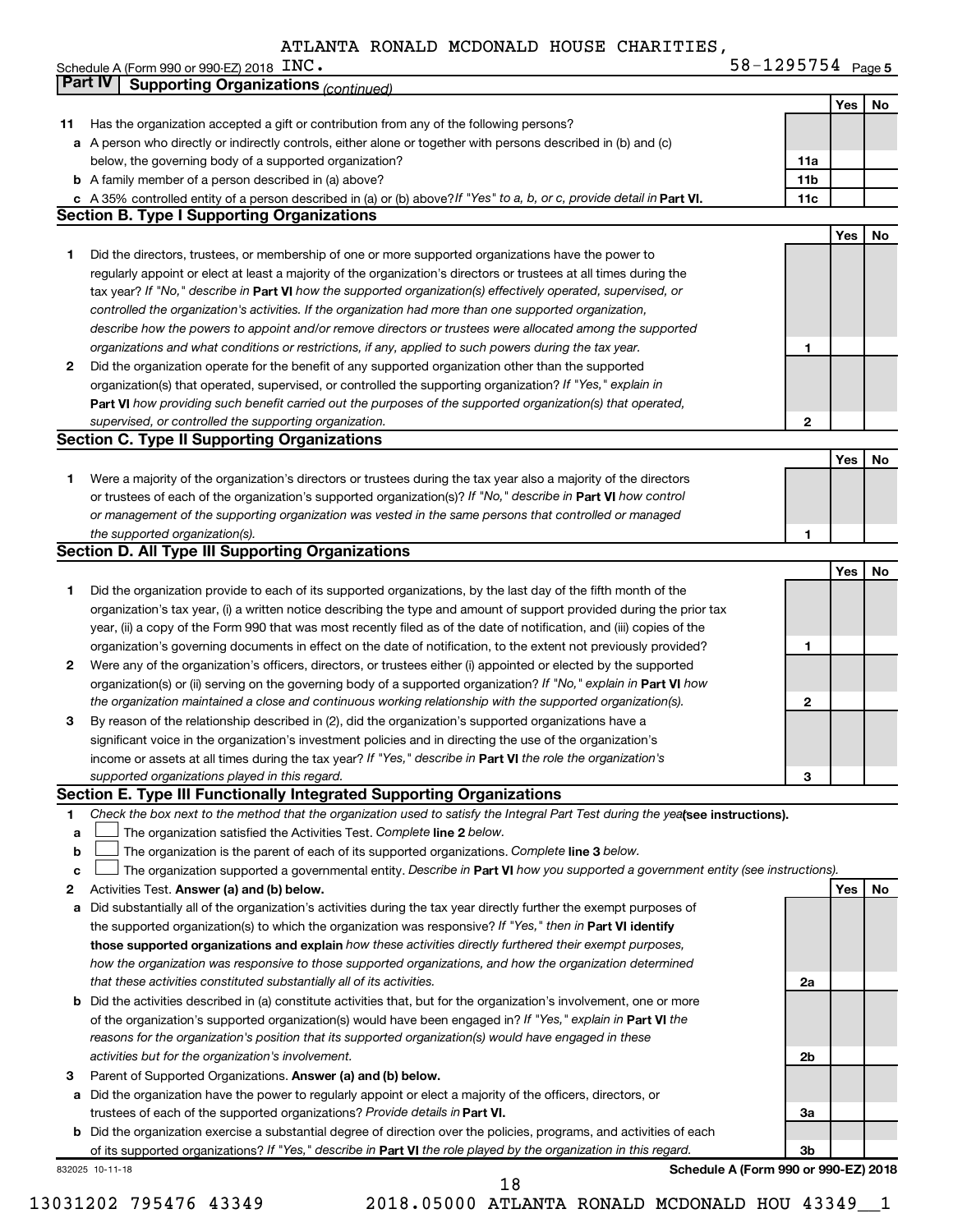ATLANTA RONALD MCDONALD HOUSE CHARITIES,

Schedule A (Form 990 or 990-EZ) 2018 INC. 58-1295754 Page 5

**Part IV Supporting Organizations** *(continued)*

| | | | Yes | No |
|---|---|---|---|---|
| **11** | Has the organization accepted a gift or contribution from any of the following persons? | | | |
| **a** | A person who directly or indirectly controls, either alone or together with persons described in (b) and (c) below, the governing body of a supported organization? | **11a** | | |
| **b** | A family member of a person described in (a) above? | **11b** | | |
| **c** | A 35% controlled entity of a person described in (a) or (b) above? *If "Yes" to a, b, or c, provide detail in* **Part VI.** | **11c** | | |

**Section B. Type I Supporting Organizations**

| | | | Yes | No |
|---|---|---|---|---|
| **1** | Did the directors, trustees, or membership of one or more supported organizations have the power to regularly appoint or elect at least a majority of the organization's directors or trustees at all times during the tax year? *If "No," describe in* **Part VI** *how the supported organization(s) effectively operated, supervised, or controlled the organization's activities. If the organization had more than one supported organization, describe how the powers to appoint and/or remove directors or trustees were allocated among the supported organizations and what conditions or restrictions, if any, applied to such powers during the tax year.* | **1** | | |
| **2** | Did the organization operate for the benefit of any supported organization other than the supported organization(s) that operated, supervised, or controlled the supporting organization? *If "Yes," explain in* **Part VI** *how providing such benefit carried out the purposes of the supported organization(s) that operated, supervised, or controlled the supporting organization.* | **2** | | |

**Section C. Type II Supporting Organizations**

| | | | Yes | No |
|---|---|---|---|---|
| **1** | Were a majority of the organization's directors or trustees during the tax year also a majority of the directors or trustees of each of the organization's supported organization(s)? *If "No," describe in* **Part VI** *how control or management of the supporting organization was vested in the same persons that controlled or managed the supported organization(s).* | **1** | | |

**Section D. All Type III Supporting Organizations**

| | | | Yes | No |
|---|---|---|---|---|
| **1** | Did the organization provide to each of its supported organizations, by the last day of the fifth month of the organization's tax year, (i) a written notice describing the type and amount of support provided during the prior tax year, (ii) a copy of the Form 990 that was most recently filed as of the date of notification, and (iii) copies of the organization's governing documents in effect on the date of notification, to the extent not previously provided? | **1** | | |
| **2** | Were any of the organization's officers, directors, or trustees either (i) appointed or elected by the supported organization(s) or (ii) serving on the governing body of a supported organization? *If "No," explain in* **Part VI** *how the organization maintained a close and continuous working relationship with the supported organization(s).* | **2** | | |
| **3** | By reason of the relationship described in (2), did the organization's supported organizations have a significant voice in the organization's investment policies and in directing the use of the organization's income or assets at all times during the tax year? *If "Yes," describe in* **Part VI** *the role the organization's supported organizations played in this regard.* | **3** | | |

**Section E. Type III Functionally Integrated Supporting Organizations**

**1** *Check the box next to the method that the organization used to satisfy the Integral Part Test during the year* **(see instructions).**

- **a** ☐ The organization satisfied the Activities Test. *Complete* **line 2** *below.*
- **b** ☐ The organization is the parent of each of its supported organizations. *Complete* **line 3** *below.*
- **c** ☐ The organization supported a governmental entity. *Describe in* **Part VI** *how you supported a government entity (see instructions).*

| | | | Yes | No |
|---|---|---|---|---|
| **2** | Activities Test. **Answer (a) and (b) below.** | | | |
| **a** | Did substantially all of the organization's activities during the tax year directly further the exempt purposes of the supported organization(s) to which the organization was responsive? *If "Yes," then in* **Part VI identify those supported organizations and explain** *how these activities directly furthered their exempt purposes, how the organization was responsive to those supported organizations, and how the organization determined that these activities constituted substantially all of its activities.* | **2a** | | |
| **b** | Did the activities described in (a) constitute activities that, but for the organization's involvement, one or more of the organization's supported organization(s) would have been engaged in? *If "Yes," explain in* **Part VI** *the reasons for the organization's position that its supported organization(s) would have engaged in these activities but for the organization's involvement.* | **2b** | | |
| **3** | Parent of Supported Organizations. **Answer (a) and (b) below.** | | | |
| **a** | Did the organization have the power to regularly appoint or elect a majority of the officers, directors, or trustees of each of the supported organizations? *Provide details in* **Part VI.** | **3a** | | |
| **b** | Did the organization exercise a substantial degree of direction over the policies, programs, and activities of each of its supported organizations? *If "Yes," describe in* **Part VI** *the role played by the organization in this regard.* | **3b** | | |

832025 10-11-18 **Schedule A (Form 990 or 990-EZ) 2018**

13031202 795476 43349 2018.05000 ATLANTA RONALD MCDONALD HOU 43349__1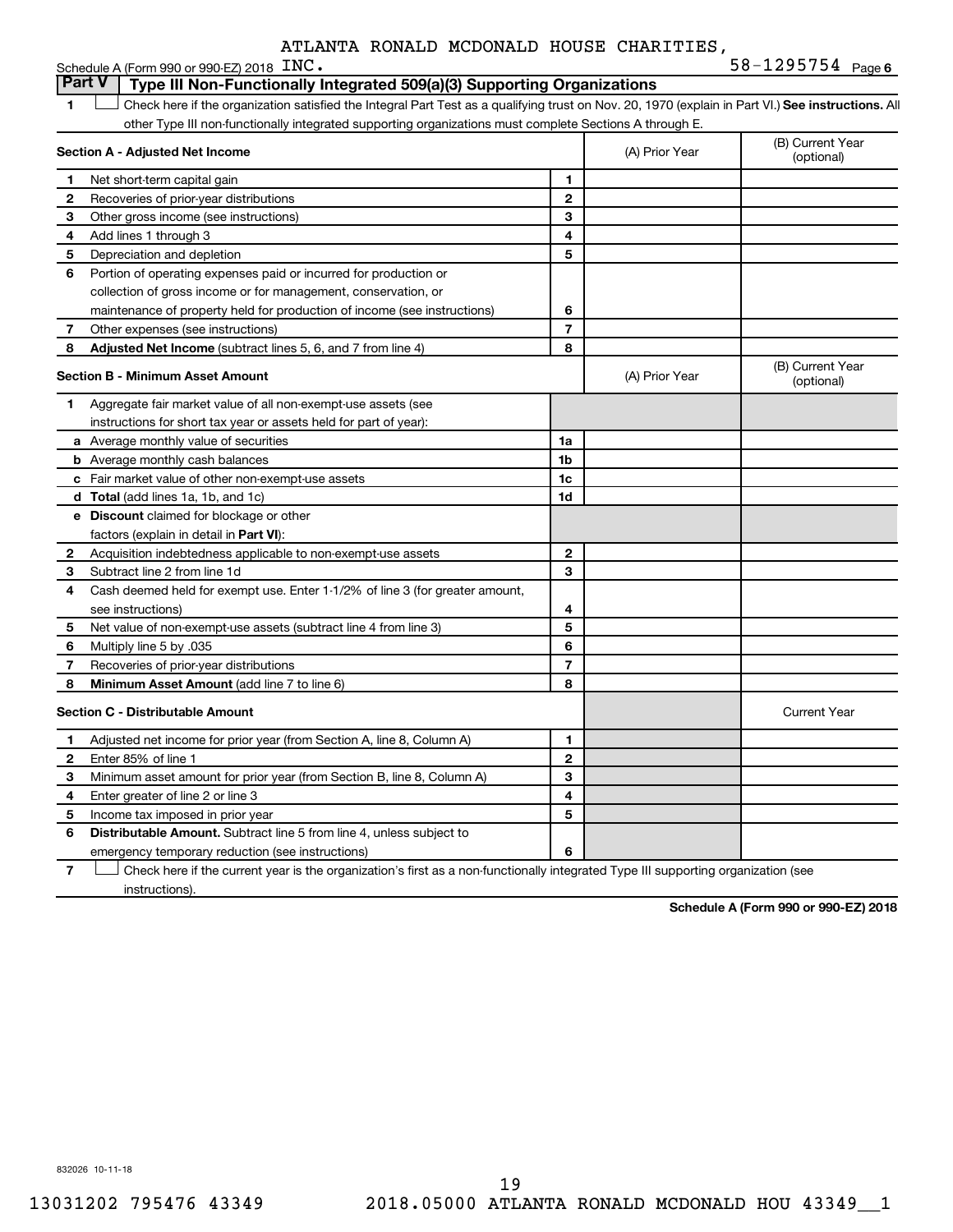ATLANTA RONALD MCDONALD HOUSE CHARITIES,

Schedule A (Form 990 or 990-EZ) 2018 INC. 58-1295754 Page 6

## Part V Type III Non-Functionally Integrated 509(a)(3) Supporting Organizations

1 ☐ Check here if the organization satisfied the Integral Part Test as a qualifying trust on Nov. 20, 1970 (explain in Part VI.) **See instructions.** All other Type III non-functionally integrated supporting organizations must complete Sections A through E.

| **Section A - Adjusted Net Income** | | | (A) Prior Year | (B) Current Year (optional) |
|---|---|---|---|---|
| 1 | Net short-term capital gain | 1 | | |
| 2 | Recoveries of prior-year distributions | 2 | | |
| 3 | Other gross income (see instructions) | 3 | | |
| 4 | Add lines 1 through 3 | 4 | | |
| 5 | Depreciation and depletion | 5 | | |
| 6 | Portion of operating expenses paid or incurred for production or collection of gross income or for management, conservation, or maintenance of property held for production of income (see instructions) | 6 | | |
| 7 | Other expenses (see instructions) | 7 | | |
| 8 | **Adjusted Net Income** (subtract lines 5, 6, and 7 from line 4) | 8 | | |

| **Section B - Minimum Asset Amount** | | | (A) Prior Year | (B) Current Year (optional) |
|---|---|---|---|---|
| 1 | Aggregate fair market value of all non-exempt-use assets (see instructions for short tax year or assets held for part of year): | | | |
| a | Average monthly value of securities | 1a | | |
| b | Average monthly cash balances | 1b | | |
| c | Fair market value of other non-exempt-use assets | 1c | | |
| d | **Total** (add lines 1a, 1b, and 1c) | 1d | | |
| e | **Discount** claimed for blockage or other factors (explain in detail in **Part VI**): | | | |
| 2 | Acquisition indebtedness applicable to non-exempt-use assets | 2 | | |
| 3 | Subtract line 2 from line 1d | 3 | | |
| 4 | Cash deemed held for exempt use. Enter 1-1/2% of line 3 (for greater amount, see instructions) | 4 | | |
| 5 | Net value of non-exempt-use assets (subtract line 4 from line 3) | 5 | | |
| 6 | Multiply line 5 by .035 | 6 | | |
| 7 | Recoveries of prior-year distributions | 7 | | |
| 8 | **Minimum Asset Amount** (add line 7 to line 6) | 8 | | |

| **Section C - Distributable Amount** | | | | Current Year |
|---|---|---|---|---|
| 1 | Adjusted net income for prior year (from Section A, line 8, Column A) | 1 | | |
| 2 | Enter 85% of line 1 | 2 | | |
| 3 | Minimum asset amount for prior year (from Section B, line 8, Column A) | 3 | | |
| 4 | Enter greater of line 2 or line 3 | 4 | | |
| 5 | Income tax imposed in prior year | 5 | | |
| 6 | **Distributable Amount.** Subtract line 5 from line 4, unless subject to emergency temporary reduction (see instructions) | 6 | | |

7 ☐ Check here if the current year is the organization's first as a non-functionally integrated Type III supporting organization (see instructions).

**Schedule A (Form 990 or 990-EZ) 2018**

832026 10-11-18

13031202 795476 43349 2018.05000 ATLANTA RONALD MCDONALD HOU 43349__1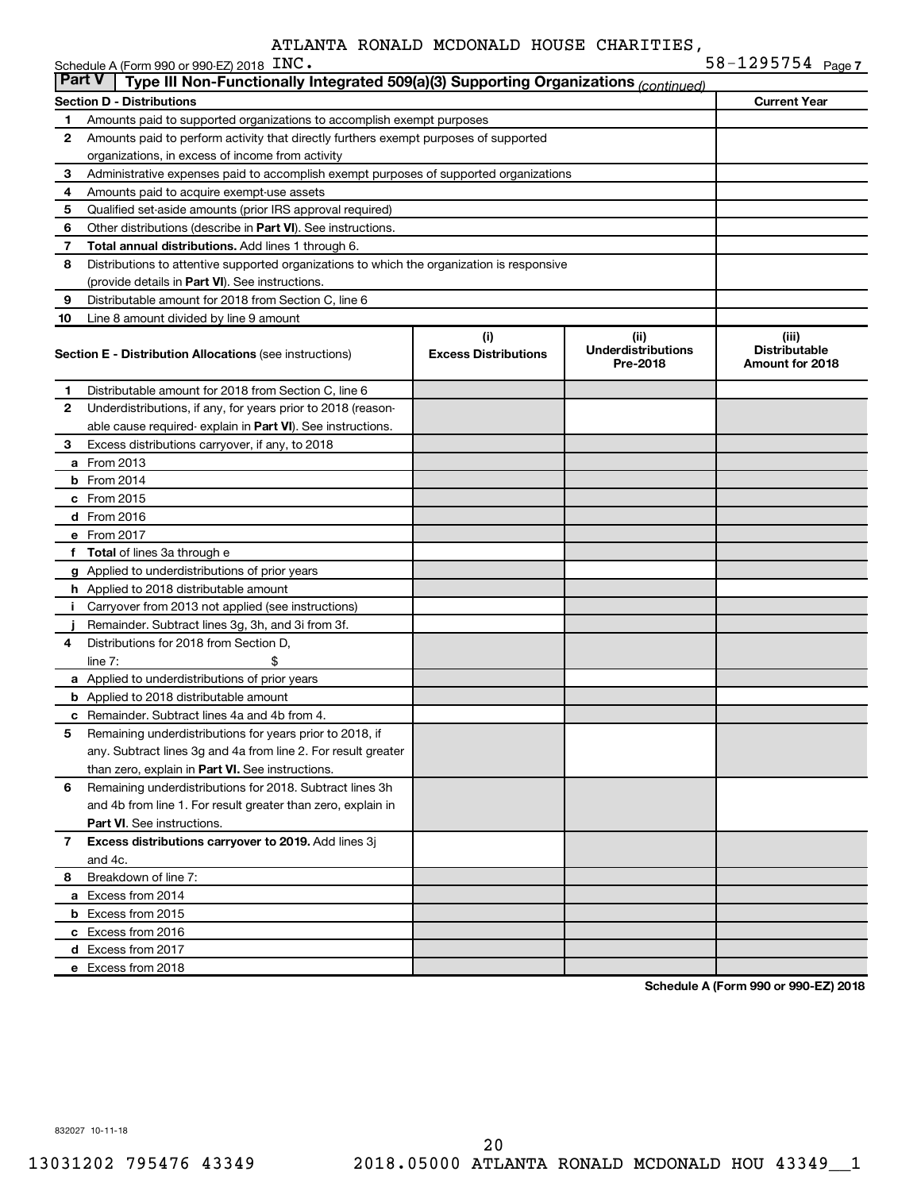ATLANTA RONALD MCDONALD HOUSE CHARITIES, INC.

Schedule A (Form 990 or 990-EZ) 2018 58-1295754 Page 7

**Part V Type III Non-Functionally Integrated 509(a)(3) Supporting Organizations** *(continued)*

| **Section D - Distributions** | | **Current Year** |
|---|---|---|
| 1 | Amounts paid to supported organizations to accomplish exempt purposes | |
| 2 | Amounts paid to perform activity that directly furthers exempt purposes of supported organizations, in excess of income from activity | |
| 3 | Administrative expenses paid to accomplish exempt purposes of supported organizations | |
| 4 | Amounts paid to acquire exempt-use assets | |
| 5 | Qualified set-aside amounts (prior IRS approval required) | |
| 6 | Other distributions (describe in **Part VI**). See instructions. | |
| 7 | **Total annual distributions.** Add lines 1 through 6. | |
| 8 | Distributions to attentive supported organizations to which the organization is responsive (provide details in **Part VI**). See instructions. | |
| 9 | Distributable amount for 2018 from Section C, line 6 | |
| 10 | Line 8 amount divided by line 9 amount | |

| | **Section E - Distribution Allocations** (see instructions) | (i) **Excess Distributions** | (ii) **Underdistributions Pre-2018** | (iii) **Distributable Amount for 2018** |
|---|---|---|---|---|
| 1 | Distributable amount for 2018 from Section C, line 6 | | | |
| 2 | Underdistributions, if any, for years prior to 2018 (reasonable cause required- explain in **Part VI**). See instructions. | | | |
| 3 | Excess distributions carryover, if any, to 2018 | | | |
| a | From 2013 | | | |
| b | From 2014 | | | |
| c | From 2015 | | | |
| d | From 2016 | | | |
| e | From 2017 | | | |
| f | **Total** of lines 3a through e | | | |
| g | Applied to underdistributions of prior years | | | |
| h | Applied to 2018 distributable amount | | | |
| i | Carryover from 2013 not applied (see instructions) | | | |
| j | Remainder. Subtract lines 3g, 3h, and 3i from 3f. | | | |
| 4 | Distributions for 2018 from Section D, line 7: $ | | | |
| a | Applied to underdistributions of prior years | | | |
| b | Applied to 2018 distributable amount | | | |
| c | Remainder. Subtract lines 4a and 4b from 4. | | | |
| 5 | Remaining underdistributions for years prior to 2018, if any. Subtract lines 3g and 4a from line 2. For result greater than zero, explain in **Part VI.** See instructions. | | | |
| 6 | Remaining underdistributions for 2018. Subtract lines 3h and 4b from line 1. For result greater than zero, explain in **Part VI**. See instructions. | | | |
| 7 | **Excess distributions carryover to 2019.** Add lines 3j and 4c. | | | |
| 8 | Breakdown of line 7: | | | |
| a | Excess from 2014 | | | |
| b | Excess from 2015 | | | |
| c | Excess from 2016 | | | |
| d | Excess from 2017 | | | |
| e | Excess from 2018 | | | |

**Schedule A (Form 990 or 990-EZ) 2018**

832027 10-11-18

13031202 795476 43349 2018.05000 ATLANTA RONALD MCDONALD HOU 43349__1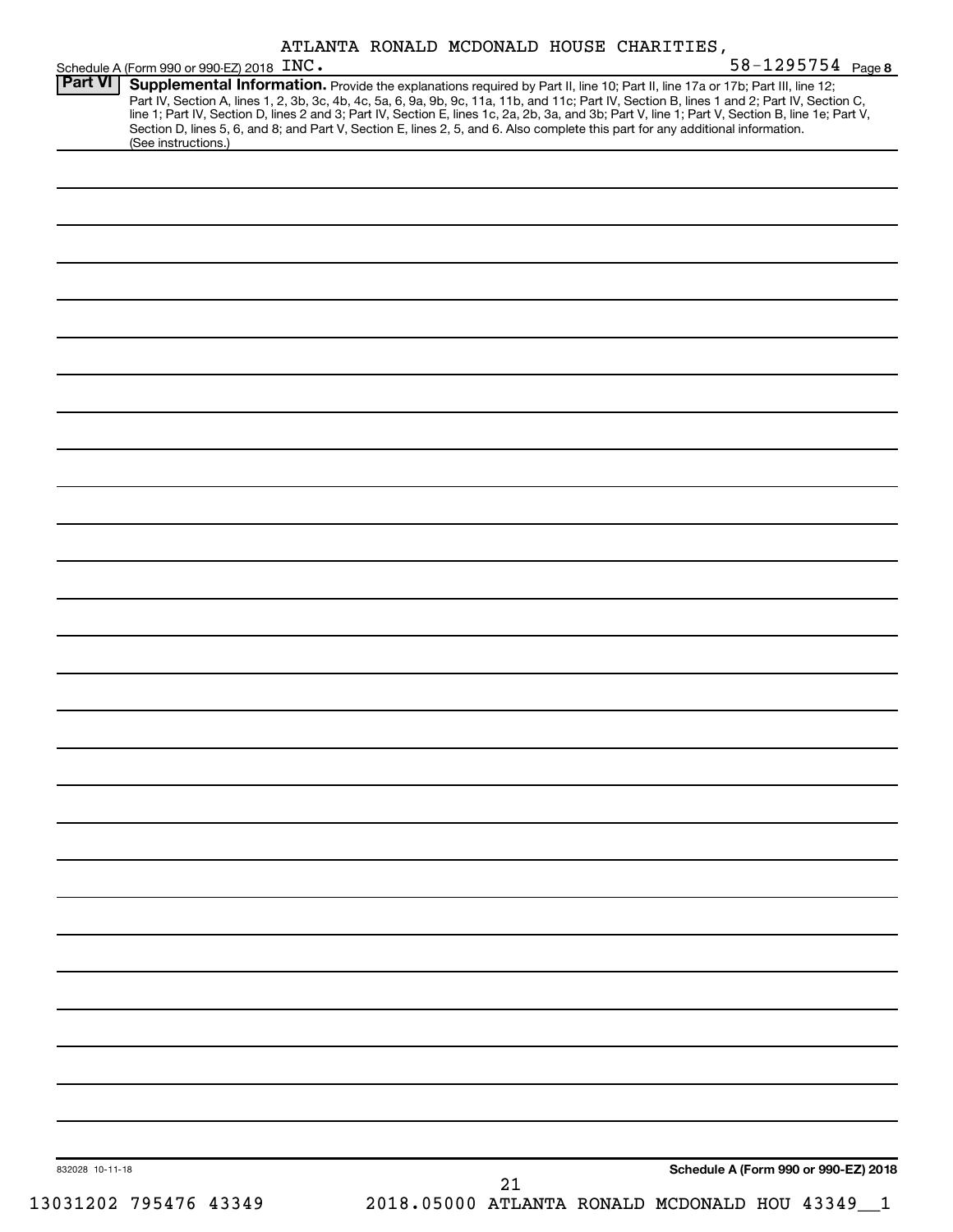ATLANTA RONALD MCDONALD HOUSE CHARITIES,

Schedule A (Form 990 or 990-EZ) 2018 INC. 58-1295754 Page **8**

**Part VI** **Supplemental Information.** Provide the explanations required by Part II, line 10; Part II, line 17a or 17b; Part III, line 12; Part IV, Section A, lines 1, 2, 3b, 3c, 4b, 4c, 5a, 6, 9a, 9b, 9c, 11a, 11b, and 11c; Part IV, Section B, lines 1 and 2; Part IV, Section C, line 1; Part IV, Section D, lines 2 and 3; Part IV, Section E, lines 1c, 2a, 2b, 3a, and 3b; Part V, line 1; Part V, Section B, line 1e; Part V, Section D, lines 5, 6, and 8; and Part V, Section E, lines 2, 5, and 6. Also complete this part for any additional information. (See instructions.)

832028 10-11-18

**Schedule A (Form 990 or 990-EZ) 2018**

13031202 795476 43349 2018.05000 ATLANTA RONALD MCDONALD HOU 43349__1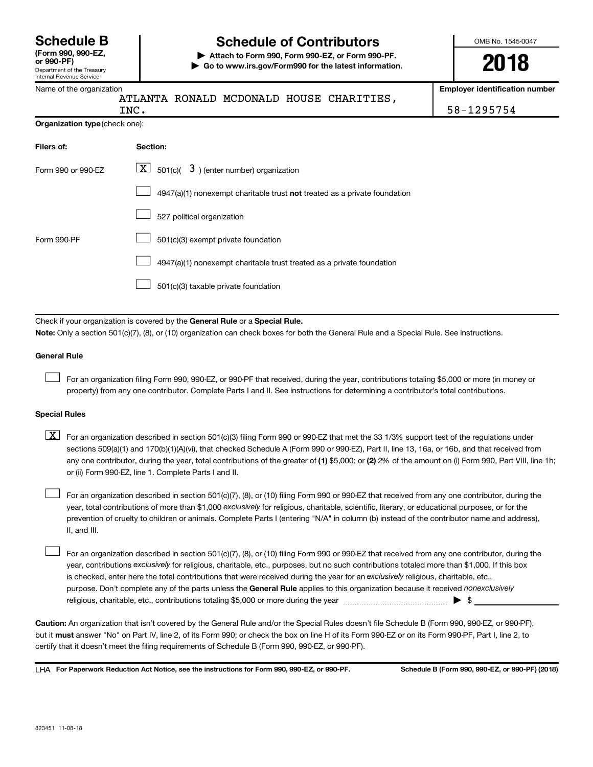# Schedule B

**(Form 990, 990-EZ, or 990-PF)**

Department of the Treasury
Internal Revenue Service

## Schedule of Contributors

▶ **Attach to Form 990, Form 990-EZ, or Form 990-PF.**
▶ **Go to www.irs.gov/Form990 for the latest information.**

OMB No. 1545-0047

**2018**

Name of the organization: ATLANTA RONALD MCDONALD HOUSE CHARITIES, INC.

**Employer identification number:** 58-1295754

**Organization type** (check one):

| Filers of: | Section: |
|---|---|
| Form 990 or 990-EZ | [X] 501(c)( 3 ) (enter number) organization |
| | [ ] 4947(a)(1) nonexempt charitable trust **not** treated as a private foundation |
| | [ ] 527 political organization |
| Form 990-PF | [ ] 501(c)(3) exempt private foundation |
| | [ ] 4947(a)(1) nonexempt charitable trust treated as a private foundation |
| | [ ] 501(c)(3) taxable private foundation |

Check if your organization is covered by the **General Rule** or a **Special Rule.**

**Note:** Only a section 501(c)(7), (8), or (10) organization can check boxes for both the General Rule and a Special Rule. See instructions.

### General Rule

[ ] For an organization filing Form 990, 990-EZ, or 990-PF that received, during the year, contributions totaling $5,000 or more (in money or property) from any one contributor. Complete Parts I and II. See instructions for determining a contributor's total contributions.

### Special Rules

[X] For an organization described in section 501(c)(3) filing Form 990 or 990-EZ that met the 33 1/3% support test of the regulations under sections 509(a)(1) and 170(b)(1)(A)(vi), that checked Schedule A (Form 990 or 990-EZ), Part II, line 13, 16a, or 16b, and that received from any one contributor, during the year, total contributions of the greater of **(1)** $5,000; or **(2)** 2% of the amount on (i) Form 990, Part VIII, line 1h; or (ii) Form 990-EZ, line 1. Complete Parts I and II.

[ ] For an organization described in section 501(c)(7), (8), or (10) filing Form 990 or 990-EZ that received from any one contributor, during the year, total contributions of more than $1,000 *exclusively* for religious, charitable, scientific, literary, or educational purposes, or for the prevention of cruelty to children or animals. Complete Parts I (entering "N/A" in column (b) instead of the contributor name and address), II, and III.

[ ] For an organization described in section 501(c)(7), (8), or (10) filing Form 990 or 990-EZ that received from any one contributor, during the year, contributions *exclusively* for religious, charitable, etc., purposes, but no such contributions totaled more than $1,000. If this box is checked, enter here the total contributions that were received during the year for an *exclusively* religious, charitable, etc., purpose. Don't complete any of the parts unless the **General Rule** applies to this organization because it received *nonexclusively* religious, charitable, etc., contributions totaling $5,000 or more during the year ▶ $ ______

**Caution:** An organization that isn't covered by the General Rule and/or the Special Rules doesn't file Schedule B (Form 990, 990-EZ, or 990-PF), but it **must** answer "No" on Part IV, line 2, of its Form 990; or check the box on line H of its Form 990-EZ or on its Form 990-PF, Part I, line 2, to certify that it doesn't meet the filing requirements of Schedule B (Form 990, 990-EZ, or 990-PF).

LHA **For Paperwork Reduction Act Notice, see the instructions for Form 990, 990-EZ, or 990-PF.** **Schedule B (Form 990, 990-EZ, or 990-PF) (2018)**

823451 11-08-18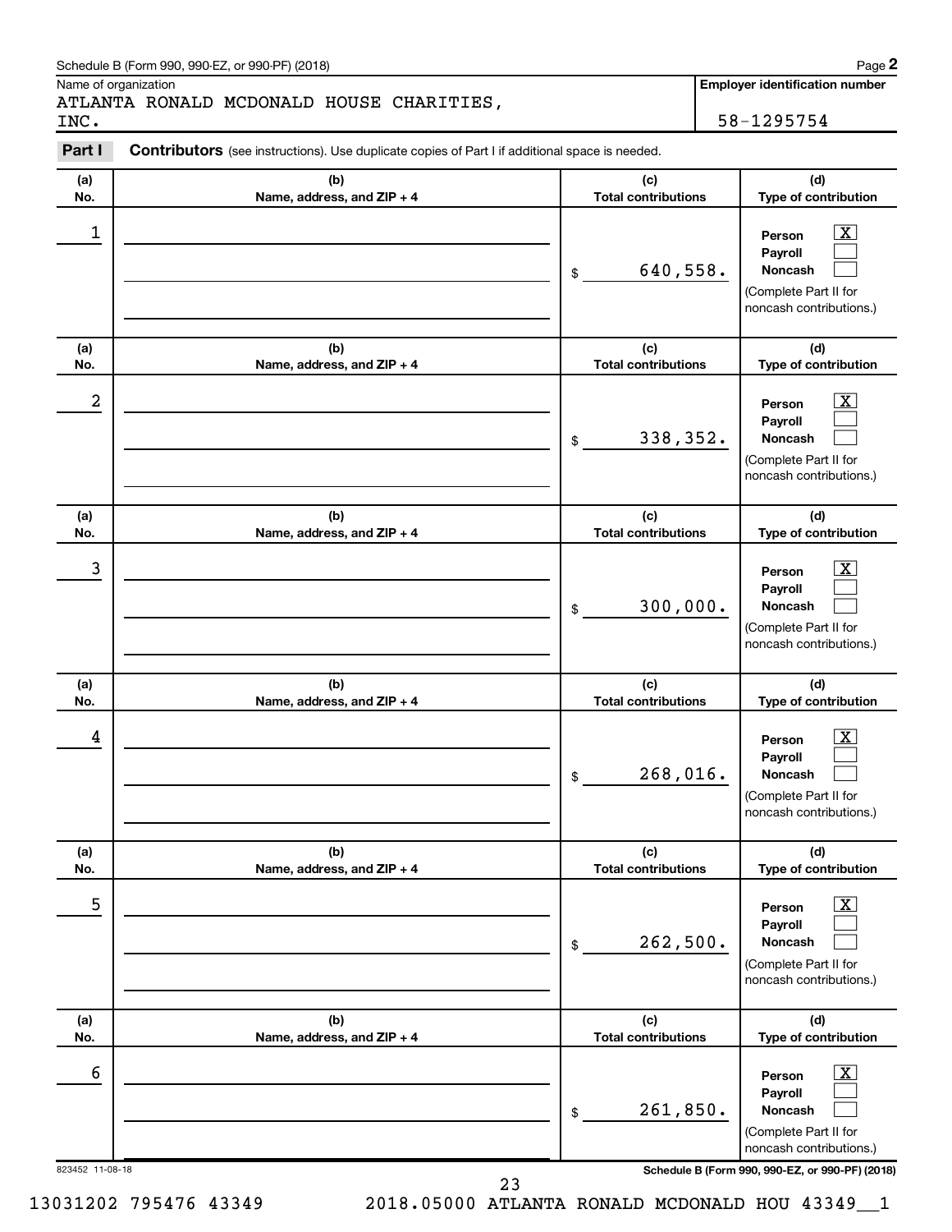Schedule B (Form 990, 990-EZ, or 990-PF) (2018)

Name of organization
ATLANTA RONALD MCDONALD HOUSE CHARITIES, INC.

**Employer identification number**
58-1295754

**Part I** **Contributors** (see instructions). Use duplicate copies of Part I if additional space is needed.

| (a) No. | (b) Name, address, and ZIP + 4 | (c) Total contributions | (d) Type of contribution |
|---|---|---|---|
| 1 | | $ 640,558. | Person [X] Payroll [ ] Noncash [ ] (Complete Part II for noncash contributions.) |
| 2 | | $ 338,352. | Person [X] Payroll [ ] Noncash [ ] (Complete Part II for noncash contributions.) |
| 3 | | $ 300,000. | Person [X] Payroll [ ] Noncash [ ] (Complete Part II for noncash contributions.) |
| 4 | | $ 268,016. | Person [X] Payroll [ ] Noncash [ ] (Complete Part II for noncash contributions.) |
| 5 | | $ 262,500. | Person [X] Payroll [ ] Noncash [ ] (Complete Part II for noncash contributions.) |
| 6 | | $ 261,850. | Person [X] Payroll [ ] Noncash [ ] (Complete Part II for noncash contributions.) |

823452 11-08-18

**Schedule B (Form 990, 990-EZ, or 990-PF) (2018)**

13031202 795476 43349 2018.05000 ATLANTA RONALD MCDONALD HOU 43349__1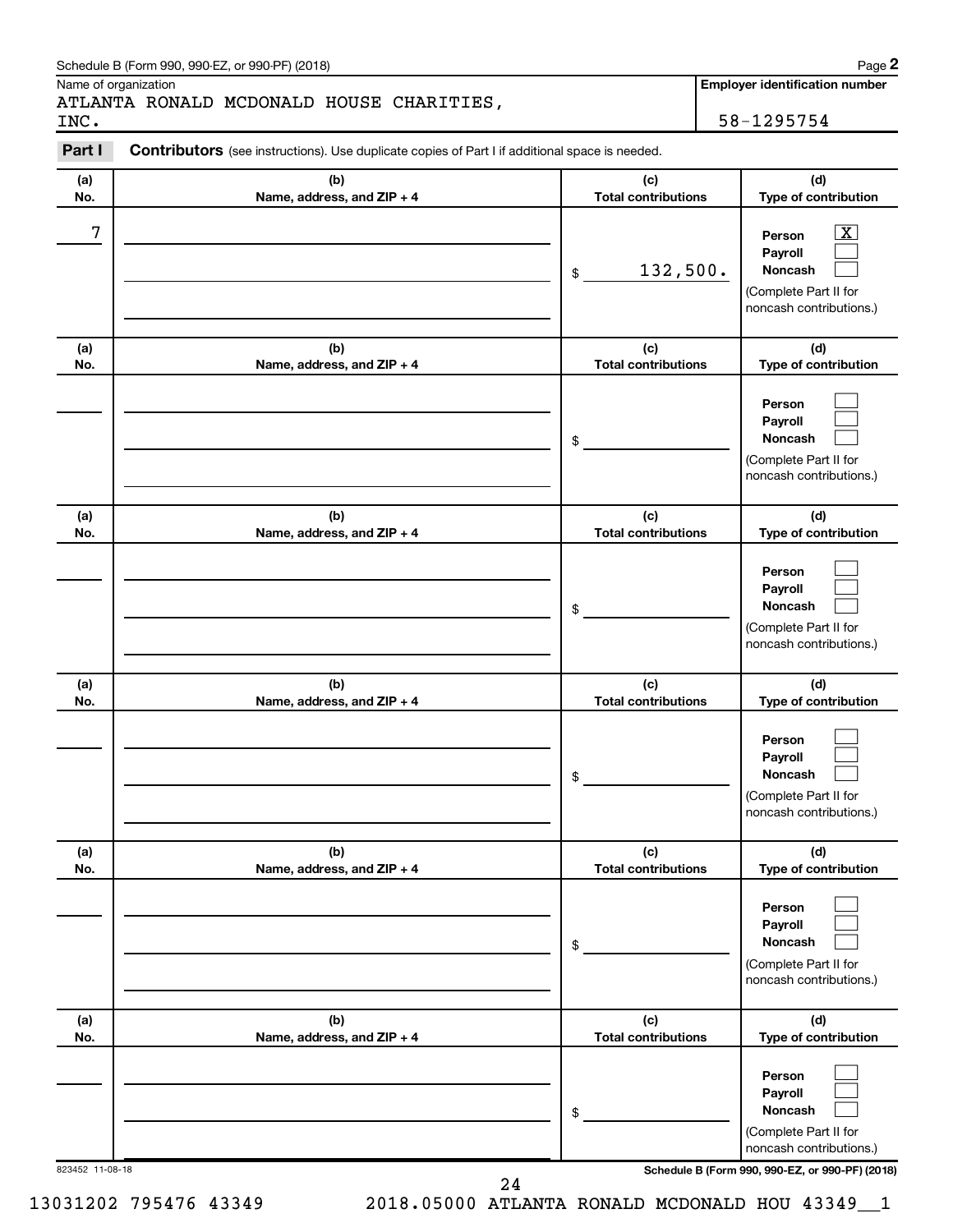Schedule B (Form 990, 990-EZ, or 990-PF) (2018)

Name of organization

ATLANTA RONALD MCDONALD HOUSE CHARITIES, INC.

**Employer identification number**

58-1295754

**Part I** **Contributors** (see instructions). Use duplicate copies of Part I if additional space is needed.

| (a) No. | (b) Name, address, and ZIP + 4 | (c) Total contributions | (d) Type of contribution |
|---|---|---|---|
| 7 | | $ 132,500. | Person [X] Payroll [ ] Noncash [ ] (Complete Part II for noncash contributions.) |
| | | $ | Person [ ] Payroll [ ] Noncash [ ] (Complete Part II for noncash contributions.) |
| | | $ | Person [ ] Payroll [ ] Noncash [ ] (Complete Part II for noncash contributions.) |
| | | $ | Person [ ] Payroll [ ] Noncash [ ] (Complete Part II for noncash contributions.) |
| | | $ | Person [ ] Payroll [ ] Noncash [ ] (Complete Part II for noncash contributions.) |
| | | $ | Person [ ] Payroll [ ] Noncash [ ] (Complete Part II for noncash contributions.) |

823452 11-08-18

**Schedule B (Form 990, 990-EZ, or 990-PF) (2018)**

13031202 795476 43349 2018.05000 ATLANTA RONALD MCDONALD HOU 43349__1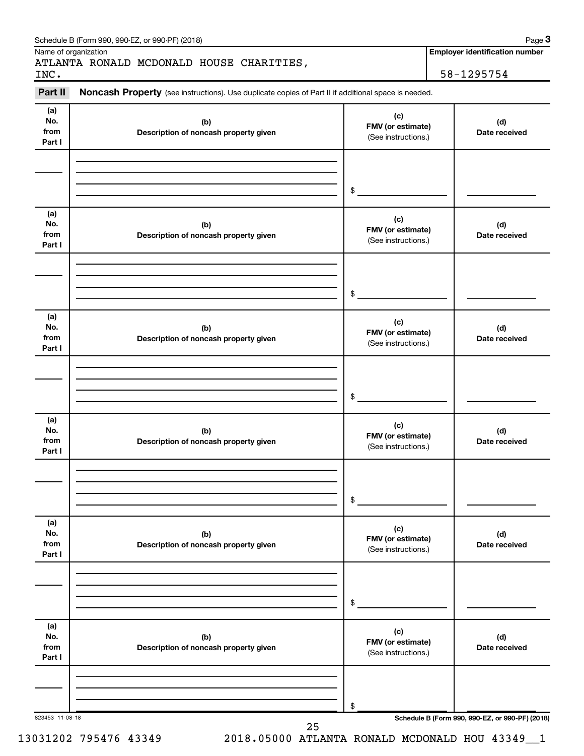Schedule B (Form 990, 990-EZ, or 990-PF) (2018)

Name of organization

ATLANTA RONALD MCDONALD HOUSE CHARITIES, INC.

**Employer identification number**

58-1295754

**Part II** **Noncash Property** (see instructions). Use duplicate copies of Part II if additional space is needed.

| (a) No. from Part I | (b) Description of noncash property given | (c) FMV (or estimate) (See instructions.) | (d) Date received |
|---|---|---|---|
| | | $ | |

| (a) No. from Part I | (b) Description of noncash property given | (c) FMV (or estimate) (See instructions.) | (d) Date received |
|---|---|---|---|
| | | $ | |

| (a) No. from Part I | (b) Description of noncash property given | (c) FMV (or estimate) (See instructions.) | (d) Date received |
|---|---|---|---|
| | | $ | |

| (a) No. from Part I | (b) Description of noncash property given | (c) FMV (or estimate) (See instructions.) | (d) Date received |
|---|---|---|---|
| | | $ | |

| (a) No. from Part I | (b) Description of noncash property given | (c) FMV (or estimate) (See instructions.) | (d) Date received |
|---|---|---|---|
| | | $ | |

| (a) No. from Part I | (b) Description of noncash property given | (c) FMV (or estimate) (See instructions.) | (d) Date received |
|---|---|---|---|
| | | $ | |

823453 11-08-18

**Schedule B (Form 990, 990-EZ, or 990-PF) (2018)**

13031202 795476 43349 2018.05000 ATLANTA RONALD MCDONALD HOU 43349__1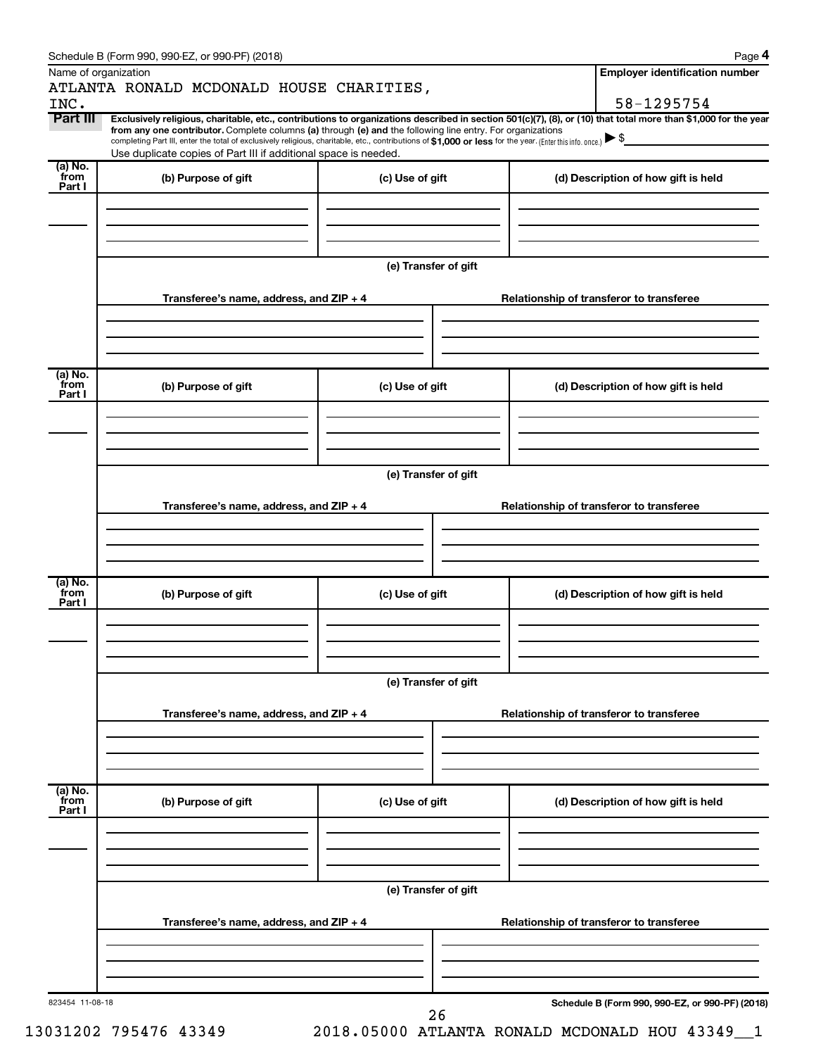Schedule B (Form 990, 990-EZ, or 990-PF) (2018)

Name of organization

ATLANTA RONALD MCDONALD HOUSE CHARITIES, INC.

**Employer identification number**

58-1295754

**Part III** **Exclusively religious, charitable, etc., contributions to organizations described in section 501(c)(7), (8), or (10) that total more than $1,000 for the year from any one contributor.** Complete columns **(a)** through **(e) and** the following line entry. For organizations completing Part III, enter the total of exclusively religious, charitable, etc., contributions of **$1,000 or less** for the year. (Enter this info. once.) ▶ $

Use duplicate copies of Part III if additional space is needed.

| (a) No. from Part I | (b) Purpose of gift | (c) Use of gift | (d) Description of how gift is held |
|---|---|---|---|
| | | | |

**(e) Transfer of gift**

| Transferee's name, address, and ZIP + 4 | Relationship of transferor to transferee |
|---|---|
| | |

| (a) No. from Part I | (b) Purpose of gift | (c) Use of gift | (d) Description of how gift is held |
|---|---|---|---|
| | | | |

**(e) Transfer of gift**

| Transferee's name, address, and ZIP + 4 | Relationship of transferor to transferee |
|---|---|
| | |

| (a) No. from Part I | (b) Purpose of gift | (c) Use of gift | (d) Description of how gift is held |
|---|---|---|---|
| | | | |

**(e) Transfer of gift**

| Transferee's name, address, and ZIP + 4 | Relationship of transferor to transferee |
|---|---|
| | |

| (a) No. from Part I | (b) Purpose of gift | (c) Use of gift | (d) Description of how gift is held |
|---|---|---|---|
| | | | |

**(e) Transfer of gift**

| Transferee's name, address, and ZIP + 4 | Relationship of transferor to transferee |
|---|---|
| | |

823454 11-08-18

**Schedule B (Form 990, 990-EZ, or 990-PF) (2018)**

13031202 795476 43349 2018.05000 ATLANTA RONALD MCDONALD HOU 43349__1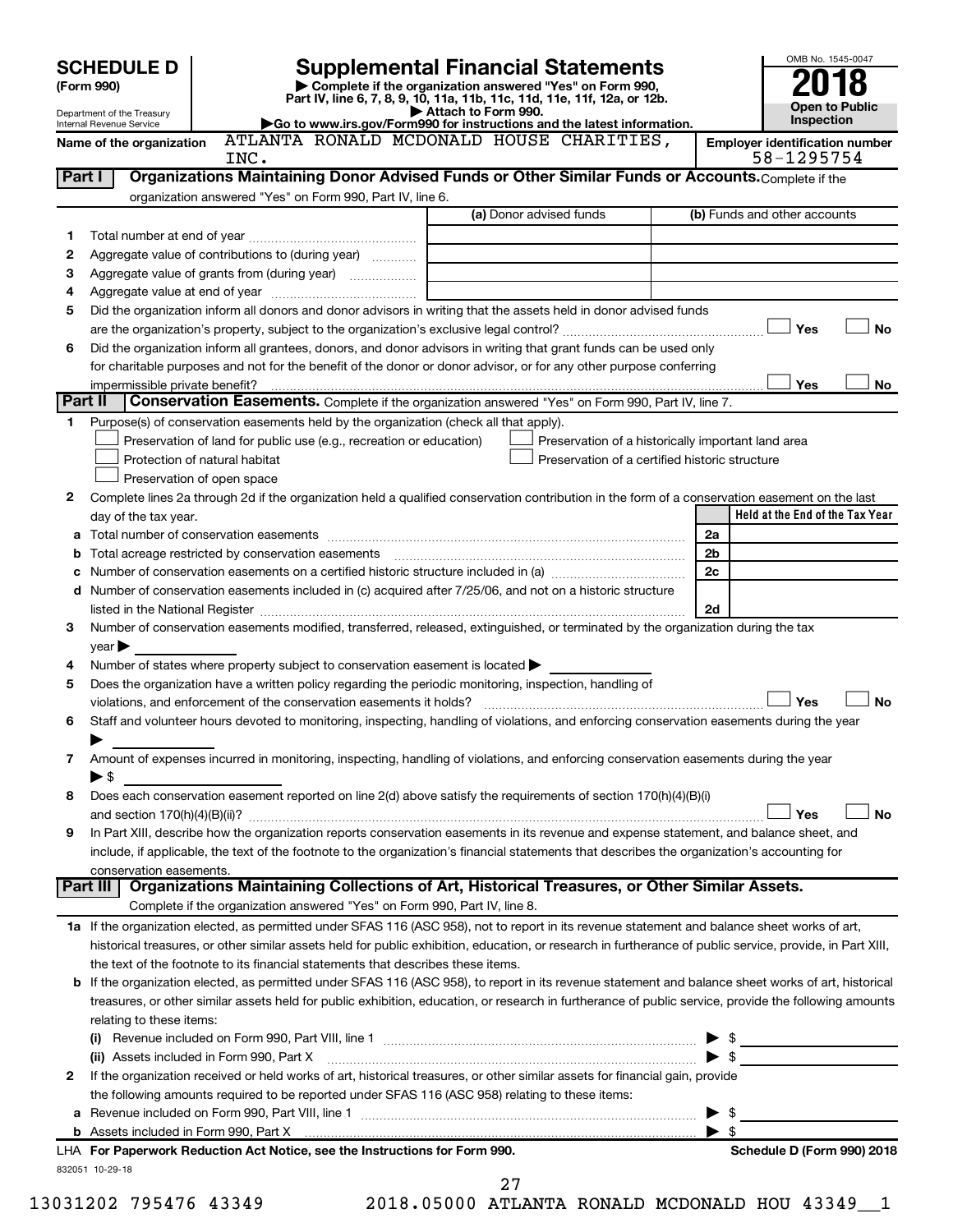**SCHEDULE D (Form 990)**

Department of the Treasury
Internal Revenue Service

# Supplemental Financial Statements

▶ Complete if the organization answered "Yes" on Form 990, Part IV, line 6, 7, 8, 9, 10, 11a, 11b, 11c, 11d, 11e, 11f, 12a, or 12b.
▶ Attach to Form 990.
▶Go to www.irs.gov/Form990 for instructions and the latest information.

OMB No. 1545-0047
**2018**
**Open to Public Inspection**

Name of the organization: ATLANTA RONALD MCDONALD HOUSE CHARITIES, INC.
Employer identification number: 58-1295754

## Part I Organizations Maintaining Donor Advised Funds or Other Similar Funds or Accounts.

Complete if the organization answered "Yes" on Form 990, Part IV, line 6.

| | | (a) Donor advised funds | (b) Funds and other accounts |
|---|---|---|---|
| 1 | Total number at end of year | | |
| 2 | Aggregate value of contributions to (during year) | | |
| 3 | Aggregate value of grants from (during year) | | |
| 4 | Aggregate value at end of year | | |

5 Did the organization inform all donors and donor advisors in writing that the assets held in donor advised funds are the organization's property, subject to the organization's exclusive legal control? ☐ Yes ☐ No

6 Did the organization inform all grantees, donors, and donor advisors in writing that grant funds can be used only for charitable purposes and not for the benefit of the donor or donor advisor, or for any other purpose conferring impermissible private benefit? ☐ Yes ☐ No

## Part II Conservation Easements.

Complete if the organization answered "Yes" on Form 990, Part IV, line 7.

1 Purpose(s) of conservation easements held by the organization (check all that apply).

☐ Preservation of land for public use (e.g., recreation or education)
☐ Protection of natural habitat
☐ Preservation of open space
☐ Preservation of a historically important land area
☐ Preservation of a certified historic structure

2 Complete lines 2a through 2d if the organization held a qualified conservation contribution in the form of a conservation easement on the last day of the tax year.

| | | | Held at the End of the Tax Year |
|---|---|---|---|
| a | Total number of conservation easements | 2a | |
| b | Total acreage restricted by conservation easements | 2b | |
| c | Number of conservation easements on a certified historic structure included in (a) | 2c | |
| d | Number of conservation easements included in (c) acquired after 7/25/06, and not on a historic structure listed in the National Register | 2d | |

3 Number of conservation easements modified, transferred, released, extinguished, or terminated by the organization during the tax year ▶

4 Number of states where property subject to conservation easement is located ▶

5 Does the organization have a written policy regarding the periodic monitoring, inspection, handling of violations, and enforcement of the conservation easements it holds? ☐ Yes ☐ No

6 Staff and volunteer hours devoted to monitoring, inspecting, handling of violations, and enforcing conservation easements during the year ▶

7 Amount of expenses incurred in monitoring, inspecting, handling of violations, and enforcing conservation easements during the year ▶ $

8 Does each conservation easement reported on line 2(d) above satisfy the requirements of section 170(h)(4)(B)(i) and section 170(h)(4)(B)(ii)? ☐ Yes ☐ No

9 In Part XIII, describe how the organization reports conservation easements in its revenue and expense statement, and balance sheet, and include, if applicable, the text of the footnote to the organization's financial statements that describes the organization's accounting for conservation easements.

## Part III Organizations Maintaining Collections of Art, Historical Treasures, or Other Similar Assets.

Complete if the organization answered "Yes" on Form 990, Part IV, line 8.

1a If the organization elected, as permitted under SFAS 116 (ASC 958), not to report in its revenue statement and balance sheet works of art, historical treasures, or other similar assets held for public exhibition, education, or research in furtherance of public service, provide, in Part XIII, the text of the footnote to its financial statements that describes these items.

b If the organization elected, as permitted under SFAS 116 (ASC 958), to report in its revenue statement and balance sheet works of art, historical treasures, or other similar assets held for public exhibition, education, or research in furtherance of public service, provide the following amounts relating to these items:

(i) Revenue included on Form 990, Part VIII, line 1 ▶ $

(ii) Assets included in Form 990, Part X ▶ $

2 If the organization received or held works of art, historical treasures, or other similar assets for financial gain, provide the following amounts required to be reported under SFAS 116 (ASC 958) relating to these items:

a Revenue included on Form 990, Part VIII, line 1 ▶ $

b Assets included in Form 990, Part X ▶ $

LHA For Paperwork Reduction Act Notice, see the Instructions for Form 990. Schedule D (Form 990) 2018

832051 10-29-18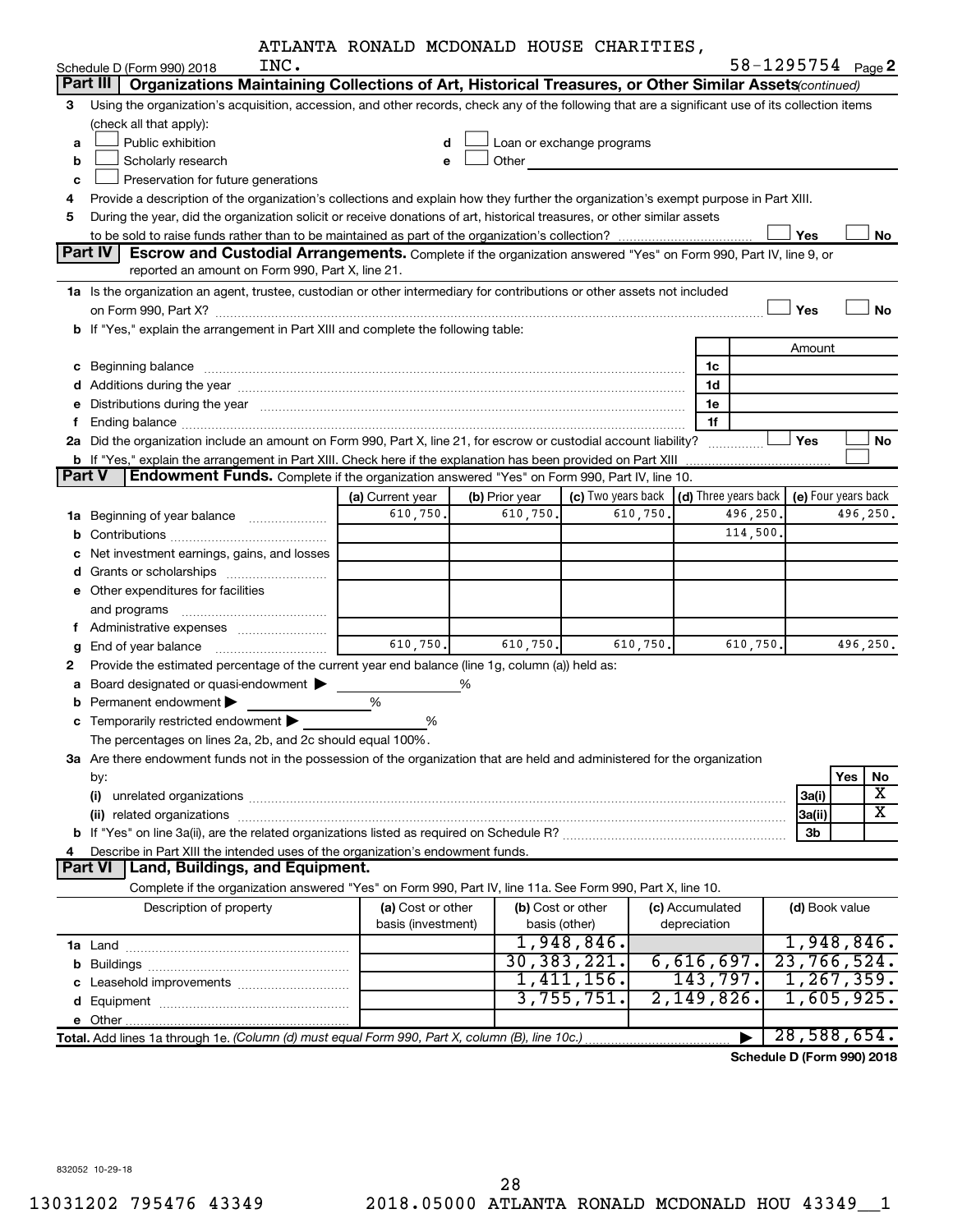ATLANTA RONALD MCDONALD HOUSE CHARITIES, INC.

Schedule D (Form 990) 2018 58-1295754 Page **2**

## Part III Organizations Maintaining Collections of Art, Historical Treasures, or Other Similar Assets *(continued)*

3 Using the organization's acquisition, accession, and other records, check any of the following that are a significant use of its collection items (check all that apply):

a ☐ Public exhibition
b ☐ Scholarly research
c ☐ Preservation for future generations
d ☐ Loan or exchange programs
e ☐ Other

4 Provide a description of the organization's collections and explain how they further the organization's exempt purpose in Part XIII.

5 During the year, did the organization solicit or receive donations of art, historical treasures, or other similar assets to be sold to raise funds rather than to be maintained as part of the organization's collection? ☐ Yes ☐ No

## Part IV Escrow and Custodial Arrangements.

Complete if the organization answered "Yes" on Form 990, Part IV, line 9, or reported an amount on Form 990, Part X, line 21.

1a Is the organization an agent, trustee, custodian or other intermediary for contributions or other assets not included on Form 990, Part X? ☐ Yes ☐ No

b If "Yes," explain the arrangement in Part XIII and complete the following table:

| | | Amount |
|---|---|---|
| c Beginning balance | 1c | |
| d Additions during the year | 1d | |
| e Distributions during the year | 1e | |
| f Ending balance | 1f | |

2a Did the organization include an amount on Form 990, Part X, line 21, for escrow or custodial account liability? ☐ Yes ☐ No

b If "Yes," explain the arrangement in Part XIII. Check here if the explanation has been provided on Part XIII ☐

## Part V Endowment Funds.

Complete if the organization answered "Yes" on Form 990, Part IV, line 10.

| | (a) Current year | (b) Prior year | (c) Two years back | (d) Three years back | (e) Four years back |
|---|---|---|---|---|---|
| 1a Beginning of year balance | 610,750. | 610,750. | 610,750. | 496,250. | 496,250. |
| b Contributions | | | | 114,500. | |
| c Net investment earnings, gains, and losses | | | | | |
| d Grants or scholarships | | | | | |
| e Other expenditures for facilities and programs | | | | | |
| f Administrative expenses | | | | | |
| g End of year balance | 610,750. | 610,750. | 610,750. | 610,750. | 496,250. |

2 Provide the estimated percentage of the current year end balance (line 1g, column (a)) held as:

a Board designated or quasi-endowment ▶ %
b Permanent endowment ▶ %
c Temporarily restricted endowment ▶ %

The percentages on lines 2a, 2b, and 2c should equal 100%.

3a Are there endowment funds not in the possession of the organization that are held and administered for the organization by:

| | | Yes | No |
|---|---|---|---|
| (i) unrelated organizations | 3a(i) | | X |
| (ii) related organizations | 3a(ii) | | X |
| b If "Yes" on line 3a(ii), are the related organizations listed as required on Schedule R? | 3b | | |

4 Describe in Part XIII the intended uses of the organization's endowment funds.

## Part VI Land, Buildings, and Equipment.

Complete if the organization answered "Yes" on Form 990, Part IV, line 11a. See Form 990, Part X, line 10.

| Description of property | (a) Cost or other basis (investment) | (b) Cost or other basis (other) | (c) Accumulated depreciation | (d) Book value |
|---|---|---|---|---|
| 1a Land | | 1,948,846. | | 1,948,846. |
| b Buildings | | 30,383,221. | 6,616,697. | 23,766,524. |
| c Leasehold improvements | | 1,411,156. | 143,797. | 1,267,359. |
| d Equipment | | 3,755,751. | 2,149,826. | 1,605,925. |
| e Other | | | | |
| **Total.** Add lines 1a through 1e. *(Column (d) must equal Form 990, Part X, column (B), line 10c.)* | | | ▶ | 28,588,654. |

**Schedule D (Form 990) 2018**

832052 10-29-18

13031202 795476 43349 2018.05000 ATLANTA RONALD MCDONALD HOU 43349__1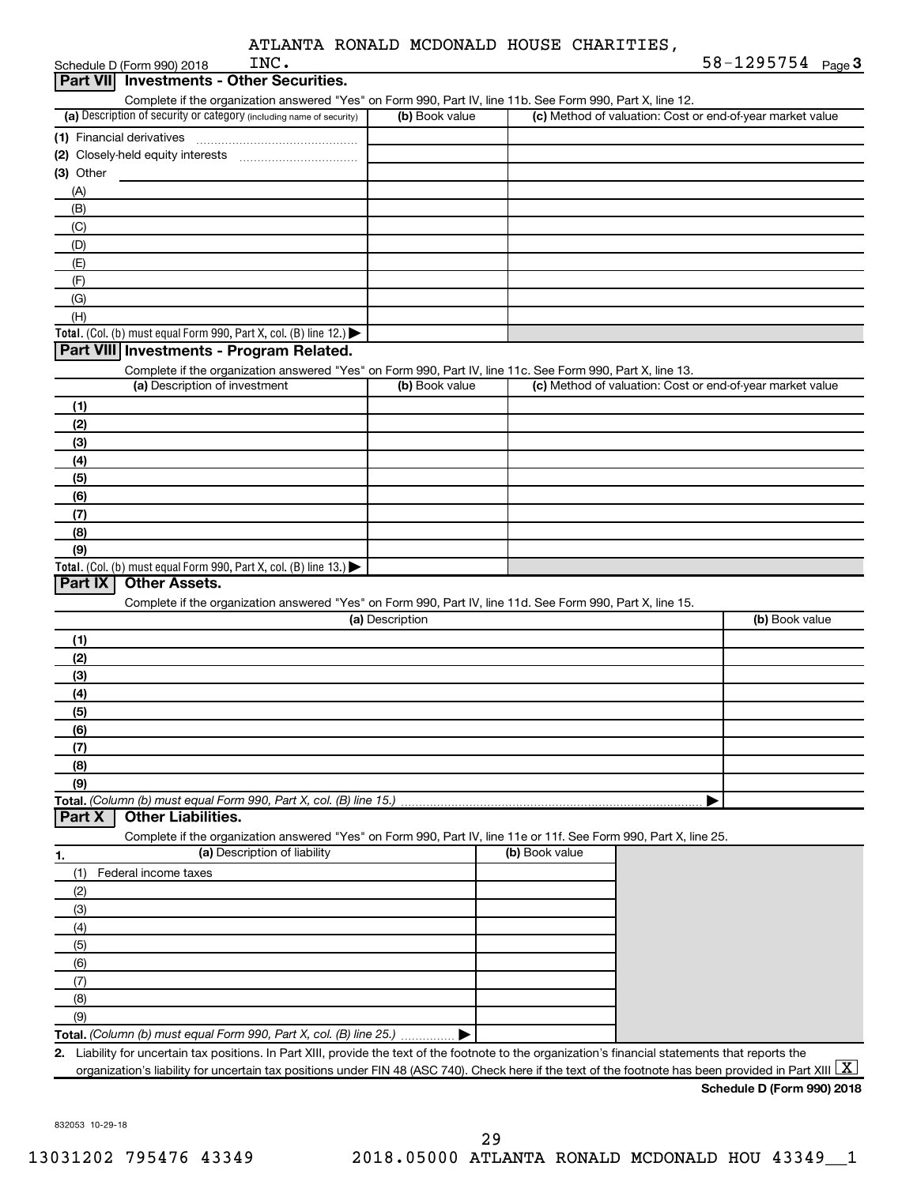Schedule D (Form 990) 2018 ATLANTA RONALD MCDONALD HOUSE CHARITIES, INC. 58-1295754 Page 3

## Part VII Investments - Other Securities.

Complete if the organization answered "Yes" on Form 990, Part IV, line 11b. See Form 990, Part X, line 12.

| (a) Description of security or category (including name of security) | (b) Book value | (c) Method of valuation: Cost or end-of-year market value |
|---|---|---|
| (1) Financial derivatives | | |
| (2) Closely-held equity interests | | |
| (3) Other | | |
| (A) | | |
| (B) | | |
| (C) | | |
| (D) | | |
| (E) | | |
| (F) | | |
| (G) | | |
| (H) | | |
| **Total.** (Col. (b) must equal Form 990, Part X, col. (B) line 12.) | | |

## Part VIII Investments - Program Related.

Complete if the organization answered "Yes" on Form 990, Part IV, line 11c. See Form 990, Part X, line 13.

| (a) Description of investment | (b) Book value | (c) Method of valuation: Cost or end-of-year market value |
|---|---|---|
| (1) | | |
| (2) | | |
| (3) | | |
| (4) | | |
| (5) | | |
| (6) | | |
| (7) | | |
| (8) | | |
| (9) | | |
| **Total.** (Col. (b) must equal Form 990, Part X, col. (B) line 13.) | | |

## Part IX Other Assets.

Complete if the organization answered "Yes" on Form 990, Part IV, line 11d. See Form 990, Part X, line 15.

| (a) Description | (b) Book value |
|---|---|
| (1) | |
| (2) | |
| (3) | |
| (4) | |
| (5) | |
| (6) | |
| (7) | |
| (8) | |
| (9) | |
| **Total.** *(Column (b) must equal Form 990, Part X, col. (B) line 15.)* | |

## Part X Other Liabilities.

Complete if the organization answered "Yes" on Form 990, Part IV, line 11e or 11f. See Form 990, Part X, line 25.

| 1. (a) Description of liability | (b) Book value |
|---|---|
| (1) Federal income taxes | |
| (2) | |
| (3) | |
| (4) | |
| (5) | |
| (6) | |
| (7) | |
| (8) | |
| (9) | |
| **Total.** *(Column (b) must equal Form 990, Part X, col. (B) line 25.)* | |

2. Liability for uncertain tax positions. In Part XIII, provide the text of the footnote to the organization's financial statements that reports the organization's liability for uncertain tax positions under FIN 48 (ASC 740). Check here if the text of the footnote has been provided in Part XIII [X]

**Schedule D (Form 990) 2018**

832053 10-29-18

13031202 795476 43349 2018.05000 ATLANTA RONALD MCDONALD HOU 43349__1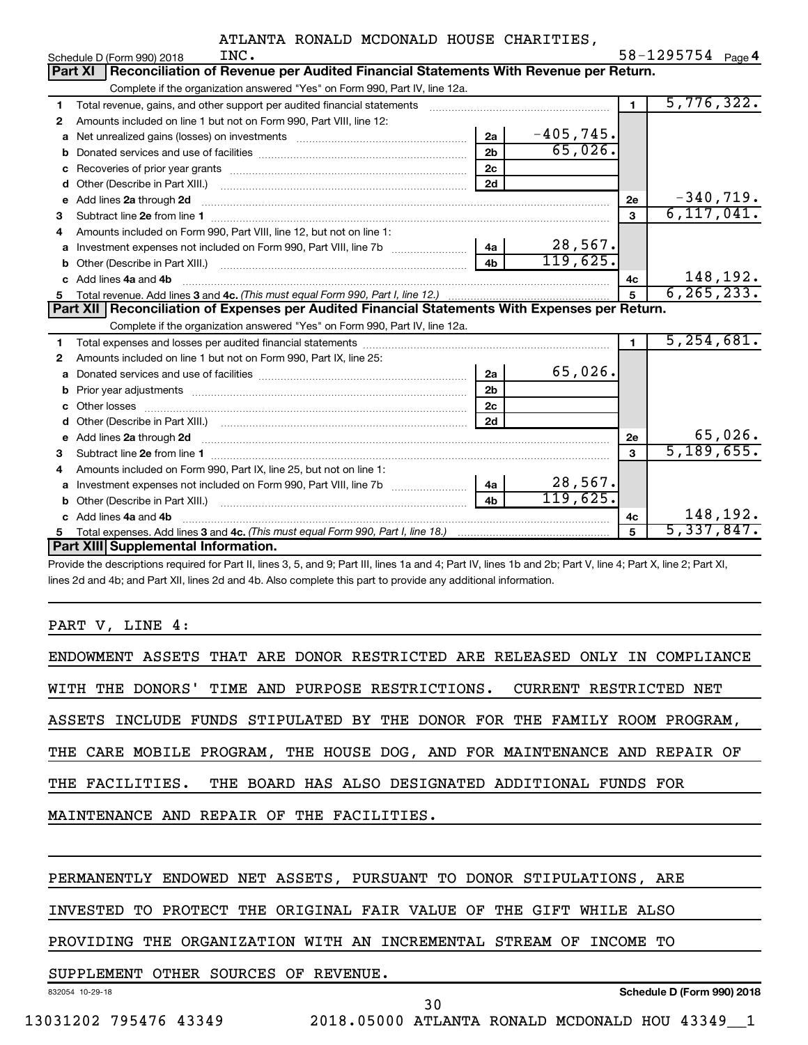ATLANTA RONALD MCDONALD HOUSE CHARITIES, INC.

Schedule D (Form 990) 2018 — 58-1295754 Page 4

## Part XI Reconciliation of Revenue per Audited Financial Statements With Revenue per Return.

Complete if the organization answered "Yes" on Form 990, Part IV, line 12a.

| | | | | | |
|---|---|---|---|---|---|
| 1 | Total revenue, gains, and other support per audited financial statements | | | 1 | 5,776,322. |
| 2 | Amounts included on line 1 but not on Form 990, Part VIII, line 12: | | | | |
| a | Net unrealized gains (losses) on investments | 2a | -405,745. | | |
| b | Donated services and use of facilities | 2b | 65,026. | | |
| c | Recoveries of prior year grants | 2c | | | |
| d | Other (Describe in Part XIII.) | 2d | | | |
| e | Add lines 2a through 2d | | | 2e | -340,719. |
| 3 | Subtract line 2e from line 1 | | | 3 | 6,117,041. |
| 4 | Amounts included on Form 990, Part VIII, line 12, but not on line 1: | | | | |
| a | Investment expenses not included on Form 990, Part VIII, line 7b | 4a | 28,567. | | |
| b | Other (Describe in Part XIII.) | 4b | 119,625. | | |
| c | Add lines 4a and 4b | | | 4c | 148,192. |
| 5 | Total revenue. Add lines 3 and 4c. *(This must equal Form 990, Part I, line 12.)* | | | 5 | 6,265,233. |

## Part XII Reconciliation of Expenses per Audited Financial Statements With Expenses per Return.

Complete if the organization answered "Yes" on Form 990, Part IV, line 12a.

| | | | | | |
|---|---|---|---|---|---|
| 1 | Total expenses and losses per audited financial statements | | | 1 | 5,254,681. |
| 2 | Amounts included on line 1 but not on Form 990, Part IX, line 25: | | | | |
| a | Donated services and use of facilities | 2a | 65,026. | | |
| b | Prior year adjustments | 2b | | | |
| c | Other losses | 2c | | | |
| d | Other (Describe in Part XIII.) | 2d | | | |
| e | Add lines 2a through 2d | | | 2e | 65,026. |
| 3 | Subtract line 2e from line 1 | | | 3 | 5,189,655. |
| 4 | Amounts included on Form 990, Part IX, line 25, but not on line 1: | | | | |
| a | Investment expenses not included on Form 990, Part VIII, line 7b | 4a | 28,567. | | |
| b | Other (Describe in Part XIII.) | 4b | 119,625. | | |
| c | Add lines 4a and 4b | | | 4c | 148,192. |
| 5 | Total expenses. Add lines 3 and 4c. *(This must equal Form 990, Part I, line 18.)* | | | 5 | 5,337,847. |

## Part XIII Supplemental Information.

Provide the descriptions required for Part II, lines 3, 5, and 9; Part III, lines 1a and 4; Part IV, lines 1b and 2b; Part V, line 4; Part X, line 2; Part XI, lines 2d and 4b; and Part XII, lines 2d and 4b. Also complete this part to provide any additional information.

PART V, LINE 4:

ENDOWMENT ASSETS THAT ARE DONOR RESTRICTED ARE RELEASED ONLY IN COMPLIANCE WITH THE DONORS' TIME AND PURPOSE RESTRICTIONS. CURRENT RESTRICTED NET ASSETS INCLUDE FUNDS STIPULATED BY THE DONOR FOR THE FAMILY ROOM PROGRAM, THE CARE MOBILE PROGRAM, THE HOUSE DOG, AND FOR MAINTENANCE AND REPAIR OF THE FACILITIES. THE BOARD HAS ALSO DESIGNATED ADDITIONAL FUNDS FOR MAINTENANCE AND REPAIR OF THE FACILITIES.

PERMANENTLY ENDOWED NET ASSETS, PURSUANT TO DONOR STIPULATIONS, ARE INVESTED TO PROTECT THE ORIGINAL FAIR VALUE OF THE GIFT WHILE ALSO PROVIDING THE ORGANIZATION WITH AN INCREMENTAL STREAM OF INCOME TO SUPPLEMENT OTHER SOURCES OF REVENUE.

832054 10-29-18 — Schedule D (Form 990) 2018

13031202 795476 43349 2018.05000 ATLANTA RONALD MCDONALD HOU 43349__1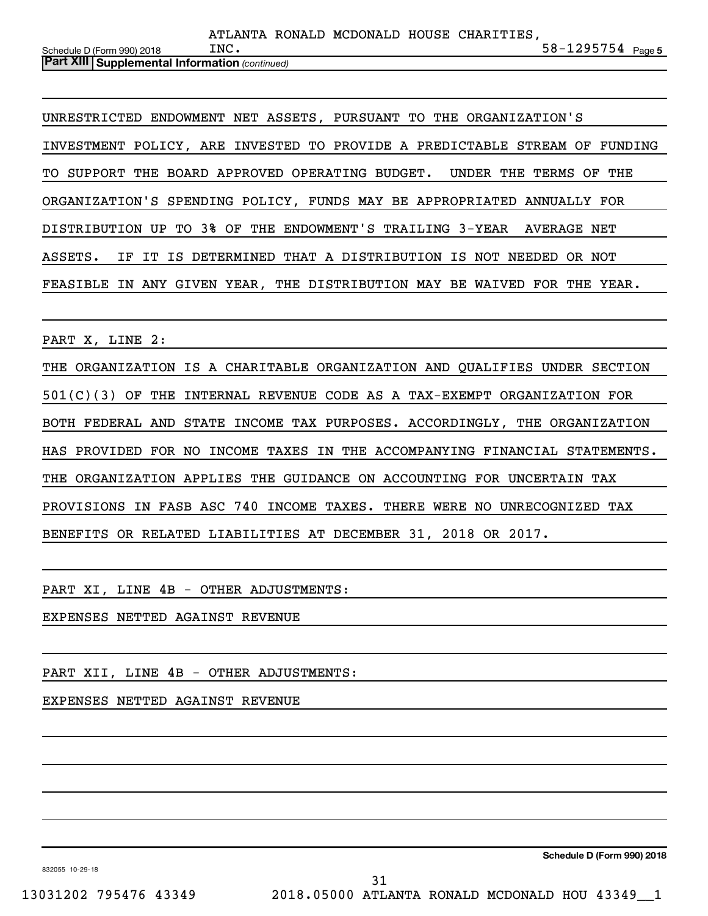ATLANTA RONALD MCDONALD HOUSE CHARITIES, INC. 58-1295754

**Part XIII | Supplemental Information** *(continued)*

UNRESTRICTED ENDOWMENT NET ASSETS, PURSUANT TO THE ORGANIZATION'S INVESTMENT POLICY, ARE INVESTED TO PROVIDE A PREDICTABLE STREAM OF FUNDING TO SUPPORT THE BOARD APPROVED OPERATING BUDGET. UNDER THE TERMS OF THE ORGANIZATION'S SPENDING POLICY, FUNDS MAY BE APPROPRIATED ANNUALLY FOR DISTRIBUTION UP TO 3% OF THE ENDOWMENT'S TRAILING 3-YEAR AVERAGE NET ASSETS. IF IT IS DETERMINED THAT A DISTRIBUTION IS NOT NEEDED OR NOT FEASIBLE IN ANY GIVEN YEAR, THE DISTRIBUTION MAY BE WAIVED FOR THE YEAR.

PART X, LINE 2:

THE ORGANIZATION IS A CHARITABLE ORGANIZATION AND QUALIFIES UNDER SECTION 501(C)(3) OF THE INTERNAL REVENUE CODE AS A TAX-EXEMPT ORGANIZATION FOR BOTH FEDERAL AND STATE INCOME TAX PURPOSES. ACCORDINGLY, THE ORGANIZATION HAS PROVIDED FOR NO INCOME TAXES IN THE ACCOMPANYING FINANCIAL STATEMENTS. THE ORGANIZATION APPLIES THE GUIDANCE ON ACCOUNTING FOR UNCERTAIN TAX PROVISIONS IN FASB ASC 740 INCOME TAXES. THERE WERE NO UNRECOGNIZED TAX BENEFITS OR RELATED LIABILITIES AT DECEMBER 31, 2018 OR 2017.

PART XI, LINE 4B - OTHER ADJUSTMENTS:

EXPENSES NETTED AGAINST REVENUE

PART XII, LINE 4B - OTHER ADJUSTMENTS:

EXPENSES NETTED AGAINST REVENUE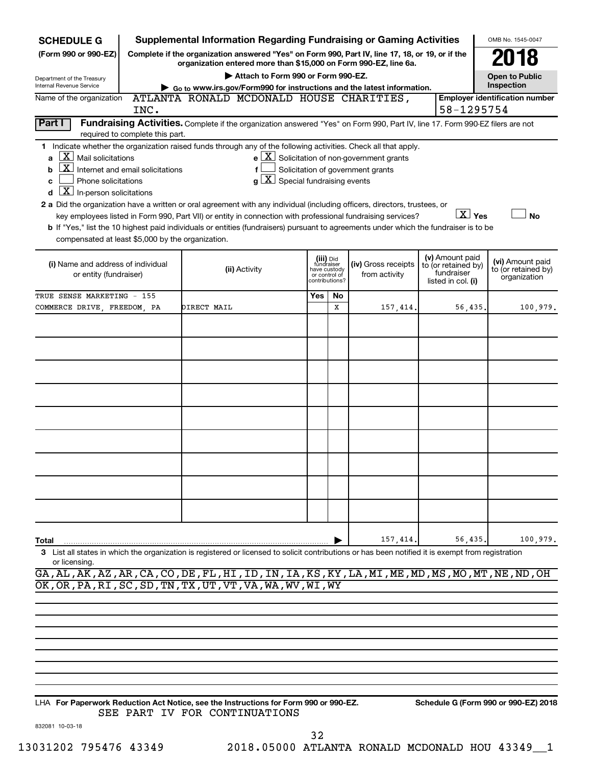**SCHEDULE G (Form 990 or 990-EZ)**

Department of the Treasury
Internal Revenue Service

# Supplemental Information Regarding Fundraising or Gaming Activities

**Complete if the organization answered "Yes" on Form 990, Part IV, line 17, 18, or 19, or if the organization entered more than $15,000 on Form 990-EZ, line 6a.**

▶ Attach to Form 990 or Form 990-EZ.

▶ Go to www.irs.gov/Form990 for instructions and the latest information.

OMB No. 1545-0047

**2018**

**Open to Public Inspection**

Name of the organization: ATLANTA RONALD MCDONALD HOUSE CHARITIES, INC.

Employer identification number: 58-1295754

## Part I — Fundraising Activities.

Complete if the organization answered "Yes" on Form 990, Part IV, line 17. Form 990-EZ filers are not required to complete this part.

**1** Indicate whether the organization raised funds through any of the following activities. Check all that apply.

- a [X] Mail solicitations
- b [X] Internet and email solicitations
- c [ ] Phone solicitations
- d [X] In-person solicitations
- e [X] Solicitation of non-government grants
- f [ ] Solicitation of government grants
- g [X] Special fundraising events

**2 a** Did the organization have a written or oral agreement with any individual (including officers, directors, trustees, or key employees listed in Form 990, Part VII) or entity in connection with professional fundraising services? [X] Yes [ ] No

**b** If "Yes," list the 10 highest paid individuals or entities (fundraisers) pursuant to agreements under which the fundraiser is to be compensated at least $5,000 by the organization.

| (i) Name and address of individual or entity (fundraiser) | (ii) Activity | (iii) Did fundraiser have custody or control of contributions? Yes | No | (iv) Gross receipts from activity | (v) Amount paid to (or retained by) fundraiser listed in col. (i) | (vi) Amount paid to (or retained by) organization |
|---|---|---|---|---|---|---|
| TRUE SENSE MARKETING - 155 COMMERCE DRIVE, FREEDOM, PA | DIRECT MAIL | | X | 157,414. | 56,435. | 100,979. |
| | | | | | | |
| | | | | | | |
| | | | | | | |
| | | | | | | |
| | | | | | | |
| | | | | | | |
| | | | | | | |
| | | | | | | |
| | | | | | | |
| **Total** | | | | 157,414. | 56,435. | 100,979. |

**3** List all states in which the organization is registered or licensed to solicit contributions or has been notified it is exempt from registration or licensing.

GA,AL,AK,AZ,AR,CA,CO,DE,FL,HI,ID,IN,IA,KS,KY,LA,MI,ME,MD,MS,MO,MT,NE,ND,OH
OK,OR,PA,RI,SC,SD,TN,TX,UT,VT,VA,WA,WV,WI,WY

LHA **For Paperwork Reduction Act Notice, see the Instructions for Form 990 or 990-EZ.** **Schedule G (Form 990 or 990-EZ) 2018**

SEE PART IV FOR CONTINUATIONS

832081 10-03-18

13031202 795476 43349 2018.05000 ATLANTA RONALD MCDONALD HOU 43349__1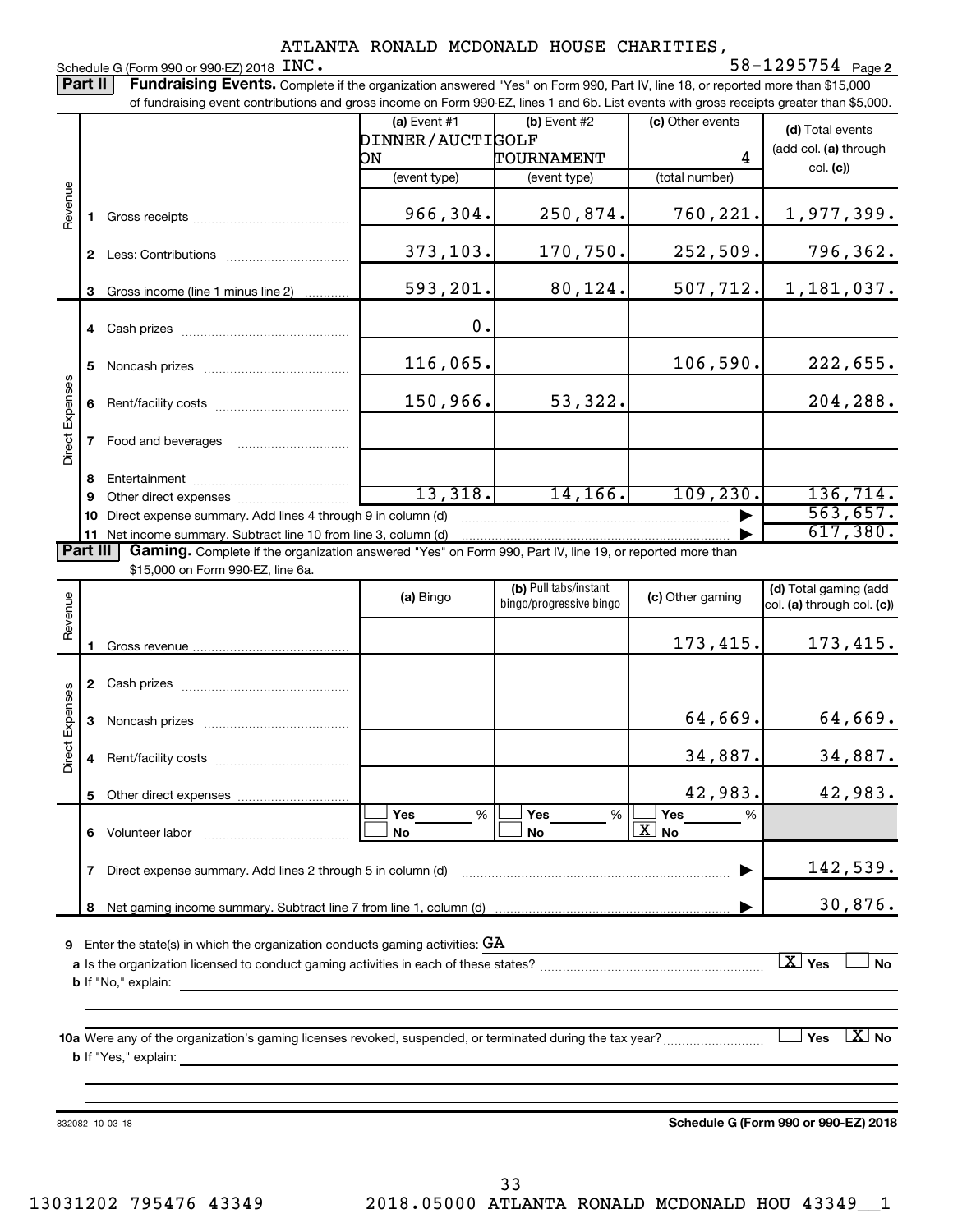ATLANTA RONALD MCDONALD HOUSE CHARITIES, INC.

Schedule G (Form 990 or 990-EZ) 2018 — 58-1295754 Page 2

**Part II Fundraising Events.** Complete if the organization answered "Yes" on Form 990, Part IV, line 18, or reported more than $15,000 of fundraising event contributions and gross income on Form 990-EZ, lines 1 and 6b. List events with gross receipts greater than $5,000.

| | | (a) Event #1 DINNER/AUCTION (event type) | (b) Event #2 GOLF TOURNAMENT (event type) | (c) Other events 4 (total number) | (d) Total events (add col. (a) through col. (c)) |
|---|---|---|---|---|---|
| Revenue | 1 Gross receipts | 966,304. | 250,874. | 760,221. | 1,977,399. |
| | 2 Less: Contributions | 373,103. | 170,750. | 252,509. | 796,362. |
| | 3 Gross income (line 1 minus line 2) | 593,201. | 80,124. | 507,712. | 1,181,037. |
| Direct Expenses | 4 Cash prizes | 0. | | | |
| | 5 Noncash prizes | 116,065. | | 106,590. | 222,655. |
| | 6 Rent/facility costs | 150,966. | 53,322. | | 204,288. |
| | 7 Food and beverages | | | | |
| | 8 Entertainment | | | | |
| | 9 Other direct expenses | 13,318. | 14,166. | 109,230. | 136,714. |
| | 10 Direct expense summary. Add lines 4 through 9 in column (d) | | | ▶ | 563,657. |
| | 11 Net income summary. Subtract line 10 from line 3, column (d) | | | ▶ | 617,380. |

**Part III Gaming.** Complete if the organization answered "Yes" on Form 990, Part IV, line 19, or reported more than $15,000 on Form 990-EZ, line 6a.

| | | (a) Bingo | (b) Pull tabs/instant bingo/progressive bingo | (c) Other gaming | (d) Total gaming (add col. (a) through col. (c)) |
|---|---|---|---|---|---|
| Revenue | 1 Gross revenue | | | 173,415. | 173,415. |
| Direct Expenses | 2 Cash prizes | | | | |
| | 3 Noncash prizes | | | 64,669. | 64,669. |
| | 4 Rent/facility costs | | | 34,887. | 34,887. |
| | 5 Other direct expenses | | | 42,983. | 42,983. |
| | 6 Volunteer labor | ☐ Yes ___% ☐ No | ☐ Yes ___% ☐ No | ☐ Yes ___% ☒ No | |
| | 7 Direct expense summary. Add lines 2 through 5 in column (d) | | | ▶ | 142,539. |
| | 8 Net gaming income summary. Subtract line 7 from line 1, column (d) | | | ▶ | 30,876. |

**9** Enter the state(s) in which the organization conducts gaming activities: GA

**a** Is the organization licensed to conduct gaming activities in each of these states? ☒ Yes ☐ No

**b** If "No," explain:

**10a** Were any of the organization's gaming licenses revoked, suspended, or terminated during the tax year? ☐ Yes ☒ No

**b** If "Yes," explain:

832082 10-03-18

**Schedule G (Form 990 or 990-EZ) 2018**

13031202 795476 43349 2018.05000 ATLANTA RONALD MCDONALD HOU 43349__1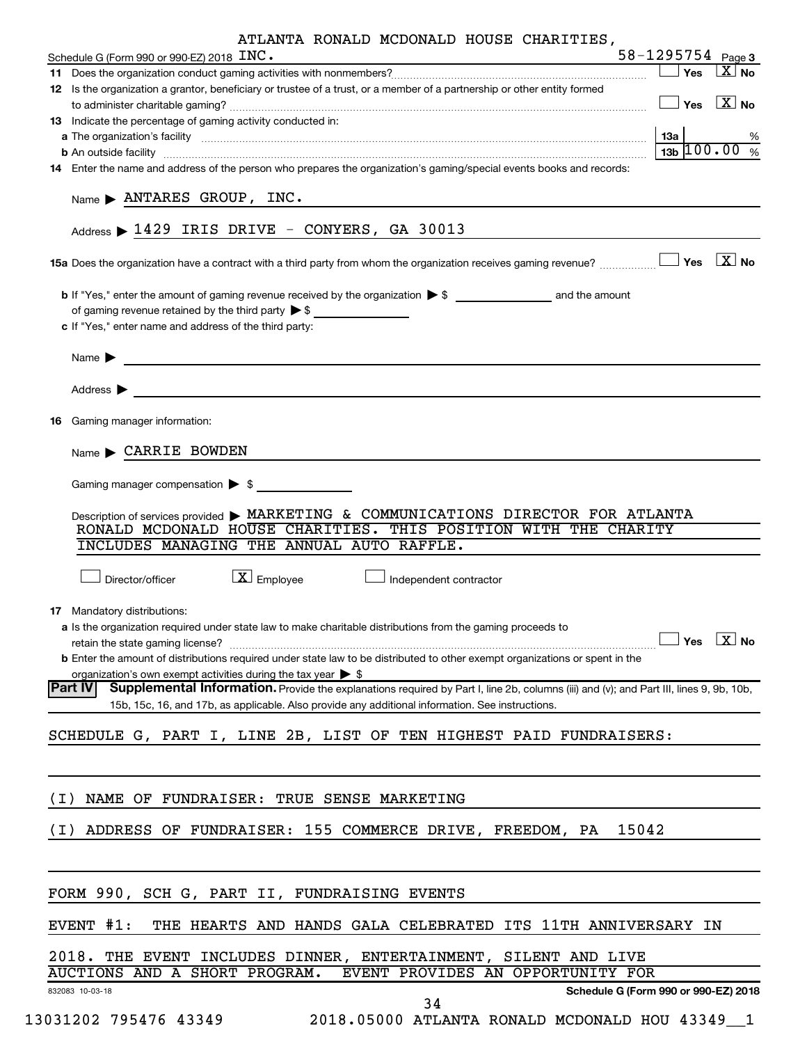ATLANTA RONALD MCDONALD HOUSE CHARITIES,

Schedule G (Form 990 or 990-EZ) 2018 INC. 58-1295754 Page 3

**11** Does the organization conduct gaming activities with nonmembers? ☐ Yes ☒ No

**12** Is the organization a grantor, beneficiary or trustee of a trust, or a member of a partnership or other entity formed to administer charitable gaming? ☐ Yes ☒ No

**13** Indicate the percentage of gaming activity conducted in:

**a** The organization's facility **13a** %

**b** An outside facility **13b** 100.00 %

**14** Enter the name and address of the person who prepares the organization's gaming/special events books and records:

Name ▶ ANTARES GROUP, INC.

Address ▶ 1429 IRIS DRIVE - CONYERS, GA 30013

**15a** Does the organization have a contract with a third party from whom the organization receives gaming revenue? ☐ Yes ☒ No

**b** If "Yes," enter the amount of gaming revenue received by the organization ▶ $ ______ and the amount of gaming revenue retained by the third party ▶ $ ______

**c** If "Yes," enter name and address of the third party:

Name ▶

Address ▶

**16** Gaming manager information:

Name ▶ CARRIE BOWDEN

Gaming manager compensation ▶ $

Description of services provided ▶ MARKETING & COMMUNICATIONS DIRECTOR FOR ATLANTA RONALD MCDONALD HOUSE CHARITIES. THIS POSITION WITH THE CHARITY INCLUDES MANAGING THE ANNUAL AUTO RAFFLE.

☐ Director/officer ☒ Employee ☐ Independent contractor

**17** Mandatory distributions:

**a** Is the organization required under state law to make charitable distributions from the gaming proceeds to retain the state gaming license? ☐ Yes ☒ No

**b** Enter the amount of distributions required under state law to be distributed to other exempt organizations or spent in the organization's own exempt activities during the tax year ▶ $

**Part IV** **Supplemental Information.** Provide the explanations required by Part I, line 2b, columns (iii) and (v); and Part III, lines 9, 9b, 10b, 15b, 15c, 16, and 17b, as applicable. Also provide any additional information. See instructions.

SCHEDULE G, PART I, LINE 2B, LIST OF TEN HIGHEST PAID FUNDRAISERS:

(I) NAME OF FUNDRAISER: TRUE SENSE MARKETING

(I) ADDRESS OF FUNDRAISER: 155 COMMERCE DRIVE, FREEDOM, PA 15042

FORM 990, SCH G, PART II, FUNDRAISING EVENTS

EVENT #1: THE HEARTS AND HANDS GALA CELEBRATED ITS 11TH ANNIVERSARY IN 2018. THE EVENT INCLUDES DINNER, ENTERTAINMENT, SILENT AND LIVE AUCTIONS AND A SHORT PROGRAM. EVENT PROVIDES AN OPPORTUNITY FOR

832083 10-03-18 Schedule G (Form 990 or 990-EZ) 2018

13031202 795476 43349 2018.05000 ATLANTA RONALD MCDONALD HOU 43349__1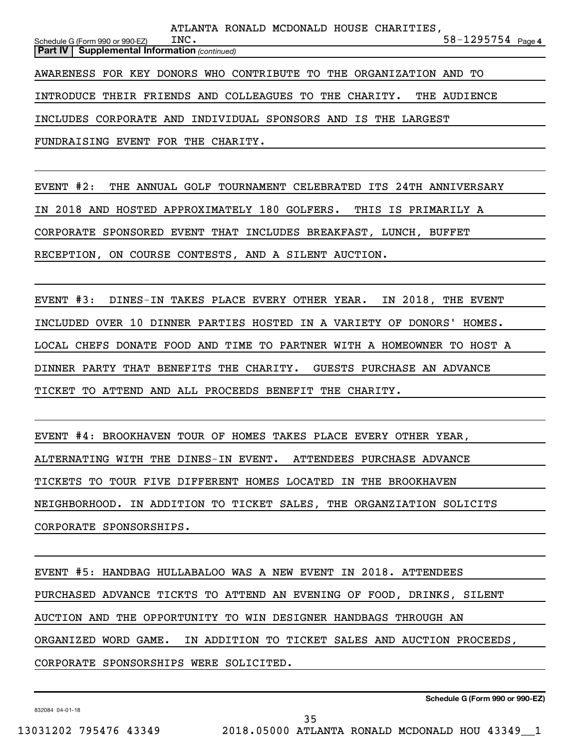ATLANTA RONALD MCDONALD HOUSE CHARITIES, INC. 58-1295754

**Part IV | Supplemental Information** *(continued)*

AWARENESS FOR KEY DONORS WHO CONTRIBUTE TO THE ORGANIZATION AND TO INTRODUCE THEIR FRIENDS AND COLLEAGUES TO THE CHARITY. THE AUDIENCE INCLUDES CORPORATE AND INDIVIDUAL SPONSORS AND IS THE LARGEST FUNDRAISING EVENT FOR THE CHARITY.

EVENT #2: THE ANNUAL GOLF TOURNAMENT CELEBRATED ITS 24TH ANNIVERSARY IN 2018 AND HOSTED APPROXIMATELY 180 GOLFERS. THIS IS PRIMARILY A CORPORATE SPONSORED EVENT THAT INCLUDES BREAKFAST, LUNCH, BUFFET RECEPTION, ON COURSE CONTESTS, AND A SILENT AUCTION.

EVENT #3: DINES-IN TAKES PLACE EVERY OTHER YEAR. IN 2018, THE EVENT INCLUDED OVER 10 DINNER PARTIES HOSTED IN A VARIETY OF DONORS' HOMES. LOCAL CHEFS DONATE FOOD AND TIME TO PARTNER WITH A HOMEOWNER TO HOST A DINNER PARTY THAT BENEFITS THE CHARITY. GUESTS PURCHASE AN ADVANCE TICKET TO ATTEND AND ALL PROCEEDS BENEFIT THE CHARITY.

EVENT #4: BROOKHAVEN TOUR OF HOMES TAKES PLACE EVERY OTHER YEAR, ALTERNATING WITH THE DINES-IN EVENT. ATTENDEES PURCHASE ADVANCE TICKETS TO TOUR FIVE DIFFERENT HOMES LOCATED IN THE BROOKHAVEN NEIGHBORHOOD. IN ADDITION TO TICKET SALES, THE ORGANZIATION SOLICITS CORPORATE SPONSORSHIPS.

EVENT #5: HANDBAG HULLABALOO WAS A NEW EVENT IN 2018. ATTENDEES PURCHASED ADVANCE TICKTS TO ATTEND AN EVENING OF FOOD, DRINKS, SILENT AUCTION AND THE OPPORTUNITY TO WIN DESIGNER HANDBAGS THROUGH AN ORGANIZED WORD GAME. IN ADDITION TO TICKET SALES AND AUCTION PROCEEDS, CORPORATE SPONSORSHIPS WERE SOLICITED.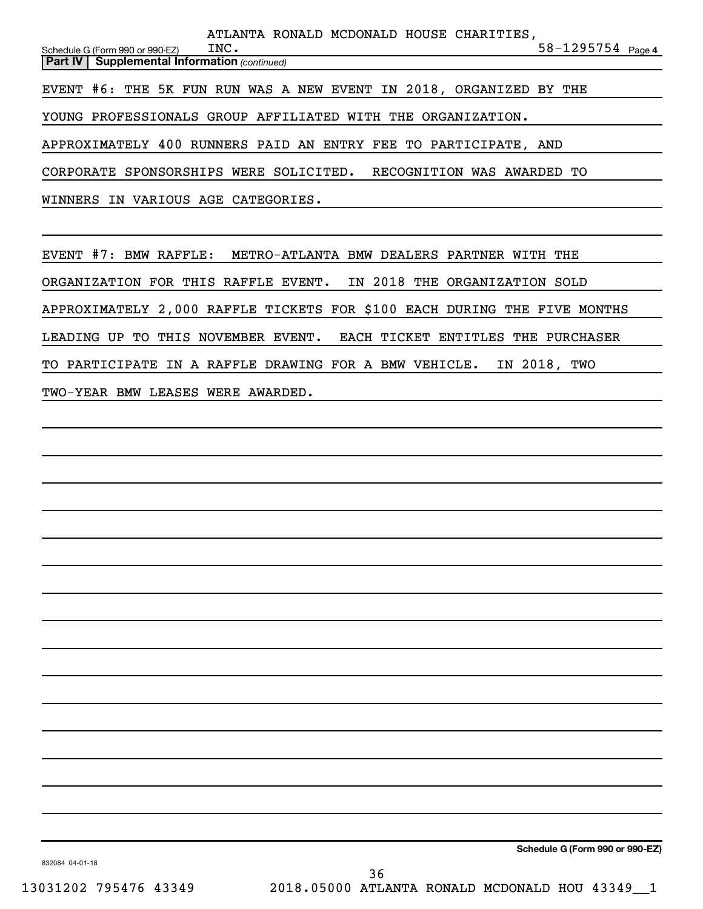ATLANTA RONALD MCDONALD HOUSE CHARITIES, INC. 58-1295754

Schedule G (Form 990 or 990-EZ) Page 4

**Part IV | Supplemental Information** *(continued)*

EVENT #6: THE 5K FUN RUN WAS A NEW EVENT IN 2018, ORGANIZED BY THE YOUNG PROFESSIONALS GROUP AFFILIATED WITH THE ORGANIZATION. APPROXIMATELY 400 RUNNERS PAID AN ENTRY FEE TO PARTICIPATE, AND CORPORATE SPONSORSHIPS WERE SOLICITED. RECOGNITION WAS AWARDED TO WINNERS IN VARIOUS AGE CATEGORIES.

EVENT #7: BMW RAFFLE: METRO-ATLANTA BMW DEALERS PARTNER WITH THE ORGANIZATION FOR THIS RAFFLE EVENT. IN 2018 THE ORGANIZATION SOLD APPROXIMATELY 2,000 RAFFLE TICKETS FOR $100 EACH DURING THE FIVE MONTHS LEADING UP TO THIS NOVEMBER EVENT. EACH TICKET ENTITLES THE PURCHASER TO PARTICIPATE IN A RAFFLE DRAWING FOR A BMW VEHICLE. IN 2018, TWO TWO-YEAR BMW LEASES WERE AWARDED.

832084 04-01-18

**Schedule G (Form 990 or 990-EZ)**

13031202 795476 43349 2018.05000 ATLANTA RONALD MCDONALD HOU 43349__1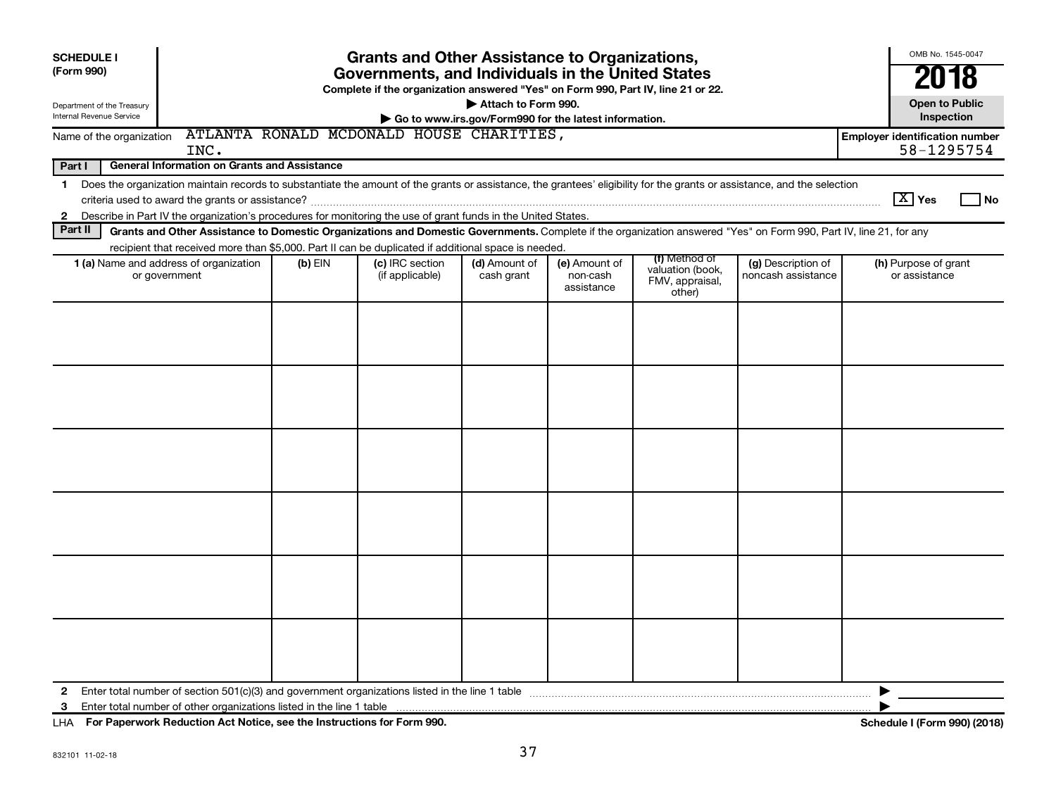**SCHEDULE I**
**(Form 990)**

Department of the Treasury
Internal Revenue Service

# Grants and Other Assistance to Organizations, Governments, and Individuals in the United States

**Complete if the organization answered "Yes" on Form 990, Part IV, line 21 or 22.**
**▶ Attach to Form 990.**
**▶ Go to www.irs.gov/Form990 for the latest information.**

OMB No. 1545-0047
**2018**
**Open to Public Inspection**

Name of the organization: ATLANTA RONALD MCDONALD HOUSE CHARITIES, INC.

**Employer identification number** 58-1295754

**Part I — General Information on Grants and Assistance**

1 Does the organization maintain records to substantiate the amount of the grants or assistance, the grantees' eligibility for the grants or assistance, and the selection criteria used to award the grants or assistance? [X] Yes [ ] No

2 Describe in Part IV the organization's procedures for monitoring the use of grant funds in the United States.

**Part II — Grants and Other Assistance to Domestic Organizations and Domestic Governments.** Complete if the organization answered "Yes" on Form 990, Part IV, line 21, for any recipient that received more than $5,000. Part II can be duplicated if additional space is needed.

| 1 (a) Name and address of organization or government | (b) EIN | (c) IRC section (if applicable) | (d) Amount of cash grant | (e) Amount of non-cash assistance | (f) Method of valuation (book, FMV, appraisal, other) | (g) Description of noncash assistance | (h) Purpose of grant or assistance |
|---|---|---|---|---|---|---|---|
| | | | | | | | |
| | | | | | | | |
| | | | | | | | |
| | | | | | | | |
| | | | | | | | |
| | | | | | | | |

2 Enter total number of section 501(c)(3) and government organizations listed in the line 1 table ▶

3 Enter total number of other organizations listed in the line 1 table ▶

LHA **For Paperwork Reduction Act Notice, see the Instructions for Form 990.** **Schedule I (Form 990) (2018)**

832101 11-02-18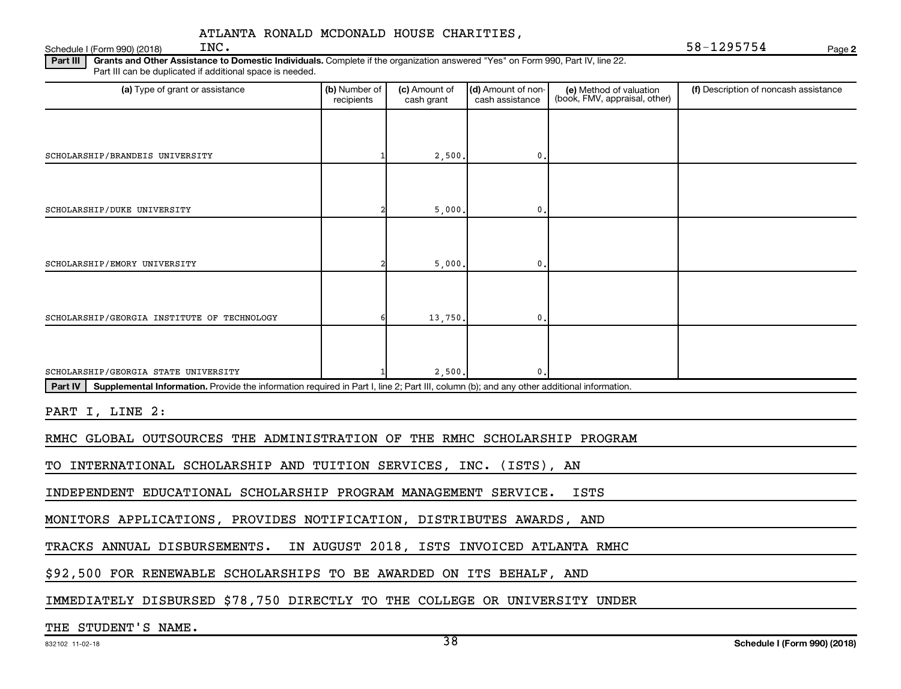ATLANTA RONALD MCDONALD HOUSE CHARITIES, INC.

Schedule I (Form 990) (2018) 58-1295754 Page 2

**Part III** **Grants and Other Assistance to Domestic Individuals.** Complete if the organization answered "Yes" on Form 990, Part IV, line 22. Part III can be duplicated if additional space is needed.

| (a) Type of grant or assistance | (b) Number of recipients | (c) Amount of cash grant | (d) Amount of non-cash assistance | (e) Method of valuation (book, FMV, appraisal, other) | (f) Description of noncash assistance |
|---|---|---|---|---|---|
| SCHOLARSHIP/BRANDEIS UNIVERSITY | 1 | 2,500. | 0. | | |
| SCHOLARSHIP/DUKE UNIVERSITY | 2 | 5,000. | 0. | | |
| SCHOLARSHIP/EMORY UNIVERSITY | 2 | 5,000. | 0. | | |
| SCHOLARSHIP/GEORGIA INSTITUTE OF TECHNOLOGY | 6 | 13,750. | 0. | | |
| SCHOLARSHIP/GEORGIA STATE UNIVERSITY | 1 | 2,500. | 0. | | |

**Part IV** **Supplemental Information.** Provide the information required in Part I, line 2; Part III, column (b); and any other additional information.

PART I, LINE 2:

RMHC GLOBAL OUTSOURCES THE ADMINISTRATION OF THE RMHC SCHOLARSHIP PROGRAM TO INTERNATIONAL SCHOLARSHIP AND TUITION SERVICES, INC. (ISTS), AN INDEPENDENT EDUCATIONAL SCHOLARSHIP PROGRAM MANAGEMENT SERVICE. ISTS MONITORS APPLICATIONS, PROVIDES NOTIFICATION, DISTRIBUTES AWARDS, AND TRACKS ANNUAL DISBURSEMENTS. IN AUGUST 2018, ISTS INVOICED ATLANTA RMHC $92,500 FOR RENEWABLE SCHOLARSHIPS TO BE AWARDED ON ITS BEHALF, AND IMMEDIATELY DISBURSED $78,750 DIRECTLY TO THE COLLEGE OR UNIVERSITY UNDER THE STUDENT'S NAME.

832102 11-02-18 Schedule I (Form 990) (2018)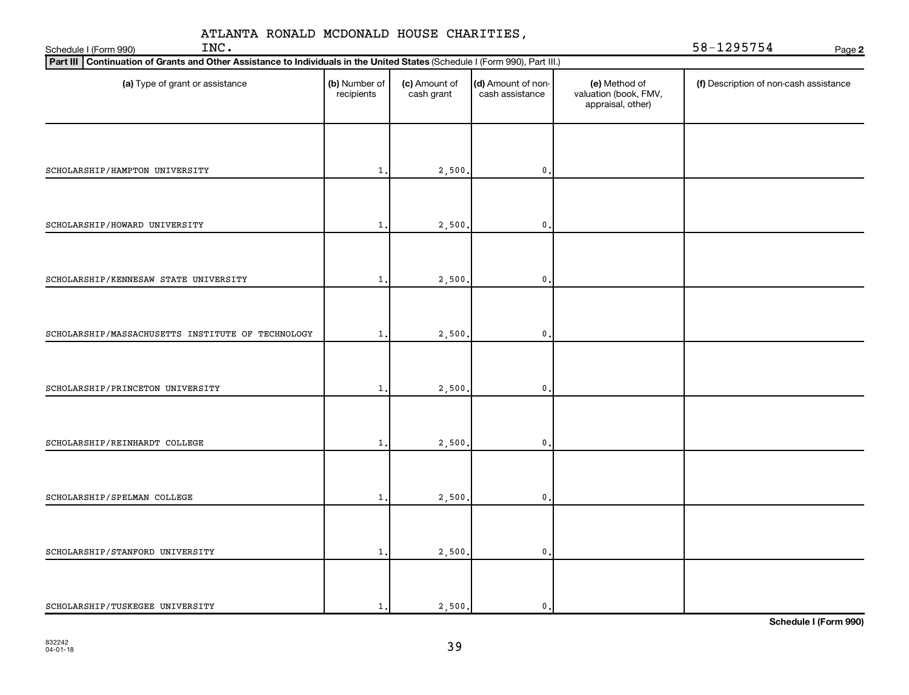ATLANTA RONALD MCDONALD HOUSE CHARITIES, INC.

Schedule I (Form 990)

58-1295754

**Part III** **Continuation of Grants and Other Assistance to Individuals in the United States** (Schedule I (Form 990), Part III.)

| (a) Type of grant or assistance | (b) Number of recipients | (c) Amount of cash grant | (d) Amount of non-cash assistance | (e) Method of valuation (book, FMV, appraisal, other) | (f) Description of non-cash assistance |
|---|---|---|---|---|---|
| SCHOLARSHIP/HAMPTON UNIVERSITY | 1. | 2,500. | 0. | | |
| SCHOLARSHIP/HOWARD UNIVERSITY | 1. | 2,500. | 0. | | |
| SCHOLARSHIP/KENNESAW STATE UNIVERSITY | 1. | 2,500. | 0. | | |
| SCHOLARSHIP/MASSACHUSETTS INSTITUTE OF TECHNOLOGY | 1. | 2,500. | 0. | | |
| SCHOLARSHIP/PRINCETON UNIVERSITY | 1. | 2,500. | 0. | | |
| SCHOLARSHIP/REINHARDT COLLEGE | 1. | 2,500. | 0. | | |
| SCHOLARSHIP/SPELMAN COLLEGE | 1. | 2,500. | 0. | | |
| SCHOLARSHIP/STANFORD UNIVERSITY | 1. | 2,500. | 0. | | |
| SCHOLARSHIP/TUSKEGEE UNIVERSITY | 1. | 2,500. | 0. | | |

**Schedule I (Form 990)**

832242
04-01-18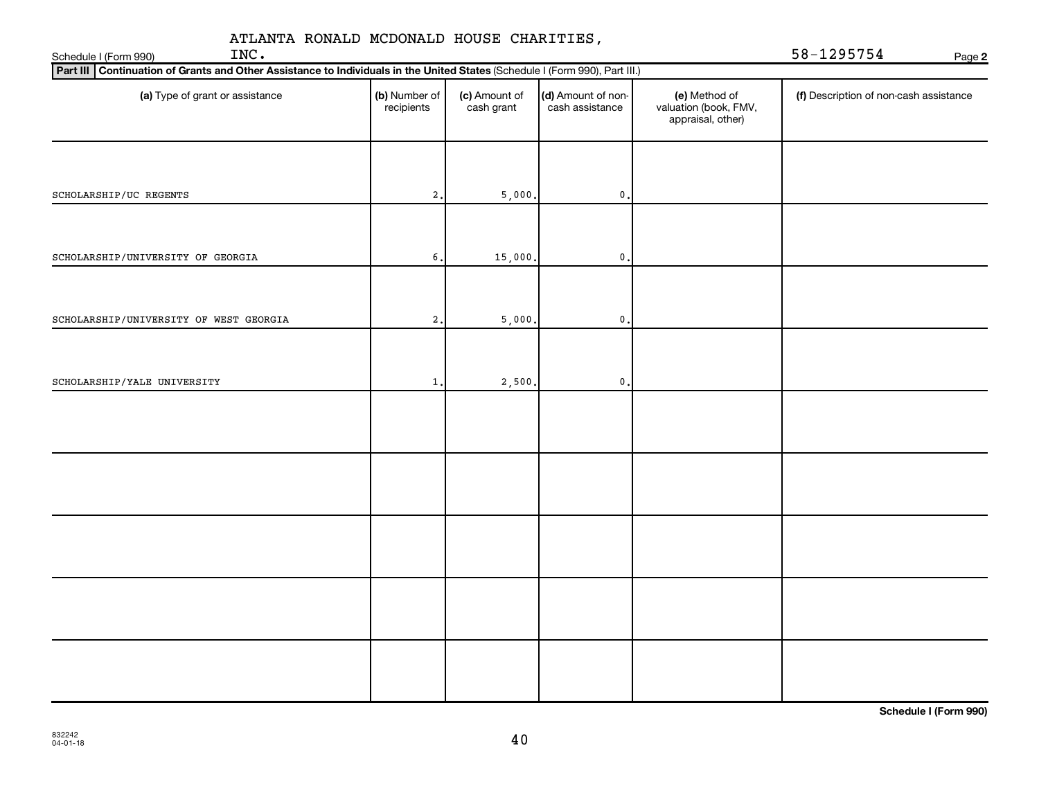ATLANTA RONALD MCDONALD HOUSE CHARITIES, INC.

Schedule I (Form 990)

58-1295754

Page **2**

**Part III** **Continuation of Grants and Other Assistance to Individuals in the United States** (Schedule I (Form 990), Part III.)

| (a) Type of grant or assistance | (b) Number of recipients | (c) Amount of cash grant | (d) Amount of non-cash assistance | (e) Method of valuation (book, FMV, appraisal, other) | (f) Description of non-cash assistance |
|---|---|---|---|---|---|
| SCHOLARSHIP/UC REGENTS | 2. | 5,000. | 0. | | |
| SCHOLARSHIP/UNIVERSITY OF GEORGIA | 6. | 15,000. | 0. | | |
| SCHOLARSHIP/UNIVERSITY OF WEST GEORGIA | 2. | 5,000. | 0. | | |
| SCHOLARSHIP/YALE UNIVERSITY | 1. | 2,500. | 0. | | |
| | | | | | |
| | | | | | |
| | | | | | |
| | | | | | |
| | | | | | |

**Schedule I (Form 990)**

832242
04-01-18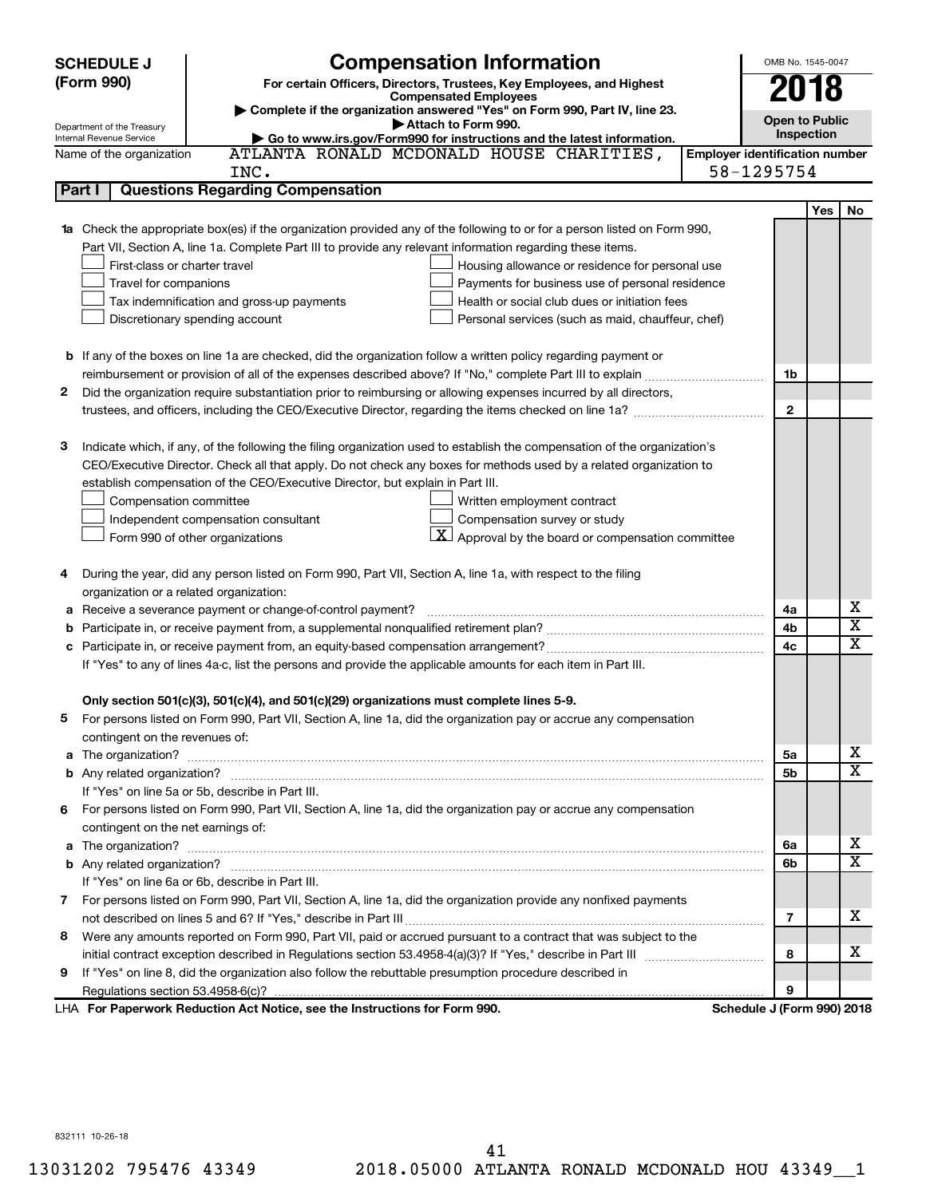**SCHEDULE J (Form 990)**

Department of the Treasury
Internal Revenue Service

# Compensation Information

**For certain Officers, Directors, Trustees, Key Employees, and Highest Compensated Employees**

▶ Complete if the organization answered "Yes" on Form 990, Part IV, line 23.
▶ Attach to Form 990.
▶ Go to www.irs.gov/Form990 for instructions and the latest information.

OMB No. 1545-0047

**2018**

**Open to Public Inspection**

Name of the organization: ATLANTA RONALD MCDONALD HOUSE CHARITIES, INC.

Employer identification number: 58-1295754

## Part I Questions Regarding Compensation

| | | | Yes | No |
|---|---|---|---|---|
| **1a** | Check the appropriate box(es) if the organization provided any of the following to or for a person listed on Form 990, Part VII, Section A, line 1a. Complete Part III to provide any relevant information regarding these items.<br>☐ First-class or charter travel ☐ Housing allowance or residence for personal use<br>☐ Travel for companions ☐ Payments for business use of personal residence<br>☐ Tax indemnification and gross-up payments ☐ Health or social club dues or initiation fees<br>☐ Discretionary spending account ☐ Personal services (such as maid, chauffeur, chef) | | | |
| **b** | If any of the boxes on line 1a are checked, did the organization follow a written policy regarding payment or reimbursement or provision of all of the expenses described above? If "No," complete Part III to explain | 1b | | |
| **2** | Did the organization require substantiation prior to reimbursing or allowing expenses incurred by all directors, trustees, and officers, including the CEO/Executive Director, regarding the items checked on line 1a? | 2 | | |
| **3** | Indicate which, if any, of the following the filing organization used to establish the compensation of the organization's CEO/Executive Director. Check all that apply. Do not check any boxes for methods used by a related organization to establish compensation of the CEO/Executive Director, but explain in Part III.<br>☐ Compensation committee ☐ Written employment contract<br>☐ Independent compensation consultant ☐ Compensation survey or study<br>☐ Form 990 of other organizations ☒ Approval by the board or compensation committee | | | |
| **4** | During the year, did any person listed on Form 990, Part VII, Section A, line 1a, with respect to the filing organization or a related organization: | | | |
| **a** | Receive a severance payment or change-of-control payment? | 4a | | X |
| **b** | Participate in, or receive payment from, a supplemental nonqualified retirement plan? | 4b | | X |
| **c** | Participate in, or receive payment from, an equity-based compensation arrangement? | 4c | | X |
| | If "Yes" to any of lines 4a-c, list the persons and provide the applicable amounts for each item in Part III. | | | |
| | **Only section 501(c)(3), 501(c)(4), and 501(c)(29) organizations must complete lines 5-9.** | | | |
| **5** | For persons listed on Form 990, Part VII, Section A, line 1a, did the organization pay or accrue any compensation contingent on the revenues of: | | | |
| **a** | The organization? | 5a | | X |
| **b** | Any related organization? | 5b | | X |
| | If "Yes" on line 5a or 5b, describe in Part III. | | | |
| **6** | For persons listed on Form 990, Part VII, Section A, line 1a, did the organization pay or accrue any compensation contingent on the net earnings of: | | | |
| **a** | The organization? | 6a | | X |
| **b** | Any related organization? | 6b | | X |
| | If "Yes" on line 6a or 6b, describe in Part III. | | | |
| **7** | For persons listed on Form 990, Part VII, Section A, line 1a, did the organization provide any nonfixed payments not described on lines 5 and 6? If "Yes," describe in Part III | 7 | | X |
| **8** | Were any amounts reported on Form 990, Part VII, paid or accrued pursuant to a contract that was subject to the initial contract exception described in Regulations section 53.4958-4(a)(3)? If "Yes," describe in Part III | 8 | | X |
| **9** | If "Yes" on line 8, did the organization also follow the rebuttable presumption procedure described in Regulations section 53.4958-6(c)? | 9 | | |

LHA **For Paperwork Reduction Act Notice, see the Instructions for Form 990.** **Schedule J (Form 990) 2018**

832111 10-26-18

13031202 795476 43349 2018.05000 ATLANTA RONALD MCDONALD HOU 43349__1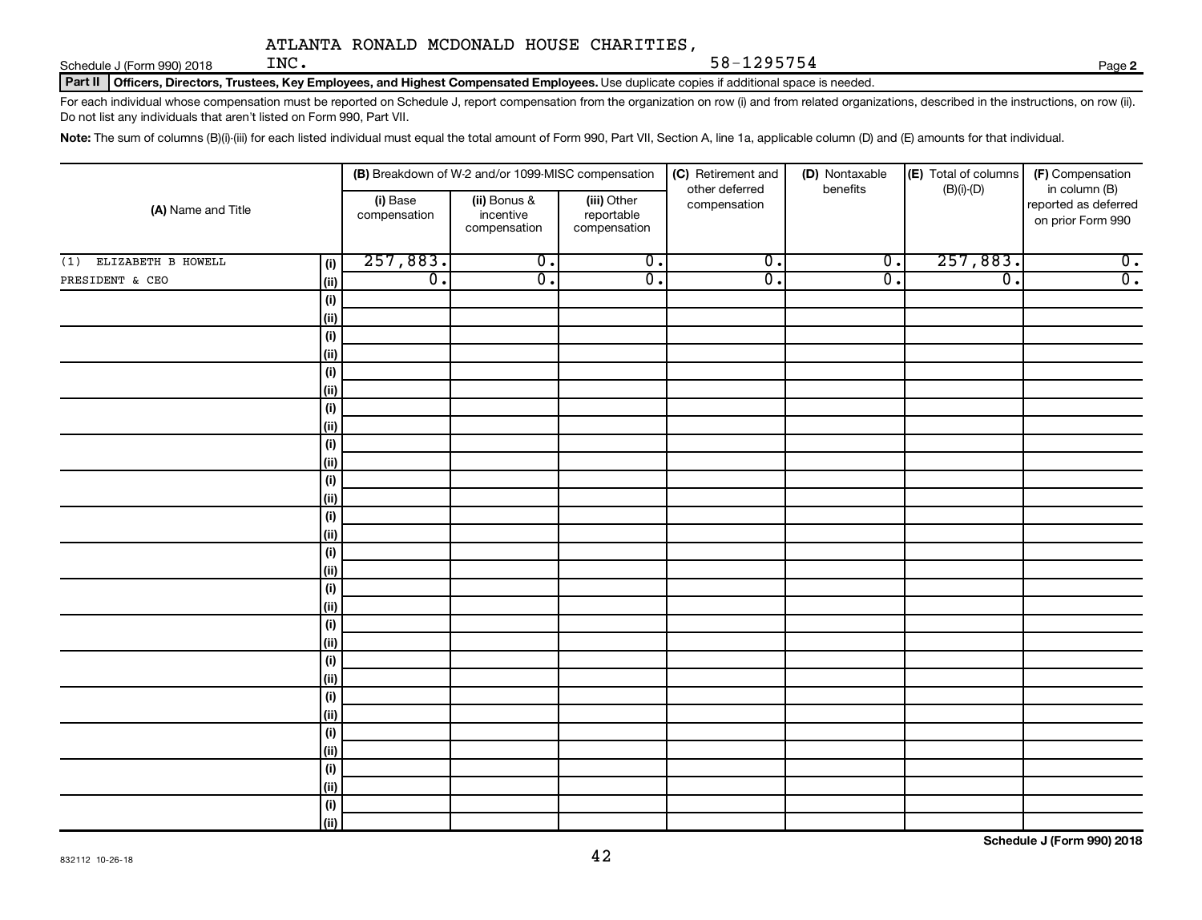ATLANTA RONALD MCDONALD HOUSE CHARITIES, INC. 58-1295754

Schedule J (Form 990) 2018

**Part II Officers, Directors, Trustees, Key Employees, and Highest Compensated Employees.** Use duplicate copies if additional space is needed.

For each individual whose compensation must be reported on Schedule J, report compensation from the organization on row (i) and from related organizations, described in the instructions, on row (ii). Do not list any individuals that aren't listed on Form 990, Part VII.

**Note:** The sum of columns (B)(i)-(iii) for each listed individual must equal the total amount of Form 990, Part VII, Section A, line 1a, applicable column (D) and (E) amounts for that individual.

| (A) Name and Title | | (B) Breakdown of W-2 and/or 1099-MISC compensation | | | (C) Retirement and other deferred compensation | (D) Nontaxable benefits | (E) Total of columns (B)(i)-(D) | (F) Compensation in column (B) reported as deferred on prior Form 990 |
|---|---|---|---|---|---|---|---|---|
| | | (i) Base compensation | (ii) Bonus & incentive compensation | (iii) Other reportable compensation | | | | |
| (1) ELIZABETH B HOWELL | (i) | 257,883. | 0. | 0. | 0. | 0. | 257,883. | 0. |
| PRESIDENT & CEO | (ii) | 0. | 0. | 0. | 0. | 0. | 0. | 0. |
| | (i) | | | | | | | |
| | (ii) | | | | | | | |
| | (i) | | | | | | | |
| | (ii) | | | | | | | |
| | (i) | | | | | | | |
| | (ii) | | | | | | | |
| | (i) | | | | | | | |
| | (ii) | | | | | | | |
| | (i) | | | | | | | |
| | (ii) | | | | | | | |
| | (i) | | | | | | | |
| | (ii) | | | | | | | |
| | (i) | | | | | | | |
| | (ii) | | | | | | | |
| | (i) | | | | | | | |
| | (ii) | | | | | | | |
| | (i) | | | | | | | |
| | (ii) | | | | | | | |
| | (i) | | | | | | | |
| | (ii) | | | | | | | |
| | (i) | | | | | | | |
| | (ii) | | | | | | | |
| | (i) | | | | | | | |
| | (ii) | | | | | | | |
| | (i) | | | | | | | |
| | (ii) | | | | | | | |
| | (i) | | | | | | | |
| | (ii) | | | | | | | |
| | (i) | | | | | | | |
| | (ii) | | | | | | | |

Schedule J (Form 990) 2018

832112 10-26-18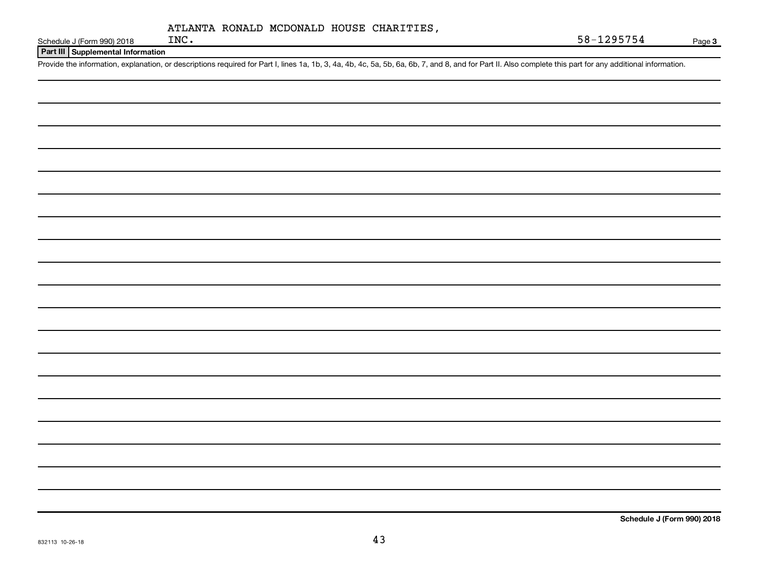ATLANTA RONALD MCDONALD HOUSE CHARITIES, INC. 58-1295754

## Part III Supplemental Information

Provide the information, explanation, or descriptions required for Part I, lines 1a, 1b, 3, 4a, 4b, 4c, 5a, 5b, 6a, 6b, 7, and 8, and for Part II. Also complete this part for any additional information.

**Schedule J (Form 990) 2018**

832113 10-26-18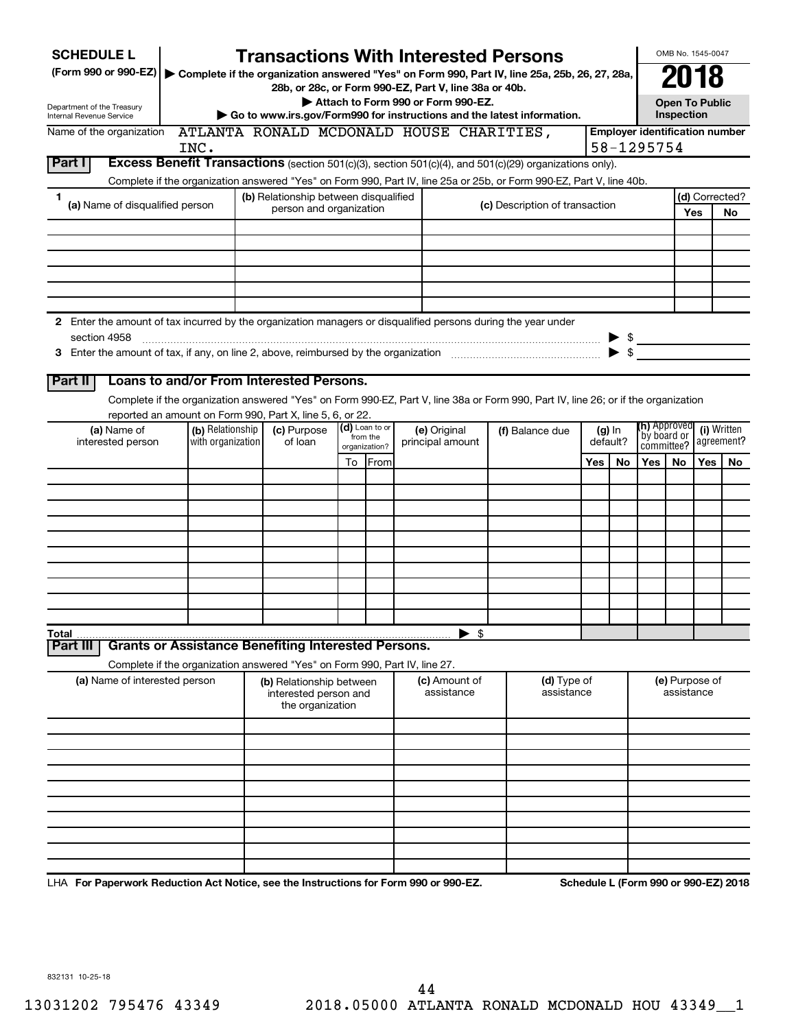**SCHEDULE L** (Form 990 or 990-EZ)

Department of the Treasury
Internal Revenue Service

# Transactions With Interested Persons

▶ Complete if the organization answered "Yes" on Form 990, Part IV, line 25a, 25b, 26, 27, 28a, 28b, or 28c, or Form 990-EZ, Part V, line 38a or 40b.
▶ Attach to Form 990 or Form 990-EZ.
▶ Go to www.irs.gov/Form990 for instructions and the latest information.

OMB No. 1545-0047

**2018**

**Open To Public Inspection**

Name of the organization: ATLANTA RONALD MCDONALD HOUSE CHARITIES, INC.

Employer identification number: 58-1295754

## Part I Excess Benefit Transactions (section 501(c)(3), section 501(c)(4), and 501(c)(29) organizations only).

Complete if the organization answered "Yes" on Form 990, Part IV, line 25a or 25b, or Form 990-EZ, Part V, line 40b.

| 1 (a) Name of disqualified person | (b) Relationship between disqualified person and organization | (c) Description of transaction | (d) Corrected? Yes | No |
|---|---|---|---|---|
| | | | | |
| | | | | |
| | | | | |
| | | | | |
| | | | | |
| | | | | |

2 Enter the amount of tax incurred by the organization managers or disqualified persons during the year under section 4958 ▶ $

3 Enter the amount of tax, if any, on line 2, above, reimbursed by the organization ▶ $

## Part II Loans to and/or From Interested Persons.

Complete if the organization answered "Yes" on Form 990-EZ, Part V, line 38a or Form 990, Part IV, line 26; or if the organization reported an amount on Form 990, Part X, line 5, 6, or 22.

| (a) Name of interested person | (b) Relationship with organization | (c) Purpose of loan | (d) Loan to or from the organization? To | From | (e) Original principal amount | (f) Balance due | (g) In default? Yes | No | (h) Approved by board or committee? Yes | No | (i) Written agreement? Yes | No |
|---|---|---|---|---|---|---|---|---|---|---|---|---|
| | | | | | | | | | | | | |
| | | | | | | | | | | | | |
| | | | | | | | | | | | | |
| | | | | | | | | | | | | |
| | | | | | | | | | | | | |
| | | | | | | | | | | | | |
| | | | | | | | | | | | | |
| | | | | | | | | | | | | |
| | | | | | | | | | | | | |
| | | | | | | | | | | | | |
| Total | | | | | | ▶ $ | | | | | | |

## Part III Grants or Assistance Benefiting Interested Persons.

Complete if the organization answered "Yes" on Form 990, Part IV, line 27.

| (a) Name of interested person | (b) Relationship between interested person and the organization | (c) Amount of assistance | (d) Type of assistance | (e) Purpose of assistance |
|---|---|---|---|---|
| | | | | |
| | | | | |
| | | | | |
| | | | | |
| | | | | |
| | | | | |
| | | | | |
| | | | | |
| | | | | |
| | | | | |

LHA For Paperwork Reduction Act Notice, see the Instructions for Form 990 or 990-EZ.

Schedule L (Form 990 or 990-EZ) 2018

832131 10-25-18

13031202 795476 43349 2018.05000 ATLANTA RONALD MCDONALD HOU 43349__1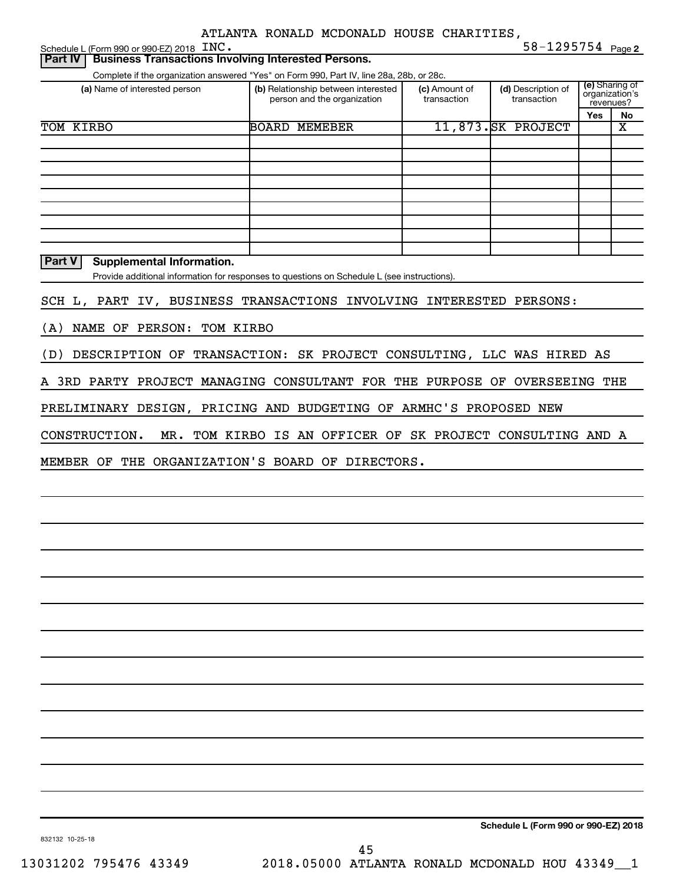ATLANTA RONALD MCDONALD HOUSE CHARITIES,

Schedule L (Form 990 or 990-EZ) 2018 INC. 58-1295754 Page 2

**Part IV Business Transactions Involving Interested Persons.**

Complete if the organization answered "Yes" on Form 990, Part IV, line 28a, 28b, or 28c.

| (a) Name of interested person | (b) Relationship between interested person and the organization | (c) Amount of transaction | (d) Description of transaction | (e) Sharing of organization's revenues? | |
|---|---|---|---|---|---|
| | | | | Yes | No |
| TOM KIRBO | BOARD MEMEBER | 11,873. | SK PROJECT | | X |
| | | | | | |
| | | | | | |
| | | | | | |
| | | | | | |
| | | | | | |
| | | | | | |
| | | | | | |
| | | | | | |

**Part V Supplemental Information.**

Provide additional information for responses to questions on Schedule L (see instructions).

SCH L, PART IV, BUSINESS TRANSACTIONS INVOLVING INTERESTED PERSONS:

(A) NAME OF PERSON: TOM KIRBO

(D) DESCRIPTION OF TRANSACTION: SK PROJECT CONSULTING, LLC WAS HIRED AS A 3RD PARTY PROJECT MANAGING CONSULTANT FOR THE PURPOSE OF OVERSEEING THE PRELIMINARY DESIGN, PRICING AND BUDGETING OF ARMHC'S PROPOSED NEW CONSTRUCTION. MR. TOM KIRBO IS AN OFFICER OF SK PROJECT CONSULTING AND A MEMBER OF THE ORGANIZATION'S BOARD OF DIRECTORS.

832132 10-25-18

**Schedule L (Form 990 or 990-EZ) 2018**

13031202 795476 43349 2018.05000 ATLANTA RONALD MCDONALD HOU 43349__1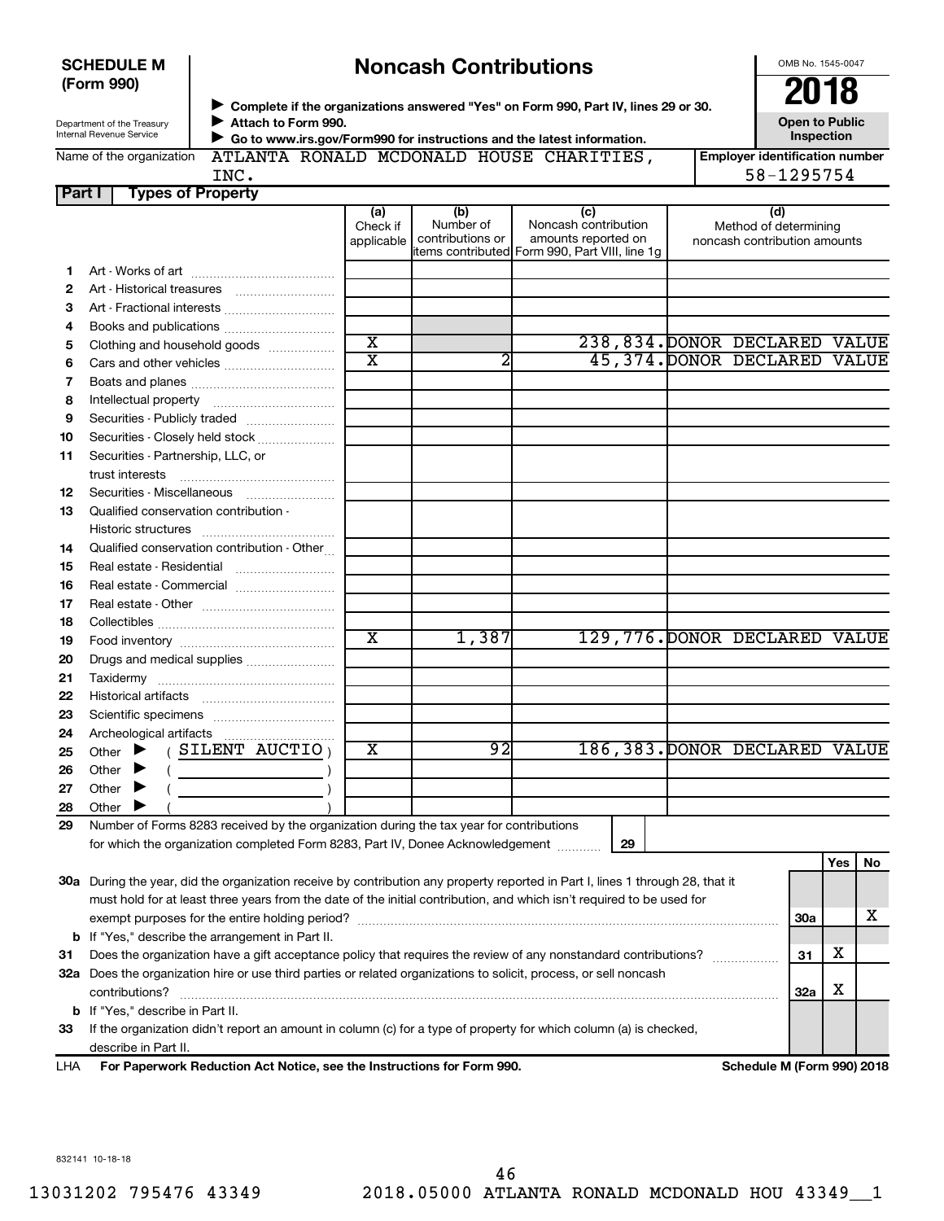**SCHEDULE M (Form 990)**

Department of the Treasury
Internal Revenue Service

# Noncash Contributions

▶ Complete if the organizations answered "Yes" on Form 990, Part IV, lines 29 or 30.
▶ Attach to Form 990.
▶ Go to www.irs.gov/Form990 for instructions and the latest information.

OMB No. 1545-0047

**2018**

**Open to Public Inspection**

Name of the organization: ATLANTA RONALD MCDONALD HOUSE CHARITIES, INC.

Employer identification number: 58-1295754

**Part I Types of Property**

| | | (a) Check if applicable | (b) Number of contributions or items contributed | (c) Noncash contribution amounts reported on Form 990, Part VIII, line 1g | (d) Method of determining noncash contribution amounts |
|---|---|---|---|---|---|
| 1 | Art - Works of art | | | | |
| 2 | Art - Historical treasures | | | | |
| 3 | Art - Fractional interests | | | | |
| 4 | Books and publications | | | | |
| 5 | Clothing and household goods | X | | 238,834. | DONOR DECLARED VALUE |
| 6 | Cars and other vehicles | X | 2 | 45,374. | DONOR DECLARED VALUE |
| 7 | Boats and planes | | | | |
| 8 | Intellectual property | | | | |
| 9 | Securities - Publicly traded | | | | |
| 10 | Securities - Closely held stock | | | | |
| 11 | Securities - Partnership, LLC, or trust interests | | | | |
| 12 | Securities - Miscellaneous | | | | |
| 13 | Qualified conservation contribution - Historic structures | | | | |
| 14 | Qualified conservation contribution - Other | | | | |
| 15 | Real estate - Residential | | | | |
| 16 | Real estate - Commercial | | | | |
| 17 | Real estate - Other | | | | |
| 18 | Collectibles | | | | |
| 19 | Food inventory | X | 1,387 | 129,776. | DONOR DECLARED VALUE |
| 20 | Drugs and medical supplies | | | | |
| 21 | Taxidermy | | | | |
| 22 | Historical artifacts | | | | |
| 23 | Scientific specimens | | | | |
| 24 | Archeological artifacts | | | | |
| 25 | Other ▶ ( SILENT AUCTIO ) | X | 92 | 186,383. | DONOR DECLARED VALUE |
| 26 | Other ▶ ( ) | | | | |
| 27 | Other ▶ ( ) | | | | |
| 28 | Other ▶ ( ) | | | | |

29 Number of Forms 8283 received by the organization during the tax year for contributions for which the organization completed Form 8283, Part IV, Donee Acknowledgement ..... 29

| | | | Yes | No |
|---|---|---|---|---|
| 30a | During the year, did the organization receive by contribution any property reported in Part I, lines 1 through 28, that it must hold for at least three years from the date of the initial contribution, and which isn't required to be used for exempt purposes for the entire holding period? | 30a | | X |
| b | If "Yes," describe the arrangement in Part II. | | | |
| 31 | Does the organization have a gift acceptance policy that requires the review of any nonstandard contributions? | 31 | X | |
| 32a | Does the organization hire or use third parties or related organizations to solicit, process, or sell noncash contributions? | 32a | X | |
| b | If "Yes," describe in Part II. | | | |
| 33 | If the organization didn't report an amount in column (c) for a type of property for which column (a) is checked, describe in Part II. | | | |

LHA **For Paperwork Reduction Act Notice, see the Instructions for Form 990.** **Schedule M (Form 990) 2018**

832141 10-18-18

13031202 795476 43349 2018.05000 ATLANTA RONALD MCDONALD HOU 43349__1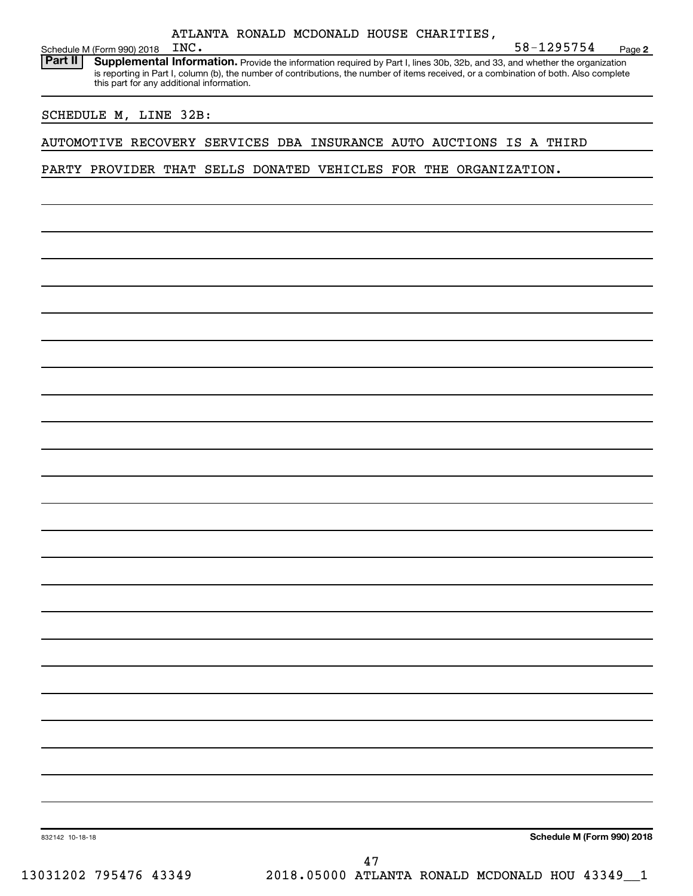ATLANTA RONALD MCDONALD HOUSE CHARITIES, INC. 58-1295754

Schedule M (Form 990) 2018 Page 2

**Part II** **Supplemental Information.** Provide the information required by Part I, lines 30b, 32b, and 33, and whether the organization is reporting in Part I, column (b), the number of contributions, the number of items received, or a combination of both. Also complete this part for any additional information.

SCHEDULE M, LINE 32B:

AUTOMOTIVE RECOVERY SERVICES DBA INSURANCE AUTO AUCTIONS IS A THIRD PARTY PROVIDER THAT SELLS DONATED VEHICLES FOR THE ORGANIZATION.

832142 10-18-18

**Schedule M (Form 990) 2018**

13031202 795476 43349 2018.05000 ATLANTA RONALD MCDONALD HOU 43349__1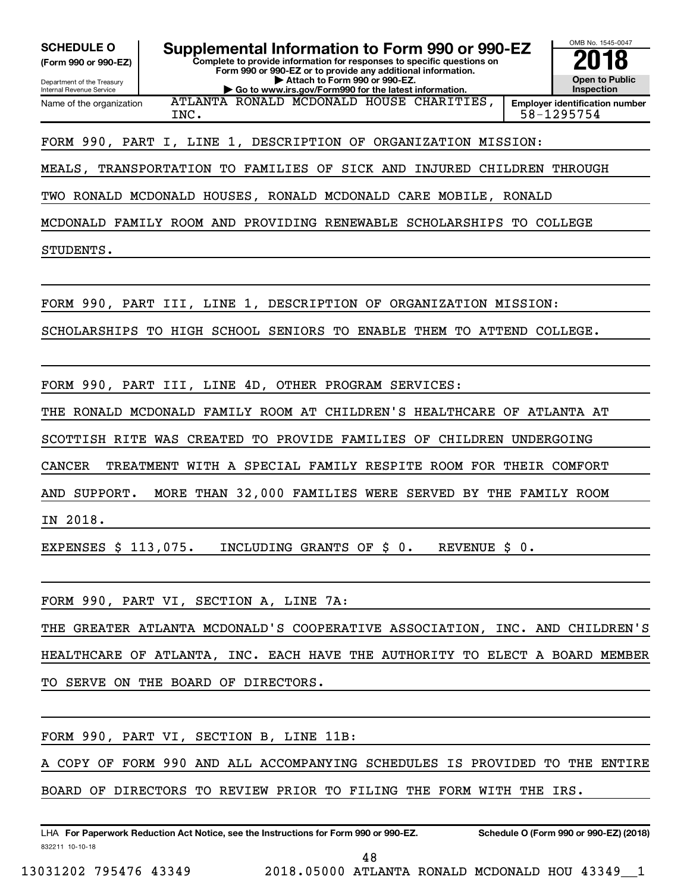**SCHEDULE O**
**(Form 990 or 990-EZ)**

Department of the Treasury
Internal Revenue Service

# Supplemental Information to Form 990 or 990-EZ

**Complete to provide information for responses to specific questions on Form 990 or 990-EZ or to provide any additional information.**
**▶ Attach to Form 990 or 990-EZ.**
**▶ Go to www.irs.gov/Form990 for the latest information.**

OMB No. 1545-0047
**2018**
**Open to Public Inspection**

| Name of the organization | Employer identification number |
|---|---|
| ATLANTA RONALD MCDONALD HOUSE CHARITIES, INC. | 58-1295754 |

FORM 990, PART I, LINE 1, DESCRIPTION OF ORGANIZATION MISSION:

MEALS, TRANSPORTATION TO FAMILIES OF SICK AND INJURED CHILDREN THROUGH TWO RONALD MCDONALD HOUSES, RONALD MCDONALD CARE MOBILE, RONALD MCDONALD FAMILY ROOM AND PROVIDING RENEWABLE SCHOLARSHIPS TO COLLEGE STUDENTS.

FORM 990, PART III, LINE 1, DESCRIPTION OF ORGANIZATION MISSION:

SCHOLARSHIPS TO HIGH SCHOOL SENIORS TO ENABLE THEM TO ATTEND COLLEGE.

FORM 990, PART III, LINE 4D, OTHER PROGRAM SERVICES:

THE RONALD MCDONALD FAMILY ROOM AT CHILDREN'S HEALTHCARE OF ATLANTA AT SCOTTISH RITE WAS CREATED TO PROVIDE FAMILIES OF CHILDREN UNDERGOING CANCER TREATMENT WITH A SPECIAL FAMILY RESPITE ROOM FOR THEIR COMFORT AND SUPPORT. MORE THAN 32,000 FAMILIES WERE SERVED BY THE FAMILY ROOM IN 2018.

EXPENSES $ 113,075. INCLUDING GRANTS OF $ 0. REVENUE $ 0.

FORM 990, PART VI, SECTION A, LINE 7A:

THE GREATER ATLANTA MCDONALD'S COOPERATIVE ASSOCIATION, INC. AND CHILDREN'S HEALTHCARE OF ATLANTA, INC. EACH HAVE THE AUTHORITY TO ELECT A BOARD MEMBER TO SERVE ON THE BOARD OF DIRECTORS.

FORM 990, PART VI, SECTION B, LINE 11B:

A COPY OF FORM 990 AND ALL ACCOMPANYING SCHEDULES IS PROVIDED TO THE ENTIRE BOARD OF DIRECTORS TO REVIEW PRIOR TO FILING THE FORM WITH THE IRS.

LHA **For Paperwork Reduction Act Notice, see the Instructions for Form 990 or 990-EZ.** **Schedule O (Form 990 or 990-EZ) (2018)**
832211 10-10-18

13031202 795476 43349 2018.05000 ATLANTA RONALD MCDONALD HOU 43349__1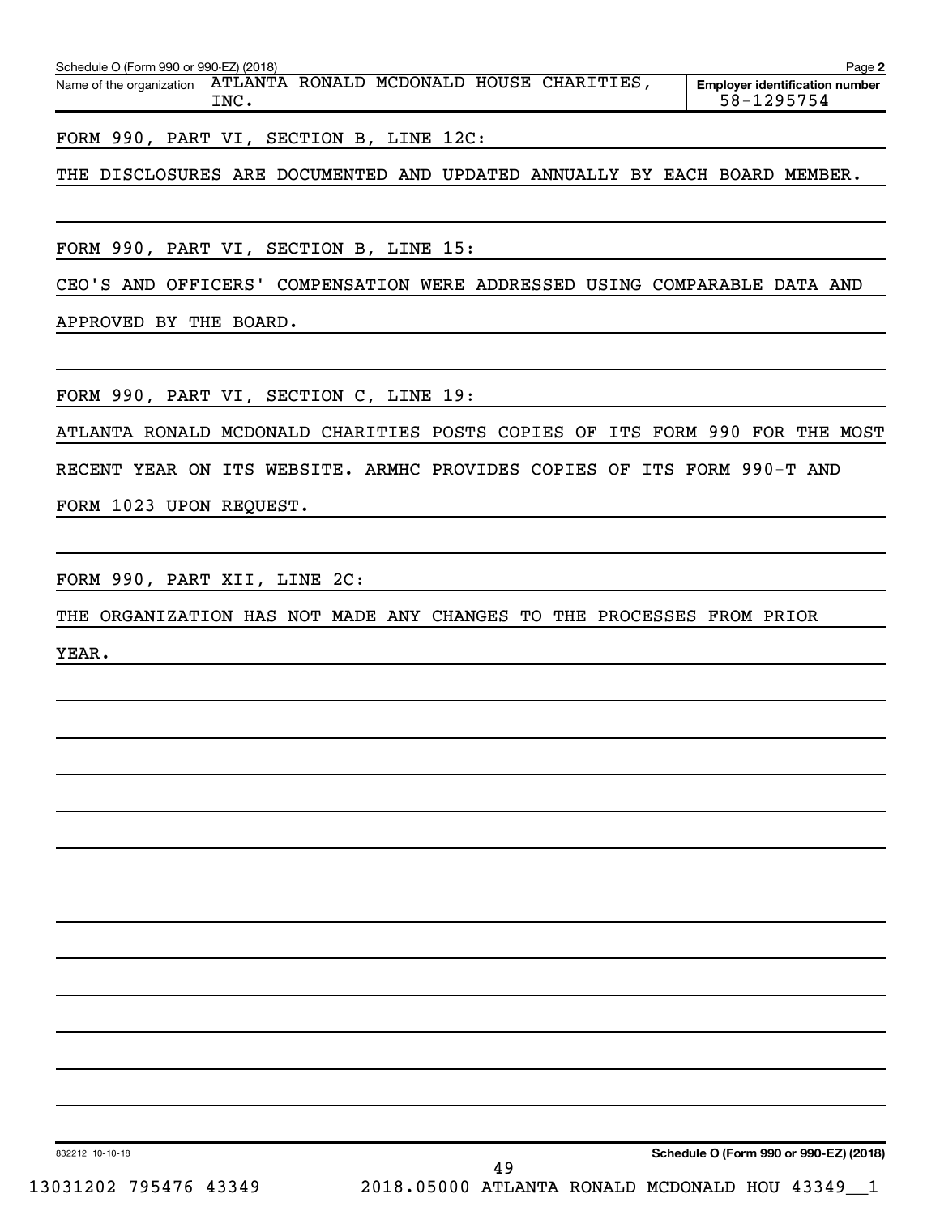Schedule O (Form 990 or 990-EZ) (2018) Page **2**

Name of the organization ATLANTA RONALD MCDONALD HOUSE CHARITIES, INC.

**Employer identification number** 58-1295754

FORM 990, PART VI, SECTION B, LINE 12C:

THE DISCLOSURES ARE DOCUMENTED AND UPDATED ANNUALLY BY EACH BOARD MEMBER.

FORM 990, PART VI, SECTION B, LINE 15:

CEO'S AND OFFICERS' COMPENSATION WERE ADDRESSED USING COMPARABLE DATA AND APPROVED BY THE BOARD.

FORM 990, PART VI, SECTION C, LINE 19:

ATLANTA RONALD MCDONALD CHARITIES POSTS COPIES OF ITS FORM 990 FOR THE MOST RECENT YEAR ON ITS WEBSITE. ARMHC PROVIDES COPIES OF ITS FORM 990-T AND FORM 1023 UPON REQUEST.

FORM 990, PART XII, LINE 2C:

THE ORGANIZATION HAS NOT MADE ANY CHANGES TO THE PROCESSES FROM PRIOR YEAR.

832212 10-10-18

**Schedule O (Form 990 or 990-EZ) (2018)**

13031202 795476 43349 2018.05000 ATLANTA RONALD MCDONALD HOU 43349__1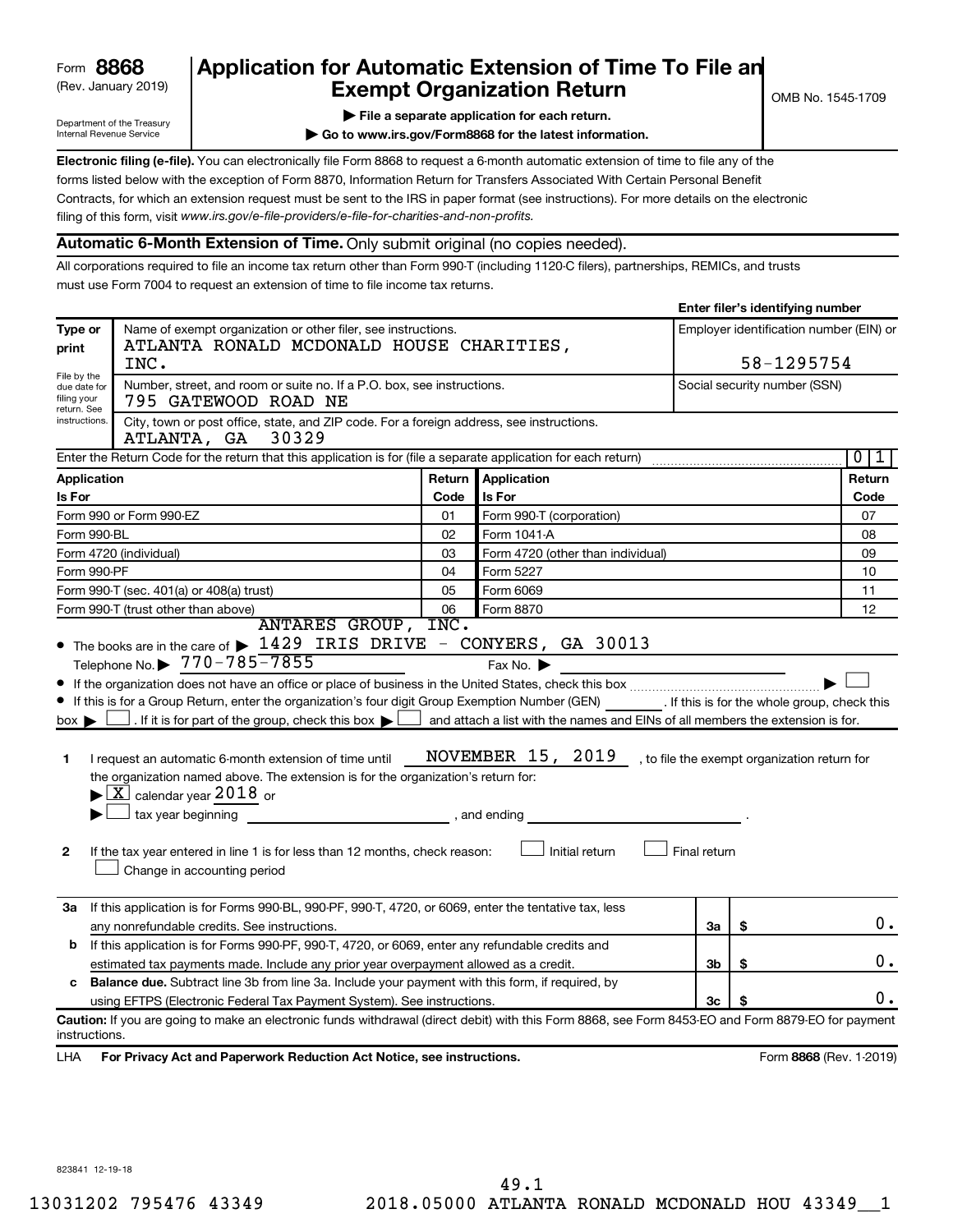Form **8868** (Rev. January 2019)

Department of the Treasury
Internal Revenue Service

# Application for Automatic Extension of Time To File an Exempt Organization Return

OMB No. 1545-1709

▶ **File a separate application for each return.**

▶ **Go to www.irs.gov/Form8868 for the latest information.**

**Electronic filing (e-file).** You can electronically file Form 8868 to request a 6-month automatic extension of time to file any of the forms listed below with the exception of Form 8870, Information Return for Transfers Associated With Certain Personal Benefit Contracts, for which an extension request must be sent to the IRS in paper format (see instructions). For more details on the electronic filing of this form, visit *www.irs.gov/e-file-providers/e-file-for-charities-and-non-profits.*

**Automatic 6-Month Extension of Time.** Only submit original (no copies needed).

All corporations required to file an income tax return other than Form 990-T (including 1120-C filers), partnerships, REMICs, and trusts must use Form 7004 to request an extension of time to file income tax returns.

**Enter filer's identifying number**

| | | |
|---|---|---|
| **Type or print** | Name of exempt organization or other filer, see instructions. ATLANTA RONALD MCDONALD HOUSE CHARITIES, INC. | Employer identification number (EIN) or 58-1295754 |
| File by the due date for filing your return. See instructions. | Number, street, and room or suite no. If a P.O. box, see instructions. 795 GATEWOOD ROAD NE | Social security number (SSN) |
| | City, town or post office, state, and ZIP code. For a foreign address, see instructions. ATLANTA, GA 30329 | |

Enter the Return Code for the return that this application is for (file a separate application for each return) ..... 0 1

| **Application Is For** | **Return Code** | **Application Is For** | **Return Code** |
|---|---|---|---|
| Form 990 or Form 990-EZ | 01 | Form 990-T (corporation) | 07 |
| Form 990-BL | 02 | Form 1041-A | 08 |
| Form 4720 (individual) | 03 | Form 4720 (other than individual) | 09 |
| Form 990-PF | 04 | Form 5227 | 10 |
| Form 990-T (sec. 401(a) or 408(a) trust) | 05 | Form 6069 | 11 |
| Form 990-T (trust other than above) | 06 | Form 8870 | 12 |

- The books are in the care of ▶ ANTARES GROUP, INC. 1429 IRIS DRIVE - CONYERS, GA 30013
  Telephone No. ▶ 770-785-7855  Fax No. ▶
- If the organization does not have an office or place of business in the United States, check this box ..... ▶ ☐
- If this is for a Group Return, enter the organization's four digit Group Exemption Number (GEN) ______. If this is for the whole group, check this box ▶ ☐. If it is for part of the group, check this box ▶ ☐ and attach a list with the names and EINs of all members the extension is for.

**1** I request an automatic 6-month extension of time until NOVEMBER 15, 2019, to file the exempt organization return for the organization named above. The extension is for the organization's return for:
▶ ☒ calendar year 2018 or
▶ ☐ tax year beginning ______, and ending ______.

**2** If the tax year entered in line 1 is for less than 12 months, check reason: ☐ Initial return ☐ Final return
☐ Change in accounting period

| | | | |
|---|---|---|---|
| **3a** | If this application is for Forms 990-BL, 990-PF, 990-T, 4720, or 6069, enter the tentative tax, less any nonrefundable credits. See instructions. | **3a** | $ 0. |
| **b** | If this application is for Forms 990-PF, 990-T, 4720, or 6069, enter any refundable credits and estimated tax payments made. Include any prior year overpayment allowed as a credit. | **3b** | $ 0. |
| **c** | **Balance due.** Subtract line 3b from line 3a. Include your payment with this form, if required, by using EFTPS (Electronic Federal Tax Payment System). See instructions. | **3c** | $ 0. |

**Caution:** If you are going to make an electronic funds withdrawal (direct debit) with this Form 8868, see Form 8453-EO and Form 8879-EO for payment instructions.

LHA **For Privacy Act and Paperwork Reduction Act Notice, see instructions.** Form **8868** (Rev. 1-2019)

823841 12-19-18

49.1

13031202 795476 43349 2018.05000 ATLANTA RONALD MCDONALD HOU 43349__1